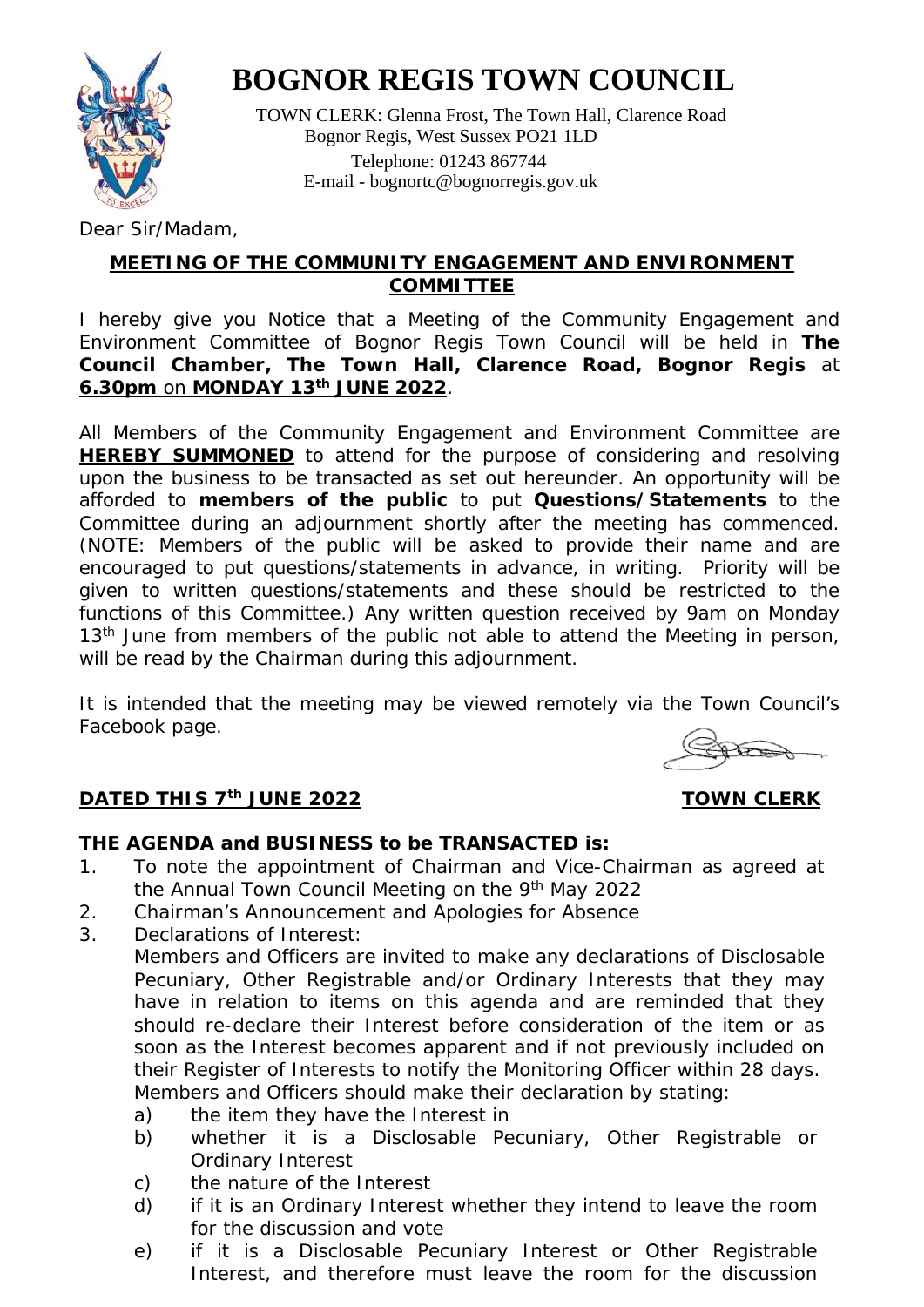# BOGNOR REGIS TOWN COUNCIL

TOWN CLERK: Glenna Frost, The Town Hall, Clarence Road
Bognor Regis, West Sussex PO21 1LD
Telephone: 01243 867744
E-mail - bognortc@bognorregis.gov.uk

Dear Sir/Madam,

## MEETING OF THE COMMUNITY ENGAGEMENT AND ENVIRONMENT COMMITTEE

I hereby give you Notice that a Meeting of the Community Engagement and Environment Committee of Bognor Regis Town Council will be held in **The Council Chamber, The Town Hall, Clarence Road, Bognor Regis** at **6.30pm** on **MONDAY 13th JUNE 2022**.

All Members of the Community Engagement and Environment Committee are **HEREBY SUMMONED** to attend for the purpose of considering and resolving upon the business to be transacted as set out hereunder. An opportunity will be afforded to **members of the public** to put **Questions/Statements** to the Committee during an adjournment shortly after the meeting has commenced. (NOTE: Members of the public will be asked to provide their name and are encouraged to put questions/statements in advance, in writing. Priority will be given to written questions/statements and these should be restricted to the functions of this Committee.) Any written question received by 9am on Monday 13th June from members of the public not able to attend the Meeting in person, will be read by the Chairman during this adjournment.

It is intended that the meeting may be viewed remotely via the Town Council's Facebook page.

**DATED THIS 7th JUNE 2022** **TOWN CLERK**

**THE AGENDA and BUSINESS to be TRANSACTED is:**

1. To note the appointment of Chairman and Vice-Chairman as agreed at the Annual Town Council Meeting on the 9th May 2022
2. Chairman's Announcement and Apologies for Absence
3. Declarations of Interest:
   Members and Officers are invited to make any declarations of Disclosable Pecuniary, Other Registrable and/or Ordinary Interests that they may have in relation to items on this agenda and are reminded that they should re-declare their Interest before consideration of the item or as soon as the Interest becomes apparent and if not previously included on their Register of Interests to notify the Monitoring Officer within 28 days. Members and Officers should make their declaration by stating:
   a) the item they have the Interest in
   b) whether it is a Disclosable Pecuniary, Other Registrable or Ordinary Interest
   c) the nature of the Interest
   d) if it is an Ordinary Interest whether they intend to leave the room for the discussion and vote
   e) if it is a Disclosable Pecuniary Interest or Other Registrable Interest, and therefore must leave the room for the discussion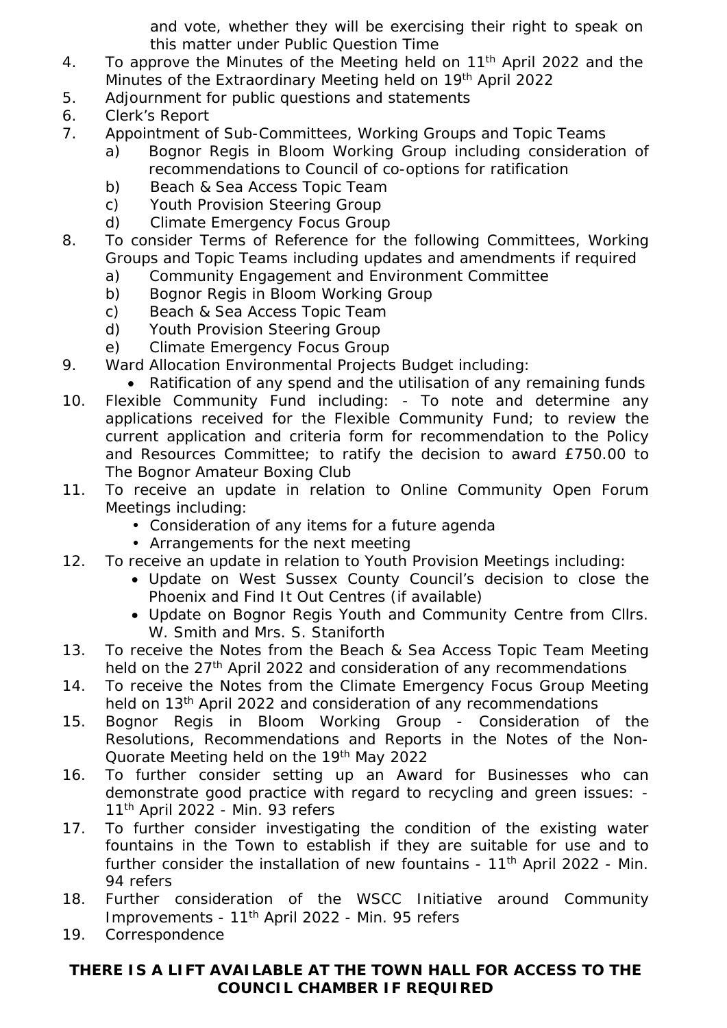and vote, whether they will be exercising their right to speak on this matter under Public Question Time

4. To approve the Minutes of the Meeting held on 11th April 2022 and the Minutes of the Extraordinary Meeting held on 19th April 2022
5. Adjournment for public questions and statements
6. Clerk's Report
7. Appointment of Sub-Committees, Working Groups and Topic Teams
   a) Bognor Regis in Bloom Working Group including consideration of recommendations to Council of co-options for ratification
   b) Beach & Sea Access Topic Team
   c) Youth Provision Steering Group
   d) Climate Emergency Focus Group
8. To consider Terms of Reference for the following Committees, Working Groups and Topic Teams including updates and amendments if required
   a) Community Engagement and Environment Committee
   b) Bognor Regis in Bloom Working Group
   c) Beach & Sea Access Topic Team
   d) Youth Provision Steering Group
   e) Climate Emergency Focus Group
9. Ward Allocation Environmental Projects Budget including:
   - Ratification of any spend and the utilisation of any remaining funds
10. Flexible Community Fund including: - To note and determine any applications received for the Flexible Community Fund; to review the current application and criteria form for recommendation to the Policy and Resources Committee; to ratify the decision to award £750.00 to The Bognor Amateur Boxing Club
11. To receive an update in relation to Online Community Open Forum Meetings including:
    - Consideration of any items for a future agenda
    - Arrangements for the next meeting
12. To receive an update in relation to Youth Provision Meetings including:
    - Update on West Sussex County Council's decision to close the Phoenix and Find It Out Centres (if available)
    - Update on Bognor Regis Youth and Community Centre from Cllrs. W. Smith and Mrs. S. Staniforth
13. To receive the Notes from the Beach & Sea Access Topic Team Meeting held on the 27th April 2022 and consideration of any recommendations
14. To receive the Notes from the Climate Emergency Focus Group Meeting held on 13th April 2022 and consideration of any recommendations
15. Bognor Regis in Bloom Working Group - Consideration of the Resolutions, Recommendations and Reports in the Notes of the Non-Quorate Meeting held on the 19th May 2022
16. To further consider setting up an Award for Businesses who can demonstrate good practice with regard to recycling and green issues: - 11th April 2022 - Min. 93 refers
17. To further consider investigating the condition of the existing water fountains in the Town to establish if they are suitable for use and to further consider the installation of new fountains - 11th April 2022 - Min. 94 refers
18. Further consideration of the WSCC Initiative around Community Improvements - 11th April 2022 - Min. 95 refers
19. Correspondence

**THERE IS A LIFT AVAILABLE AT THE TOWN HALL FOR ACCESS TO THE COUNCIL CHAMBER IF REQUIRED**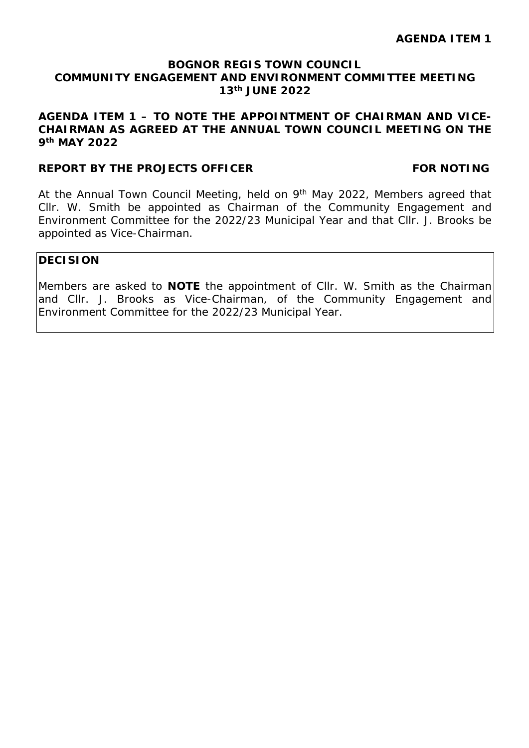**AGENDA ITEM 1**

# BOGNOR REGIS TOWN COUNCIL
## COMMUNITY ENGAGEMENT AND ENVIRONMENT COMMITTEE MEETING
## 13th JUNE 2022

### AGENDA ITEM 1 – TO NOTE THE APPOINTMENT OF CHAIRMAN AND VICE-CHAIRMAN AS AGREED AT THE ANNUAL TOWN COUNCIL MEETING ON THE 9th MAY 2022

**REPORT BY THE PROJECTS OFFICER** **FOR NOTING**

At the Annual Town Council Meeting, held on 9th May 2022, Members agreed that Cllr. W. Smith be appointed as Chairman of the Community Engagement and Environment Committee for the 2022/23 Municipal Year and that Cllr. J. Brooks be appointed as Vice-Chairman.

| **DECISION** |
| --- |
| Members are asked to **NOTE** the appointment of Cllr. W. Smith as the Chairman and Cllr. J. Brooks as Vice-Chairman, of the Community Engagement and Environment Committee for the 2022/23 Municipal Year. |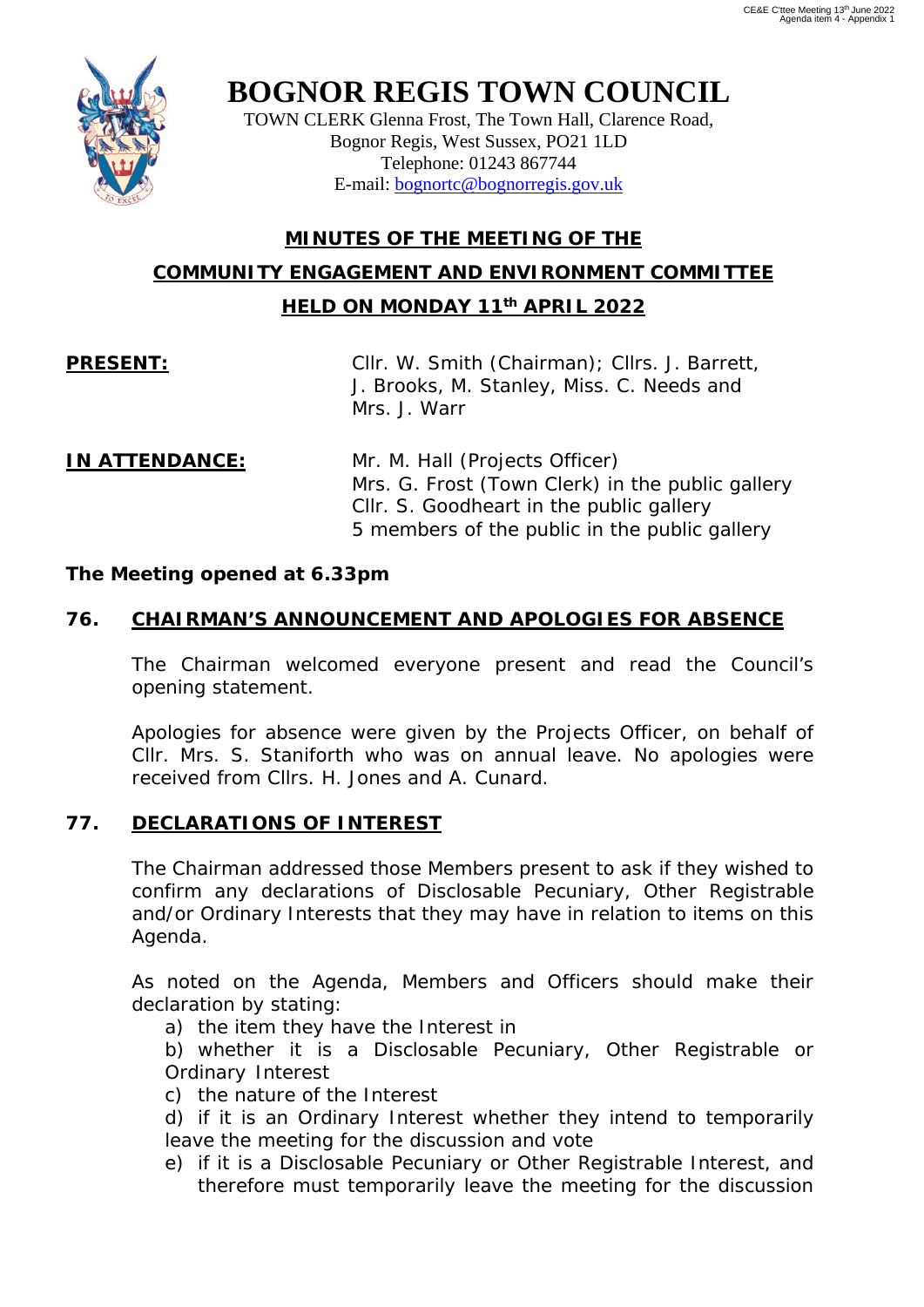# BOGNOR REGIS TOWN COUNCIL

TOWN CLERK Glenna Frost, The Town Hall, Clarence Road,
Bognor Regis, West Sussex, PO21 1LD
Telephone: 01243 867744
E-mail: bognortc@bognorregis.gov.uk

## MINUTES OF THE MEETING OF THE COMMUNITY ENGAGEMENT AND ENVIRONMENT COMMITTEE HELD ON MONDAY 11th APRIL 2022

**PRESENT:** Cllr. W. Smith (Chairman); Cllrs. J. Barrett, J. Brooks, M. Stanley, Miss. C. Needs and Mrs. J. Warr

**IN ATTENDANCE:** Mr. M. Hall (Projects Officer)
Mrs. G. Frost (Town Clerk) in the public gallery
Cllr. S. Goodheart in the public gallery
5 members of the public in the public gallery

**The Meeting opened at 6.33pm**

### 76. CHAIRMAN'S ANNOUNCEMENT AND APOLOGIES FOR ABSENCE

The Chairman welcomed everyone present and read the Council's opening statement.

Apologies for absence were given by the Projects Officer, on behalf of Cllr. Mrs. S. Staniforth who was on annual leave. No apologies were received from Cllrs. H. Jones and A. Cunard.

### 77. DECLARATIONS OF INTEREST

The Chairman addressed those Members present to ask if they wished to confirm any declarations of Disclosable Pecuniary, Other Registrable and/or Ordinary Interests that they may have in relation to items on this Agenda.

As noted on the Agenda, Members and Officers should make their declaration by stating:

a) the item they have the Interest in
b) whether it is a Disclosable Pecuniary, Other Registrable or Ordinary Interest
c) the nature of the Interest
d) if it is an Ordinary Interest whether they intend to temporarily leave the meeting for the discussion and vote
e) if it is a Disclosable Pecuniary or Other Registrable Interest, and therefore must temporarily leave the meeting for the discussion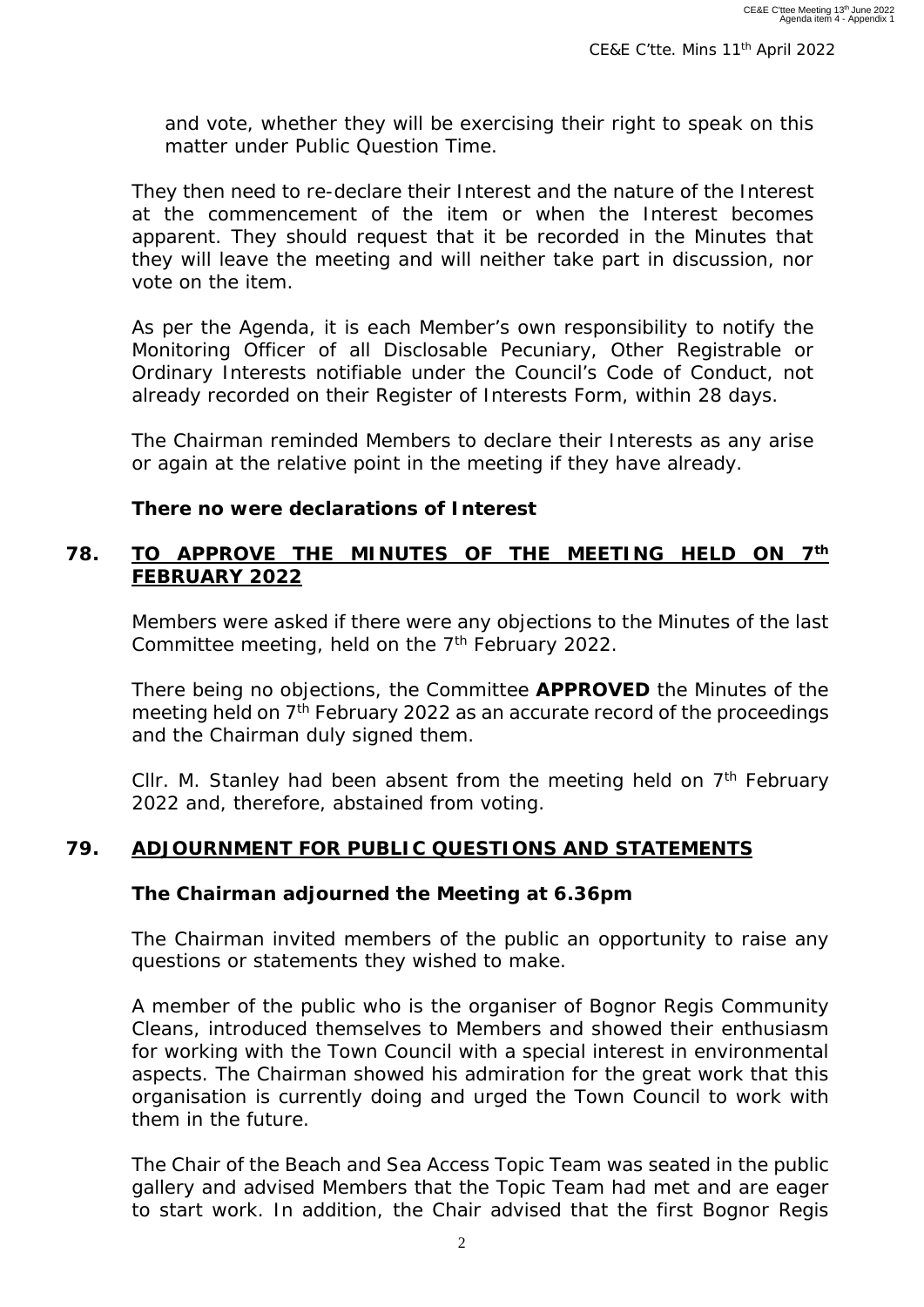and vote, whether they will be exercising their right to speak on this matter under Public Question Time.

They then need to re-declare their Interest and the nature of the Interest at the commencement of the item or when the Interest becomes apparent. They should request that it be recorded in the Minutes that they will leave the meeting and will neither take part in discussion, nor vote on the item.

As per the Agenda, it is each Member's own responsibility to notify the Monitoring Officer of all Disclosable Pecuniary, Other Registrable or Ordinary Interests notifiable under the Council's Code of Conduct, not already recorded on their Register of Interests Form, within 28 days.

The Chairman reminded Members to declare their Interests as any arise or again at the relative point in the meeting if they have already.

**There no were declarations of Interest**

## 78. TO APPROVE THE MINUTES OF THE MEETING HELD ON 7th FEBRUARY 2022

Members were asked if there were any objections to the Minutes of the last Committee meeting, held on the 7th February 2022.

There being no objections, the Committee **APPROVED** the Minutes of the meeting held on 7th February 2022 as an accurate record of the proceedings and the Chairman duly signed them.

Cllr. M. Stanley had been absent from the meeting held on 7th February 2022 and, therefore, abstained from voting.

## 79. ADJOURNMENT FOR PUBLIC QUESTIONS AND STATEMENTS

**The Chairman adjourned the Meeting at 6.36pm**

The Chairman invited members of the public an opportunity to raise any questions or statements they wished to make.

A member of the public who is the organiser of Bognor Regis Community Cleans, introduced themselves to Members and showed their enthusiasm for working with the Town Council with a special interest in environmental aspects. The Chairman showed his admiration for the great work that this organisation is currently doing and urged the Town Council to work with them in the future.

The Chair of the Beach and Sea Access Topic Team was seated in the public gallery and advised Members that the Topic Team had met and are eager to start work. In addition, the Chair advised that the first Bognor Regis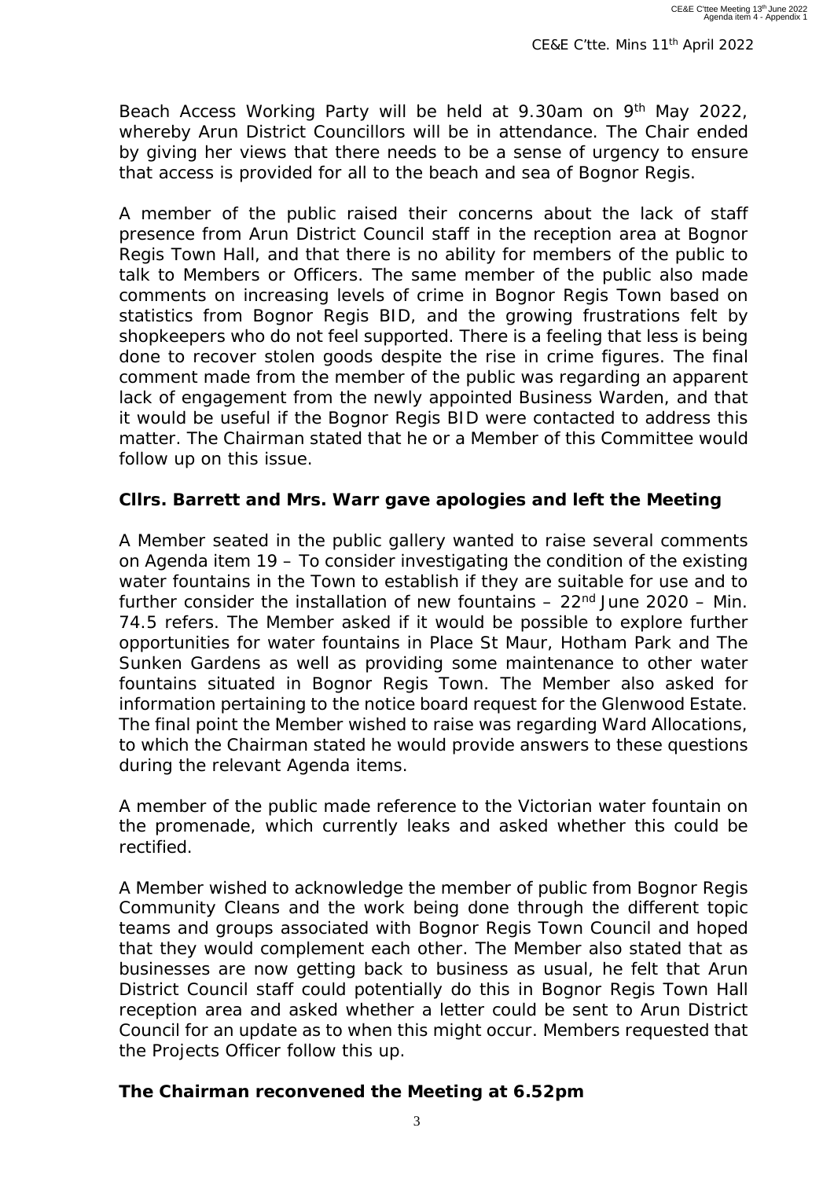Beach Access Working Party will be held at 9.30am on 9th May 2022, whereby Arun District Councillors will be in attendance. The Chair ended by giving her views that there needs to be a sense of urgency to ensure that access is provided for all to the beach and sea of Bognor Regis.

A member of the public raised their concerns about the lack of staff presence from Arun District Council staff in the reception area at Bognor Regis Town Hall, and that there is no ability for members of the public to talk to Members or Officers. The same member of the public also made comments on increasing levels of crime in Bognor Regis Town based on statistics from Bognor Regis BID, and the growing frustrations felt by shopkeepers who do not feel supported. There is a feeling that less is being done to recover stolen goods despite the rise in crime figures. The final comment made from the member of the public was regarding an apparent lack of engagement from the newly appointed Business Warden, and that it would be useful if the Bognor Regis BID were contacted to address this matter. The Chairman stated that he or a Member of this Committee would follow up on this issue.

**Cllrs. Barrett and Mrs. Warr gave apologies and left the Meeting**

A Member seated in the public gallery wanted to raise several comments on Agenda item 19 – *To consider investigating the condition of the existing water fountains in the Town to establish if they are suitable for use and to further consider the installation of new fountains – 22nd June 2020 – Min. 74.5 refers.* The Member asked if it would be possible to explore further opportunities for water fountains in Place St Maur, Hotham Park and The Sunken Gardens as well as providing some maintenance to other water fountains situated in Bognor Regis Town. The Member also asked for information pertaining to the notice board request for the Glenwood Estate. The final point the Member wished to raise was regarding Ward Allocations, to which the Chairman stated he would provide answers to these questions during the relevant Agenda items.

A member of the public made reference to the Victorian water fountain on the promenade, which currently leaks and asked whether this could be rectified.

A Member wished to acknowledge the member of public from Bognor Regis Community Cleans and the work being done through the different topic teams and groups associated with Bognor Regis Town Council and hoped that they would complement each other. The Member also stated that as businesses are now getting back to business as usual, he felt that Arun District Council staff could potentially do this in Bognor Regis Town Hall reception area and asked whether a letter could be sent to Arun District Council for an update as to when this might occur. Members requested that the Projects Officer follow this up.

**The Chairman reconvened the Meeting at 6.52pm**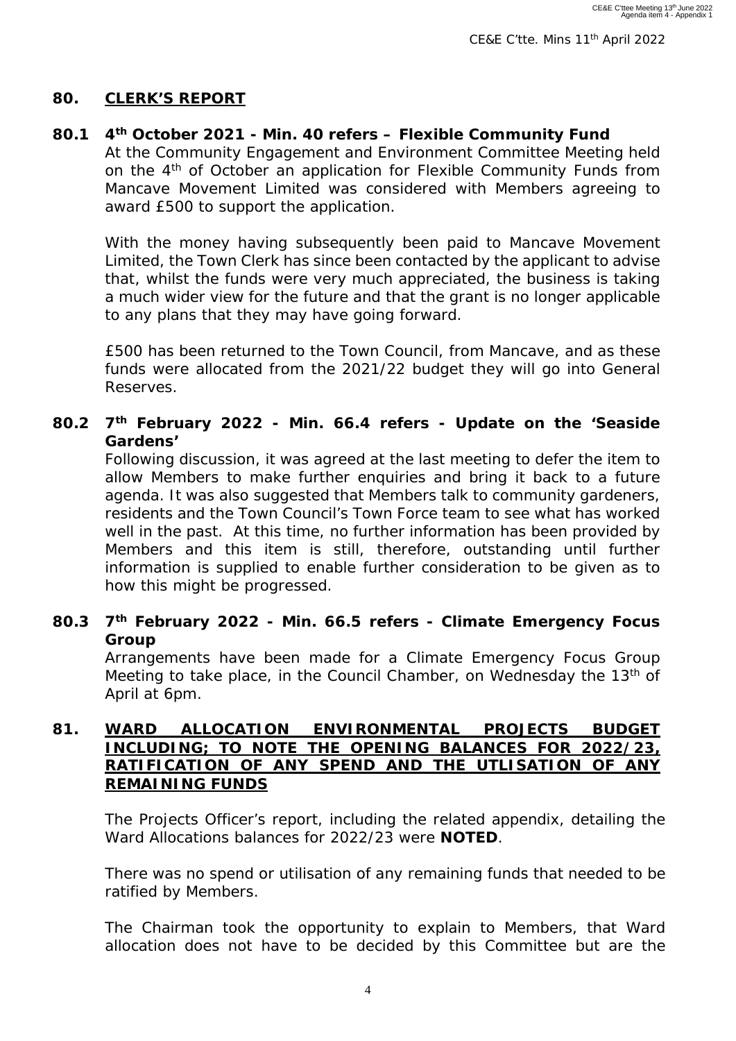## 80. CLERK'S REPORT

**80.1 4th October 2021 - Min. 40 refers – Flexible Community Fund**

At the Community Engagement and Environment Committee Meeting held on the 4th of October an application for Flexible Community Funds from Mancave Movement Limited was considered with Members agreeing to award £500 to support the application.

With the money having subsequently been paid to Mancave Movement Limited, the Town Clerk has since been contacted by the applicant to advise that, whilst the funds were very much appreciated, the business is taking a much wider view for the future and that the grant is no longer applicable to any plans that they may have going forward.

£500 has been returned to the Town Council, from Mancave, and as these funds were allocated from the 2021/22 budget they will go into General Reserves.

**80.2 7th February 2022 - Min. 66.4 refers - Update on the 'Seaside Gardens'**

Following discussion, it was agreed at the last meeting to defer the item to allow Members to make further enquiries and bring it back to a future agenda. It was also suggested that Members talk to community gardeners, residents and the Town Council's Town Force team to see what has worked well in the past. At this time, no further information has been provided by Members and this item is still, therefore, outstanding until further information is supplied to enable further consideration to be given as to how this might be progressed.

**80.3 7th February 2022 - Min. 66.5 refers - Climate Emergency Focus Group**

Arrangements have been made for a Climate Emergency Focus Group Meeting to take place, in the Council Chamber, on Wednesday the 13th of April at 6pm.

## 81. WARD ALLOCATION ENVIRONMENTAL PROJECTS BUDGET INCLUDING; TO NOTE THE OPENING BALANCES FOR 2022/23, RATIFICATION OF ANY SPEND AND THE UTLISATION OF ANY REMAINING FUNDS

The Projects Officer's report, including the related appendix, detailing the Ward Allocations balances for 2022/23 were **NOTED**.

There was no spend or utilisation of any remaining funds that needed to be ratified by Members.

The Chairman took the opportunity to explain to Members, that Ward allocation does not have to be decided by this Committee but are the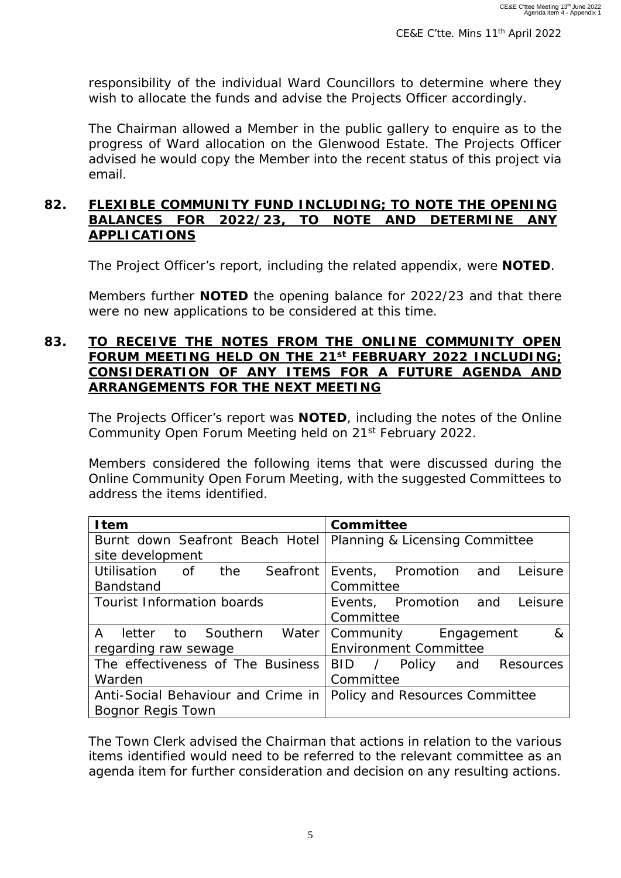responsibility of the individual Ward Councillors to determine where they wish to allocate the funds and advise the Projects Officer accordingly.

The Chairman allowed a Member in the public gallery to enquire as to the progress of Ward allocation on the Glenwood Estate. The Projects Officer advised he would copy the Member into the recent status of this project via email.

## 82. FLEXIBLE COMMUNITY FUND INCLUDING; TO NOTE THE OPENING BALANCES FOR 2022/23, TO NOTE AND DETERMINE ANY APPLICATIONS

The Project Officer's report, including the related appendix, were **NOTED**.

Members further **NOTED** the opening balance for 2022/23 and that there were no new applications to be considered at this time.

## 83. TO RECEIVE THE NOTES FROM THE ONLINE COMMUNITY OPEN FORUM MEETING HELD ON THE 21st FEBRUARY 2022 INCLUDING; CONSIDERATION OF ANY ITEMS FOR A FUTURE AGENDA AND ARRANGEMENTS FOR THE NEXT MEETING

The Projects Officer's report was **NOTED**, including the notes of the Online Community Open Forum Meeting held on 21st February 2022.

Members considered the following items that were discussed during the Online Community Open Forum Meeting, with the suggested Committees to address the items identified.

| Item | Committee |
|---|---|
| Burnt down Seafront Beach Hotel site development | Planning & Licensing Committee |
| Utilisation of the Seafront Bandstand | Events, Promotion and Leisure Committee |
| Tourist Information boards | Events, Promotion and Leisure Committee |
| A letter to Southern Water regarding raw sewage | Community Engagement & Environment Committee |
| The effectiveness of The Business Warden | BID / Policy and Resources Committee |
| Anti-Social Behaviour and Crime in Bognor Regis Town | Policy and Resources Committee |

The Town Clerk advised the Chairman that actions in relation to the various items identified would need to be referred to the relevant committee as an agenda item for further consideration and decision on any resulting actions.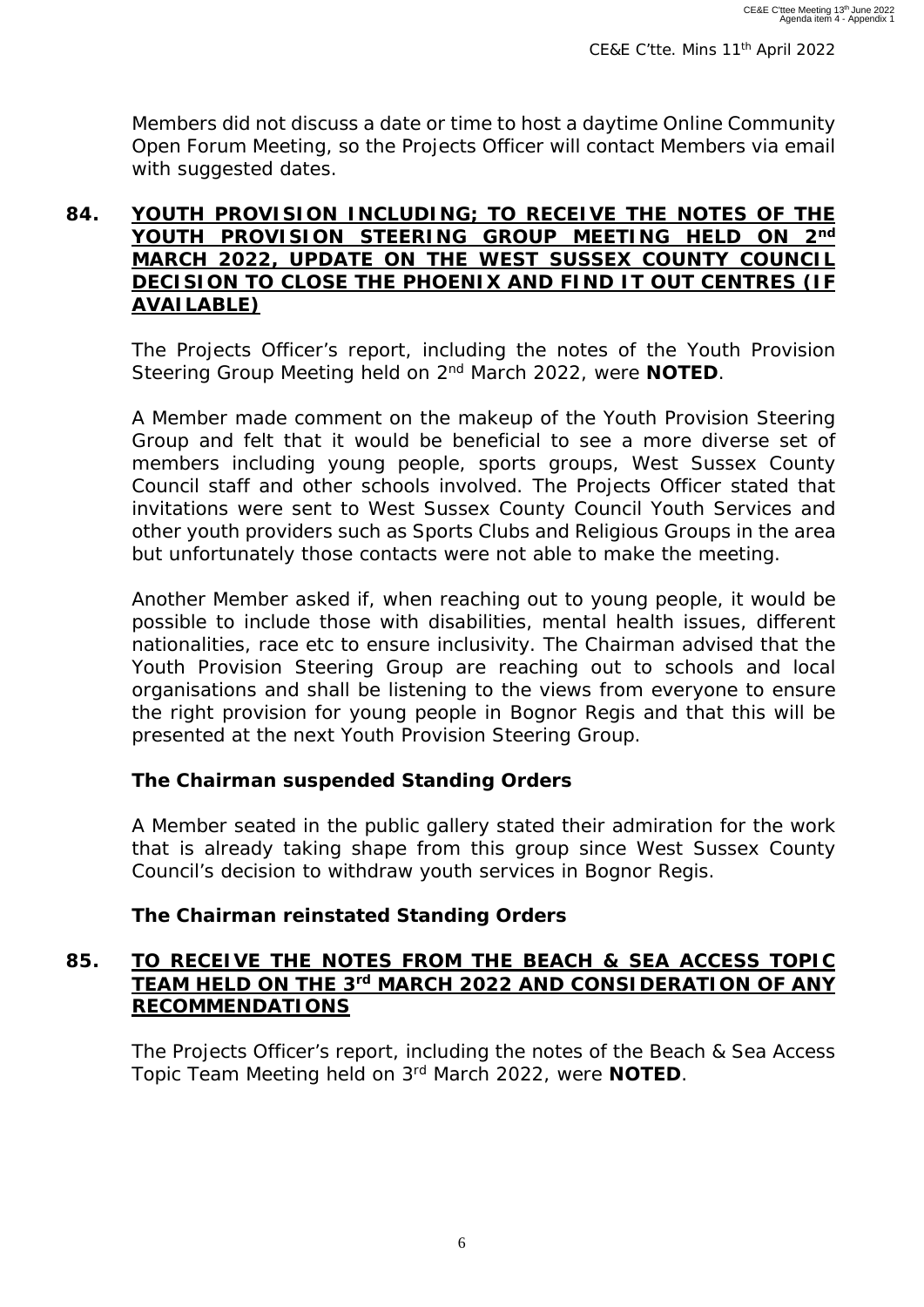Members did not discuss a date or time to host a daytime Online Community Open Forum Meeting, so the Projects Officer will contact Members via email with suggested dates.

## 84. YOUTH PROVISION INCLUDING; TO RECEIVE THE NOTES OF THE YOUTH PROVISION STEERING GROUP MEETING HELD ON 2nd MARCH 2022, UPDATE ON THE WEST SUSSEX COUNTY COUNCIL DECISION TO CLOSE THE PHOENIX AND FIND IT OUT CENTRES (IF AVAILABLE)

The Projects Officer's report, including the notes of the Youth Provision Steering Group Meeting held on 2nd March 2022, were **NOTED**.

A Member made comment on the makeup of the Youth Provision Steering Group and felt that it would be beneficial to see a more diverse set of members including young people, sports groups, West Sussex County Council staff and other schools involved. The Projects Officer stated that invitations were sent to West Sussex County Council Youth Services and other youth providers such as Sports Clubs and Religious Groups in the area but unfortunately those contacts were not able to make the meeting.

Another Member asked if, when reaching out to young people, it would be possible to include those with disabilities, mental health issues, different nationalities, race etc to ensure inclusivity. The Chairman advised that the Youth Provision Steering Group are reaching out to schools and local organisations and shall be listening to the views from everyone to ensure the right provision for young people in Bognor Regis and that this will be presented at the next Youth Provision Steering Group.

**The Chairman suspended Standing Orders**

A Member seated in the public gallery stated their admiration for the work that is already taking shape from this group since West Sussex County Council's decision to withdraw youth services in Bognor Regis.

**The Chairman reinstated Standing Orders**

## 85. TO RECEIVE THE NOTES FROM THE BEACH & SEA ACCESS TOPIC TEAM HELD ON THE 3rd MARCH 2022 AND CONSIDERATION OF ANY RECOMMENDATIONS

The Projects Officer's report, including the notes of the Beach & Sea Access Topic Team Meeting held on 3rd March 2022, were **NOTED**.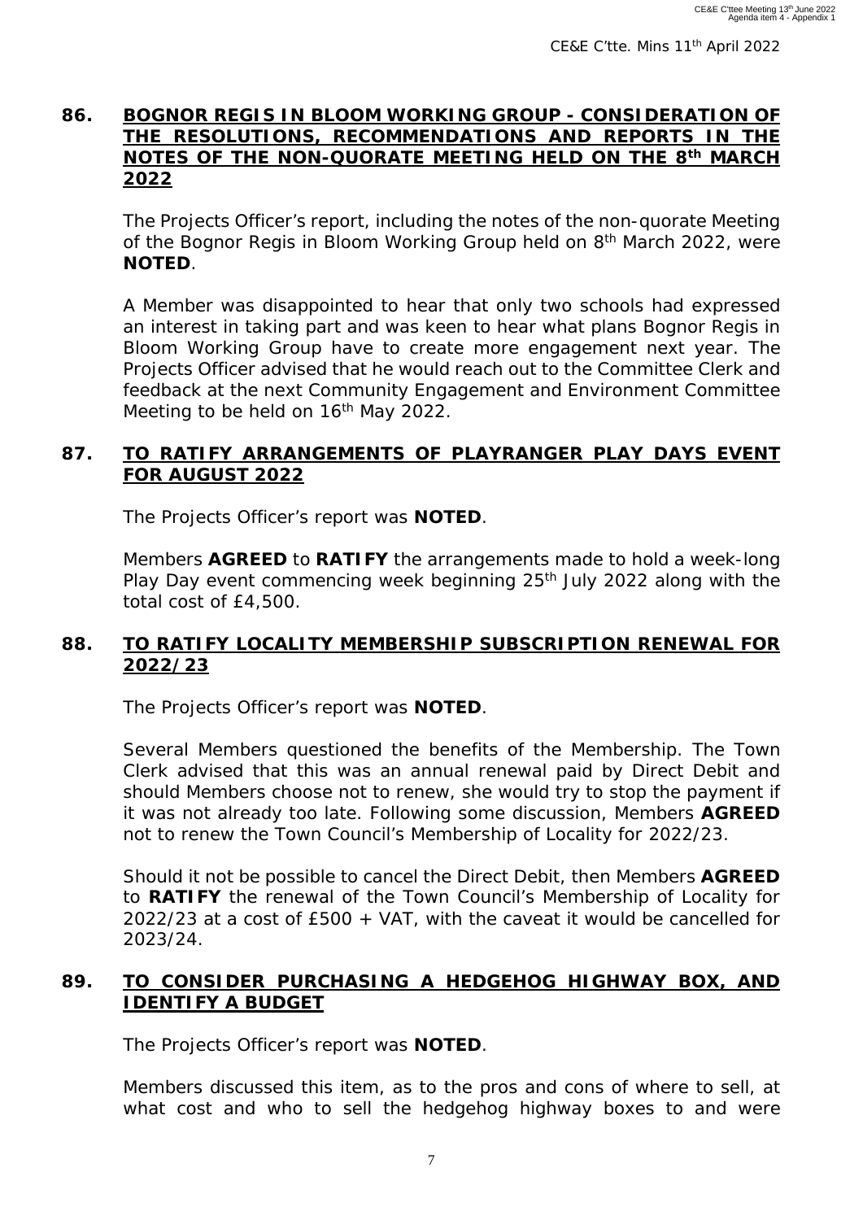## 86. BOGNOR REGIS IN BLOOM WORKING GROUP - CONSIDERATION OF THE RESOLUTIONS, RECOMMENDATIONS AND REPORTS IN THE NOTES OF THE NON-QUORATE MEETING HELD ON THE 8th MARCH 2022

The Projects Officer's report, including the notes of the non-quorate Meeting of the Bognor Regis in Bloom Working Group held on 8th March 2022, were **NOTED**.

A Member was disappointed to hear that only two schools had expressed an interest in taking part and was keen to hear what plans Bognor Regis in Bloom Working Group have to create more engagement next year. The Projects Officer advised that he would reach out to the Committee Clerk and feedback at the next Community Engagement and Environment Committee Meeting to be held on 16th May 2022.

## 87. TO RATIFY ARRANGEMENTS OF PLAYRANGER PLAY DAYS EVENT FOR AUGUST 2022

The Projects Officer's report was **NOTED**.

Members **AGREED** to **RATIFY** the arrangements made to hold a week-long Play Day event commencing week beginning 25th July 2022 along with the total cost of £4,500.

## 88. TO RATIFY LOCALITY MEMBERSHIP SUBSCRIPTION RENEWAL FOR 2022/23

The Projects Officer's report was **NOTED**.

Several Members questioned the benefits of the Membership. The Town Clerk advised that this was an annual renewal paid by Direct Debit and should Members choose not to renew, she would try to stop the payment if it was not already too late. Following some discussion, Members **AGREED** not to renew the Town Council's Membership of Locality for 2022/23.

Should it not be possible to cancel the Direct Debit, then Members **AGREED** to **RATIFY** the renewal of the Town Council's Membership of Locality for 2022/23 at a cost of £500 + VAT, with the caveat it would be cancelled for 2023/24.

## 89. TO CONSIDER PURCHASING A HEDGEHOG HIGHWAY BOX, AND IDENTIFY A BUDGET

The Projects Officer's report was **NOTED**.

Members discussed this item, as to the pros and cons of where to sell, at what cost and who to sell the hedgehog highway boxes to and were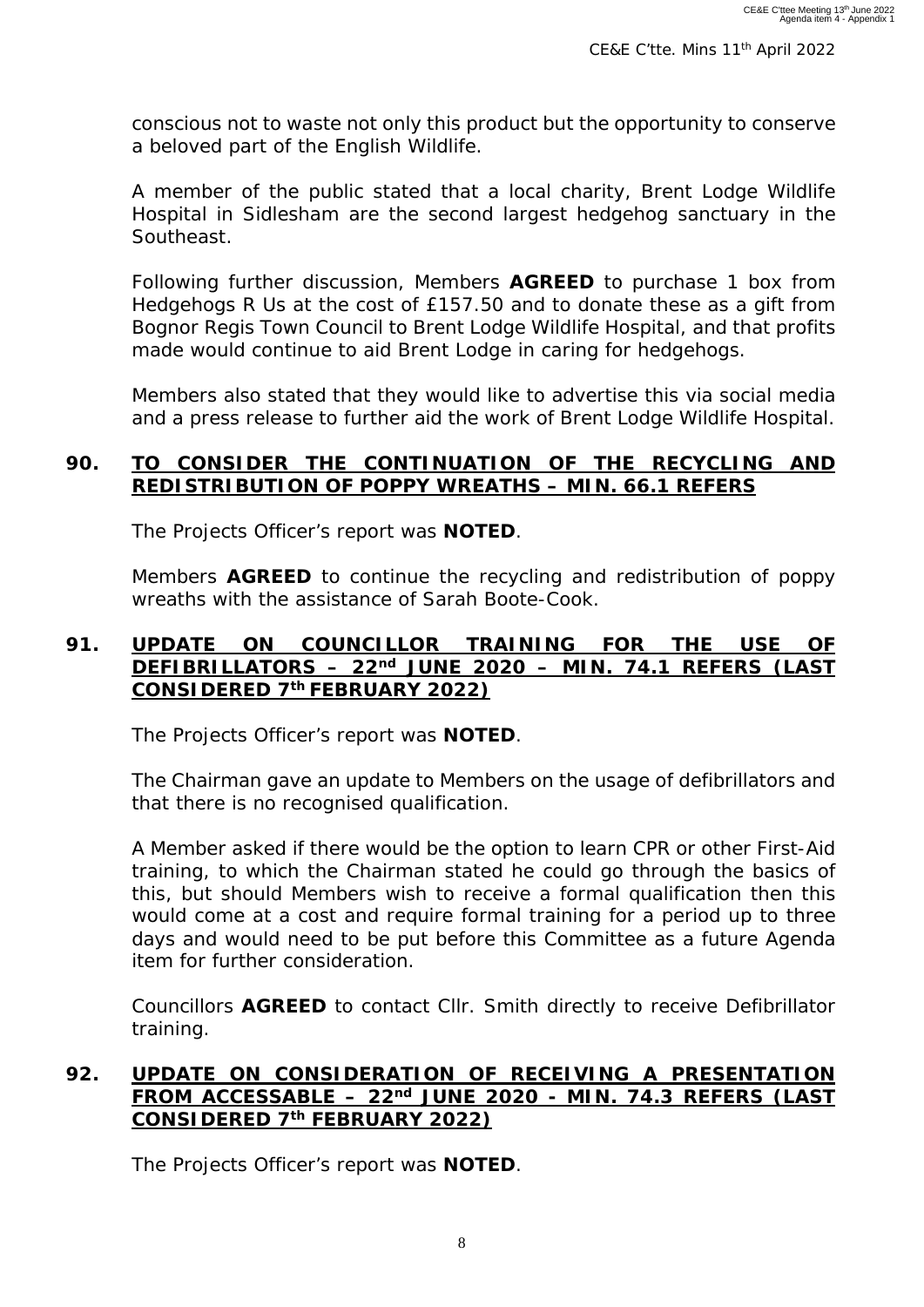conscious not to waste not only this product but the opportunity to conserve a beloved part of the English Wildlife.

A member of the public stated that a local charity, Brent Lodge Wildlife Hospital in Sidlesham are the second largest hedgehog sanctuary in the Southeast.

Following further discussion, Members **AGREED** to purchase 1 box from Hedgehogs R Us at the cost of £157.50 and to donate these as a gift from Bognor Regis Town Council to Brent Lodge Wildlife Hospital, and that profits made would continue to aid Brent Lodge in caring for hedgehogs.

Members also stated that they would like to advertise this via social media and a press release to further aid the work of Brent Lodge Wildlife Hospital.

## 90. TO CONSIDER THE CONTINUATION OF THE RECYCLING AND REDISTRIBUTION OF POPPY WREATHS – MIN. 66.1 REFERS

The Projects Officer's report was **NOTED**.

Members **AGREED** to continue the recycling and redistribution of poppy wreaths with the assistance of Sarah Boote-Cook.

## 91. UPDATE ON COUNCILLOR TRAINING FOR THE USE OF DEFIBRILLATORS – 22nd JUNE 2020 – MIN. 74.1 REFERS (LAST CONSIDERED 7th FEBRUARY 2022)

The Projects Officer's report was **NOTED**.

The Chairman gave an update to Members on the usage of defibrillators and that there is no recognised qualification.

A Member asked if there would be the option to learn CPR or other First-Aid training, to which the Chairman stated he could go through the basics of this, but should Members wish to receive a formal qualification then this would come at a cost and require formal training for a period up to three days and would need to be put before this Committee as a future Agenda item for further consideration.

Councillors **AGREED** to contact Cllr. Smith directly to receive Defibrillator training.

## 92. UPDATE ON CONSIDERATION OF RECEIVING A PRESENTATION FROM ACCESSABLE – 22nd JUNE 2020 - MIN. 74.3 REFERS (LAST CONSIDERED 7th FEBRUARY 2022)

The Projects Officer's report was **NOTED**.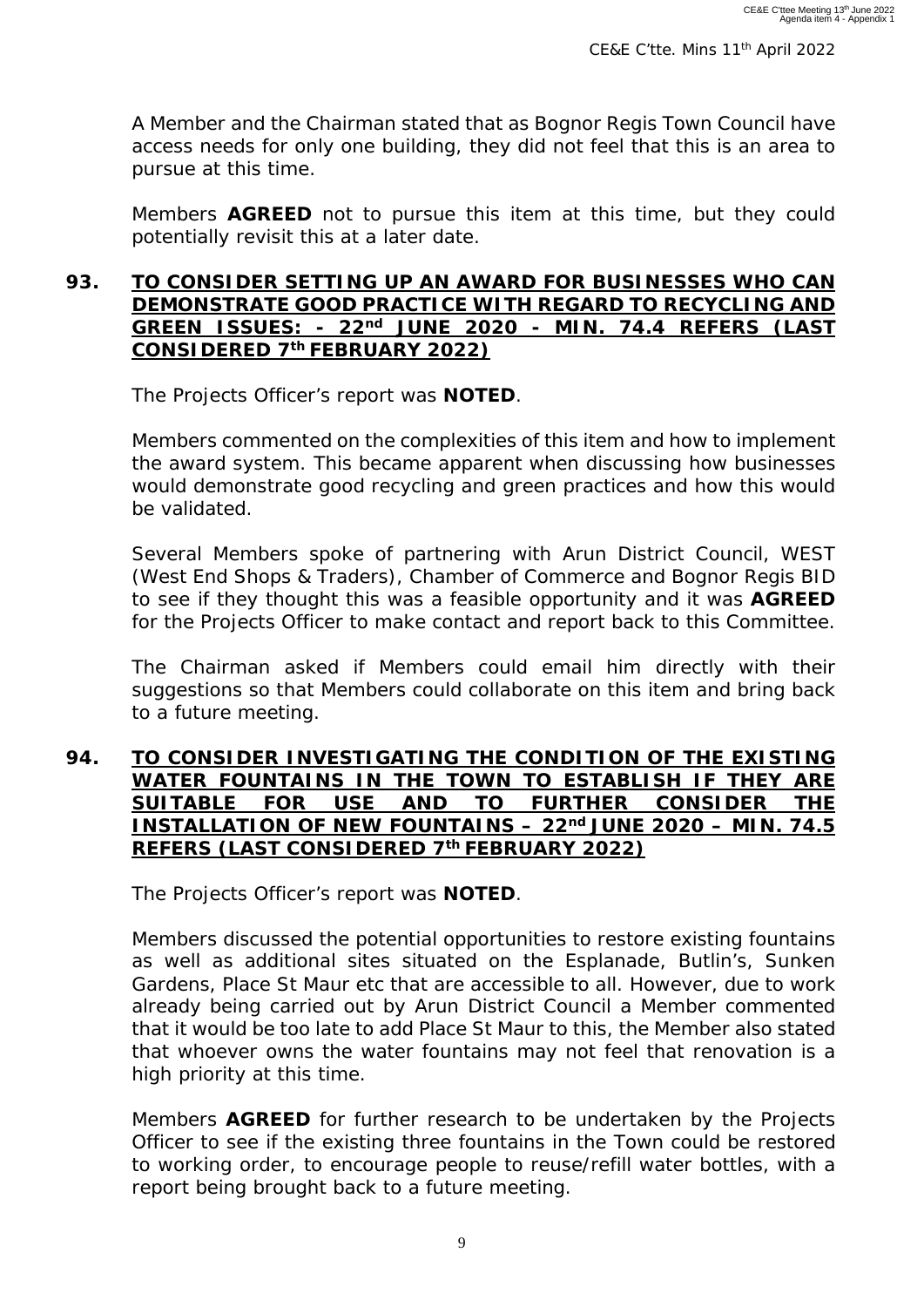A Member and the Chairman stated that as Bognor Regis Town Council have access needs for only one building, they did not feel that this is an area to pursue at this time.

Members **AGREED** not to pursue this item at this time, but they could potentially revisit this at a later date.

**93. TO CONSIDER SETTING UP AN AWARD FOR BUSINESSES WHO CAN DEMONSTRATE GOOD PRACTICE WITH REGARD TO RECYCLING AND GREEN ISSUES: - 22nd JUNE 2020 - MIN. 74.4 REFERS (LAST CONSIDERED 7th FEBRUARY 2022)**

The Projects Officer's report was **NOTED**.

Members commented on the complexities of this item and how to implement the award system. This became apparent when discussing how businesses would demonstrate good recycling and green practices and how this would be validated.

Several Members spoke of partnering with Arun District Council, WEST (West End Shops & Traders), Chamber of Commerce and Bognor Regis BID to see if they thought this was a feasible opportunity and it was **AGREED** for the Projects Officer to make contact and report back to this Committee.

The Chairman asked if Members could email him directly with their suggestions so that Members could collaborate on this item and bring back to a future meeting.

**94. TO CONSIDER INVESTIGATING THE CONDITION OF THE EXISTING WATER FOUNTAINS IN THE TOWN TO ESTABLISH IF THEY ARE SUITABLE FOR USE AND TO FURTHER CONSIDER THE INSTALLATION OF NEW FOUNTAINS – 22nd JUNE 2020 – MIN. 74.5 REFERS (LAST CONSIDERED 7th FEBRUARY 2022)**

The Projects Officer's report was **NOTED**.

Members discussed the potential opportunities to restore existing fountains as well as additional sites situated on the Esplanade, Butlin's, Sunken Gardens, Place St Maur etc that are accessible to all. However, due to work already being carried out by Arun District Council a Member commented that it would be too late to add Place St Maur to this, the Member also stated that whoever owns the water fountains may not feel that renovation is a high priority at this time.

Members **AGREED** for further research to be undertaken by the Projects Officer to see if the existing three fountains in the Town could be restored to working order, to encourage people to reuse/refill water bottles, with a report being brought back to a future meeting.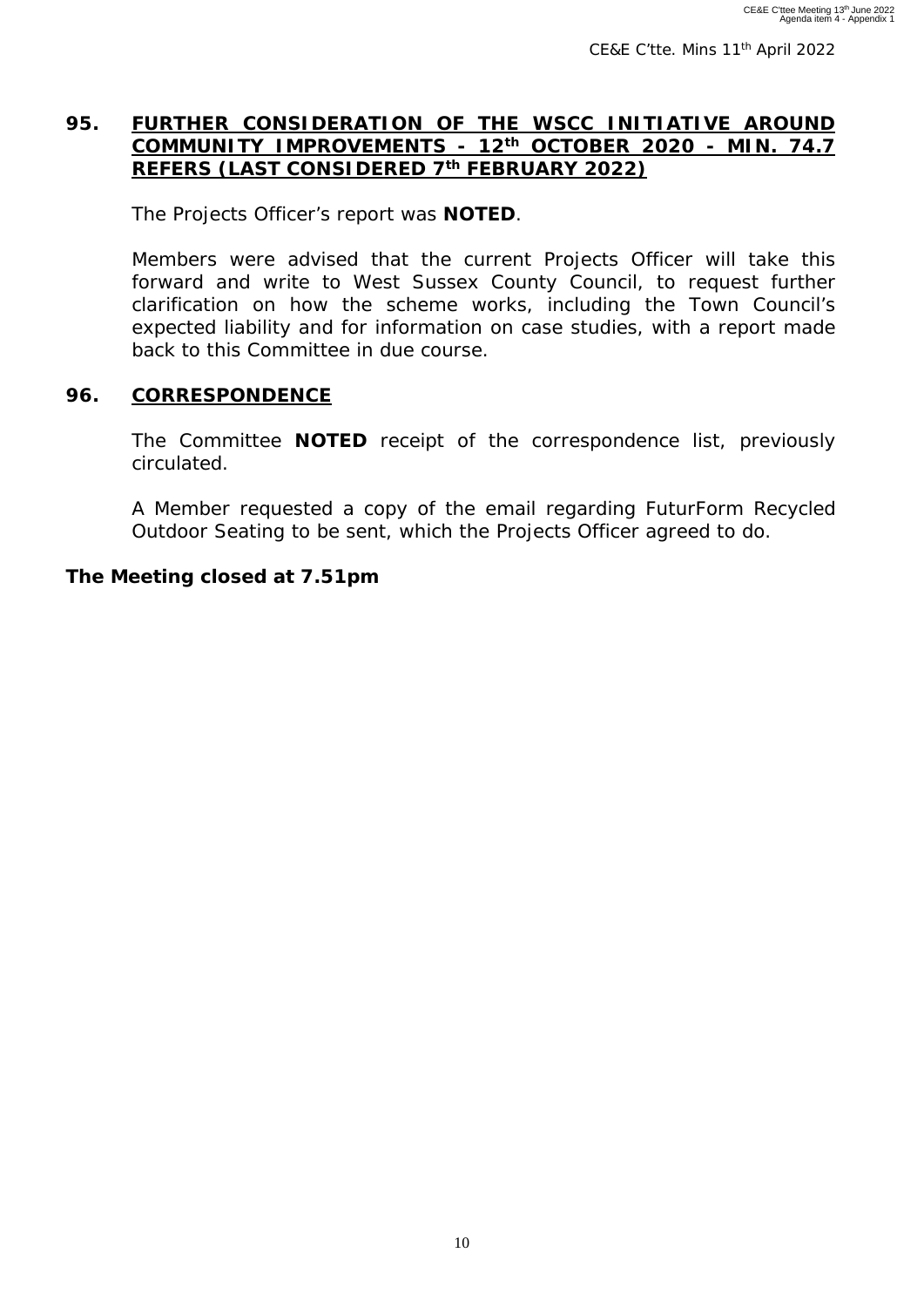## 95. FURTHER CONSIDERATION OF THE WSCC INITIATIVE AROUND COMMUNITY IMPROVEMENTS - 12th OCTOBER 2020 - MIN. 74.7 REFERS (LAST CONSIDERED 7th FEBRUARY 2022)

The Projects Officer's report was **NOTED**.

Members were advised that the current Projects Officer will take this forward and write to West Sussex County Council, to request further clarification on how the scheme works, including the Town Council's expected liability and for information on case studies, with a report made back to this Committee in due course.

## 96. CORRESPONDENCE

The Committee **NOTED** receipt of the correspondence list, previously circulated.

A Member requested a copy of the email regarding FuturForm Recycled Outdoor Seating to be sent, which the Projects Officer agreed to do.

**The Meeting closed at 7.51pm**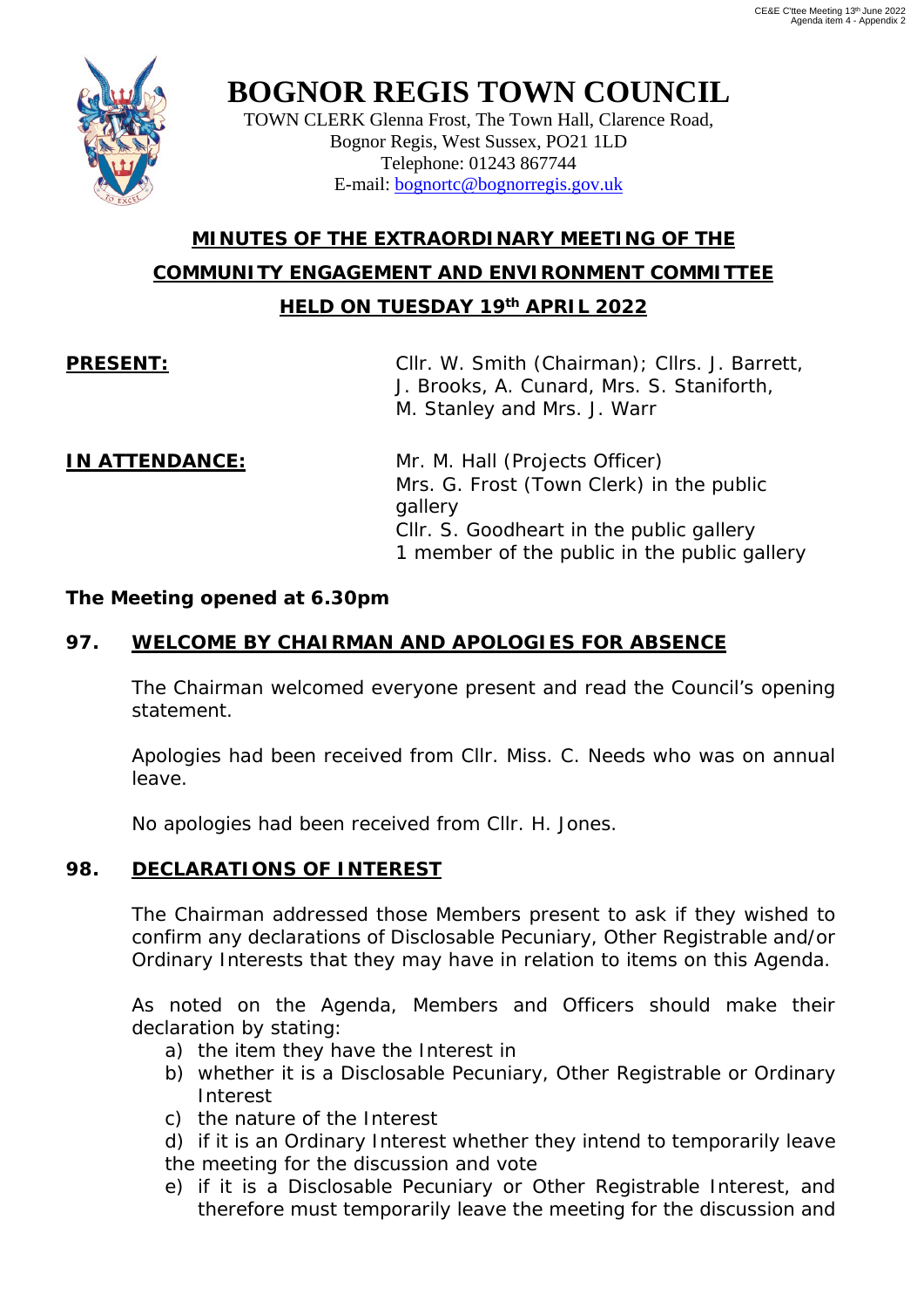# BOGNOR REGIS TOWN COUNCIL

TOWN CLERK Glenna Frost, The Town Hall, Clarence Road,
Bognor Regis, West Sussex, PO21 1LD
Telephone: 01243 867744
E-mail: bognortc@bognorregis.gov.uk

## MINUTES OF THE EXTRAORDINARY MEETING OF THE COMMUNITY ENGAGEMENT AND ENVIRONMENT COMMITTEE HELD ON TUESDAY 19th APRIL 2022

**PRESENT:** Cllr. W. Smith (Chairman); Cllrs. J. Barrett, J. Brooks, A. Cunard, Mrs. S. Staniforth, M. Stanley and Mrs. J. Warr

**IN ATTENDANCE:** Mr. M. Hall (Projects Officer)
Mrs. G. Frost (Town Clerk) in the public gallery
Cllr. S. Goodheart in the public gallery
1 member of the public in the public gallery

**The Meeting opened at 6.30pm**

### 97. WELCOME BY CHAIRMAN AND APOLOGIES FOR ABSENCE

The Chairman welcomed everyone present and read the Council's opening statement.

Apologies had been received from Cllr. Miss. C. Needs who was on annual leave.

No apologies had been received from Cllr. H. Jones.

### 98. DECLARATIONS OF INTEREST

The Chairman addressed those Members present to ask if they wished to confirm any declarations of Disclosable Pecuniary, Other Registrable and/or Ordinary Interests that they may have in relation to items on this Agenda.

As noted on the Agenda, Members and Officers should make their declaration by stating:

a) the item they have the Interest in
b) whether it is a Disclosable Pecuniary, Other Registrable or Ordinary Interest
c) the nature of the Interest
d) if it is an Ordinary Interest whether they intend to temporarily leave the meeting for the discussion and vote
e) if it is a Disclosable Pecuniary or Other Registrable Interest, and therefore must temporarily leave the meeting for the discussion and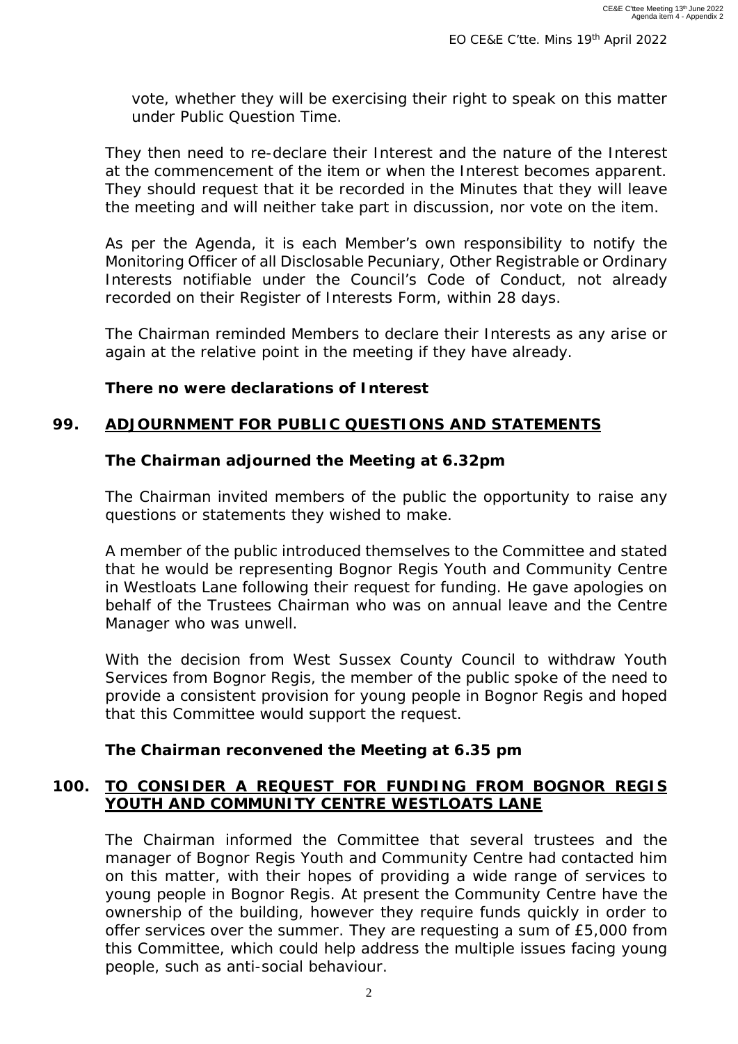vote, whether they will be exercising their right to speak on this matter under Public Question Time.

They then need to re-declare their Interest and the nature of the Interest at the commencement of the item or when the Interest becomes apparent. They should request that it be recorded in the Minutes that they will leave the meeting and will neither take part in discussion, nor vote on the item.

As per the Agenda, it is each Member's own responsibility to notify the Monitoring Officer of all Disclosable Pecuniary, Other Registrable or Ordinary Interests notifiable under the Council's Code of Conduct, not already recorded on their Register of Interests Form, within 28 days.

The Chairman reminded Members to declare their Interests as any arise or again at the relative point in the meeting if they have already.

**There no were declarations of Interest**

## 99. ADJOURNMENT FOR PUBLIC QUESTIONS AND STATEMENTS

**The Chairman adjourned the Meeting at 6.32pm**

The Chairman invited members of the public the opportunity to raise any questions or statements they wished to make.

A member of the public introduced themselves to the Committee and stated that he would be representing Bognor Regis Youth and Community Centre in Westloats Lane following their request for funding. He gave apologies on behalf of the Trustees Chairman who was on annual leave and the Centre Manager who was unwell.

With the decision from West Sussex County Council to withdraw Youth Services from Bognor Regis, the member of the public spoke of the need to provide a consistent provision for young people in Bognor Regis and hoped that this Committee would support the request.

**The Chairman reconvened the Meeting at 6.35 pm**

## 100. TO CONSIDER A REQUEST FOR FUNDING FROM BOGNOR REGIS YOUTH AND COMMUNITY CENTRE WESTLOATS LANE

The Chairman informed the Committee that several trustees and the manager of Bognor Regis Youth and Community Centre had contacted him on this matter, with their hopes of providing a wide range of services to young people in Bognor Regis. At present the Community Centre have the ownership of the building, however they require funds quickly in order to offer services over the summer. They are requesting a sum of £5,000 from this Committee, which could help address the multiple issues facing young people, such as anti-social behaviour.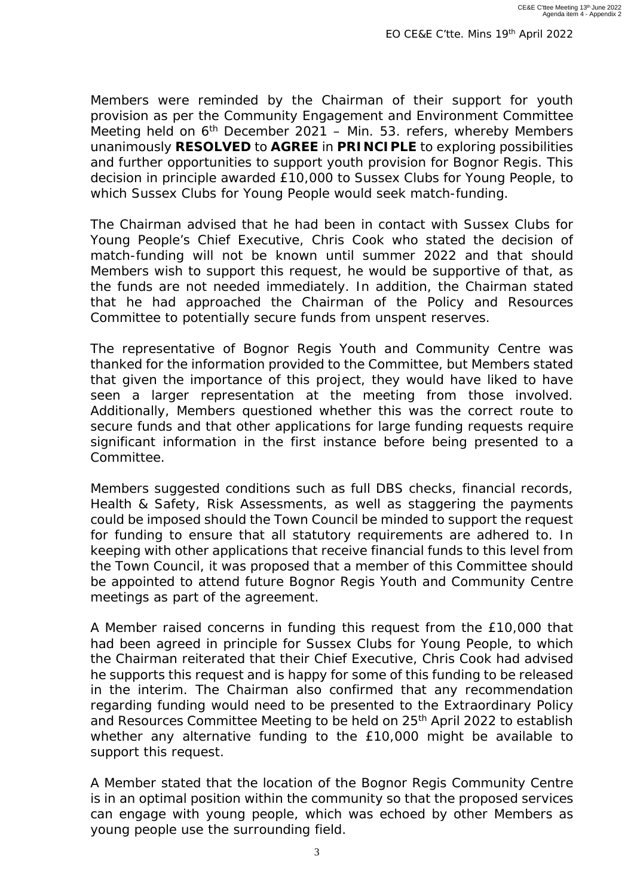Members were reminded by the Chairman of their support for youth provision as per the Community Engagement and Environment Committee Meeting held on 6th December 2021 – Min. 53. refers, whereby Members unanimously **RESOLVED** to **AGREE** in **PRINCIPLE** to exploring possibilities and further opportunities to support youth provision for Bognor Regis. This decision in principle awarded £10,000 to Sussex Clubs for Young People, to which Sussex Clubs for Young People would seek match-funding.

The Chairman advised that he had been in contact with Sussex Clubs for Young People's Chief Executive, Chris Cook who stated the decision of match-funding will not be known until summer 2022 and that should Members wish to support this request, he would be supportive of that, as the funds are not needed immediately. In addition, the Chairman stated that he had approached the Chairman of the Policy and Resources Committee to potentially secure funds from unspent reserves.

The representative of Bognor Regis Youth and Community Centre was thanked for the information provided to the Committee, but Members stated that given the importance of this project, they would have liked to have seen a larger representation at the meeting from those involved. Additionally, Members questioned whether this was the correct route to secure funds and that other applications for large funding requests require significant information in the first instance before being presented to a Committee.

Members suggested conditions such as full DBS checks, financial records, Health & Safety, Risk Assessments, as well as staggering the payments could be imposed should the Town Council be minded to support the request for funding to ensure that all statutory requirements are adhered to. In keeping with other applications that receive financial funds to this level from the Town Council, it was proposed that a member of this Committee should be appointed to attend future Bognor Regis Youth and Community Centre meetings as part of the agreement.

A Member raised concerns in funding this request from the £10,000 that had been agreed in principle for Sussex Clubs for Young People, to which the Chairman reiterated that their Chief Executive, Chris Cook had advised he supports this request and is happy for some of this funding to be released in the interim. The Chairman also confirmed that any recommendation regarding funding would need to be presented to the Extraordinary Policy and Resources Committee Meeting to be held on 25th April 2022 to establish whether any alternative funding to the £10,000 might be available to support this request.

A Member stated that the location of the Bognor Regis Community Centre is in an optimal position within the community so that the proposed services can engage with young people, which was echoed by other Members as young people use the surrounding field.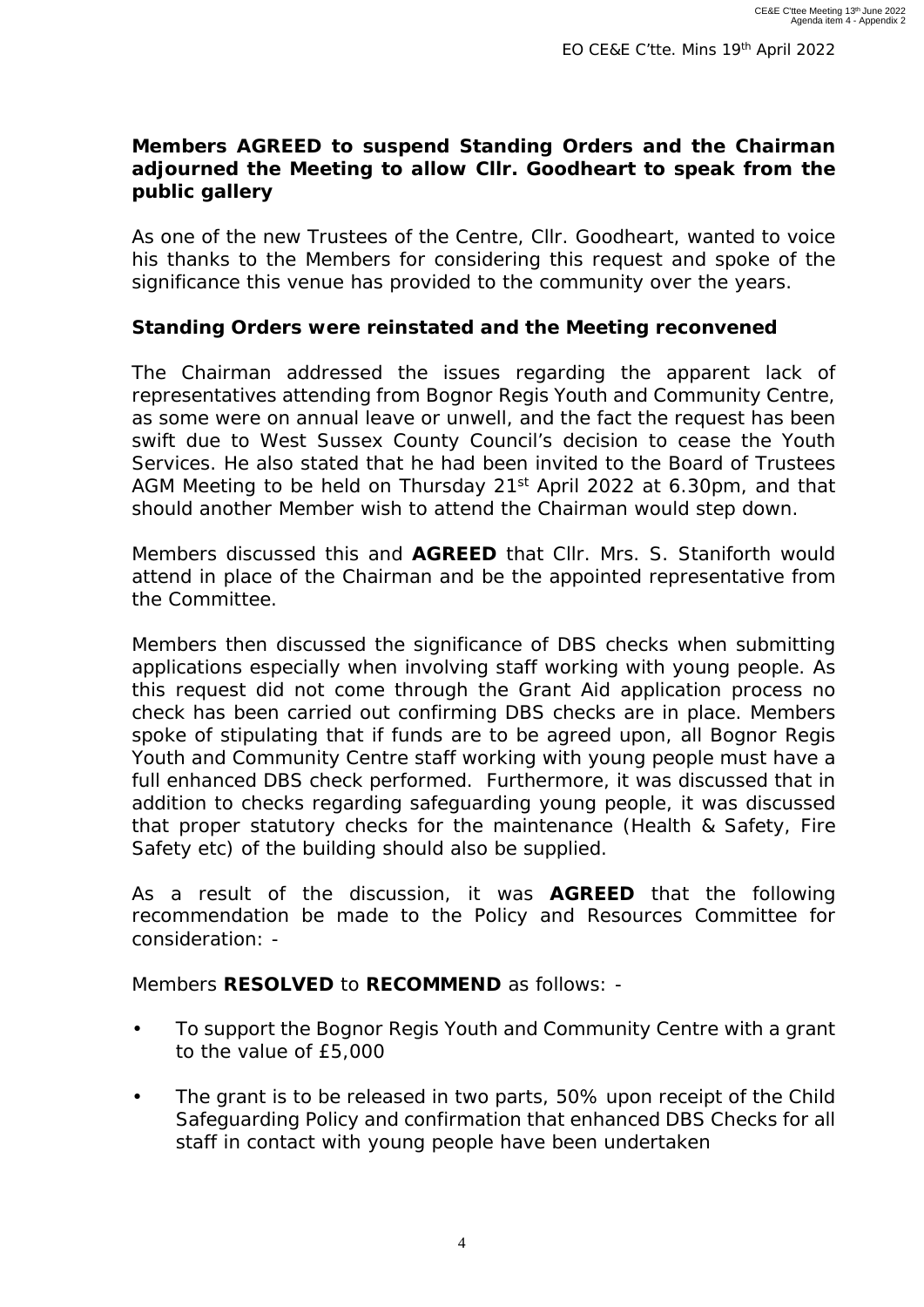**Members AGREED to suspend Standing Orders and the Chairman adjourned the Meeting to allow Cllr. Goodheart to speak from the public gallery**

As one of the new Trustees of the Centre, Cllr. Goodheart, wanted to voice his thanks to the Members for considering this request and spoke of the significance this venue has provided to the community over the years.

**Standing Orders were reinstated and the Meeting reconvened**

The Chairman addressed the issues regarding the apparent lack of representatives attending from Bognor Regis Youth and Community Centre, as some were on annual leave or unwell, and the fact the request has been swift due to West Sussex County Council's decision to cease the Youth Services. He also stated that he had been invited to the Board of Trustees AGM Meeting to be held on Thursday 21st April 2022 at 6.30pm, and that should another Member wish to attend the Chairman would step down.

Members discussed this and **AGREED** that Cllr. Mrs. S. Staniforth would attend in place of the Chairman and be the appointed representative from the Committee.

Members then discussed the significance of DBS checks when submitting applications especially when involving staff working with young people. As this request did not come through the Grant Aid application process no check has been carried out confirming DBS checks are in place. Members spoke of stipulating that if funds are to be agreed upon, all Bognor Regis Youth and Community Centre staff working with young people must have a full enhanced DBS check performed. Furthermore, it was discussed that in addition to checks regarding safeguarding young people, it was discussed that proper statutory checks for the maintenance (Health & Safety, Fire Safety etc) of the building should also be supplied.

As a result of the discussion, it was **AGREED** that the following recommendation be made to the Policy and Resources Committee for consideration: -

Members **RESOLVED** to **RECOMMEND** as follows: -

- To support the Bognor Regis Youth and Community Centre with a grant to the value of £5,000
- The grant is to be released in two parts, 50% upon receipt of the Child Safeguarding Policy and confirmation that enhanced DBS Checks for all staff in contact with young people have been undertaken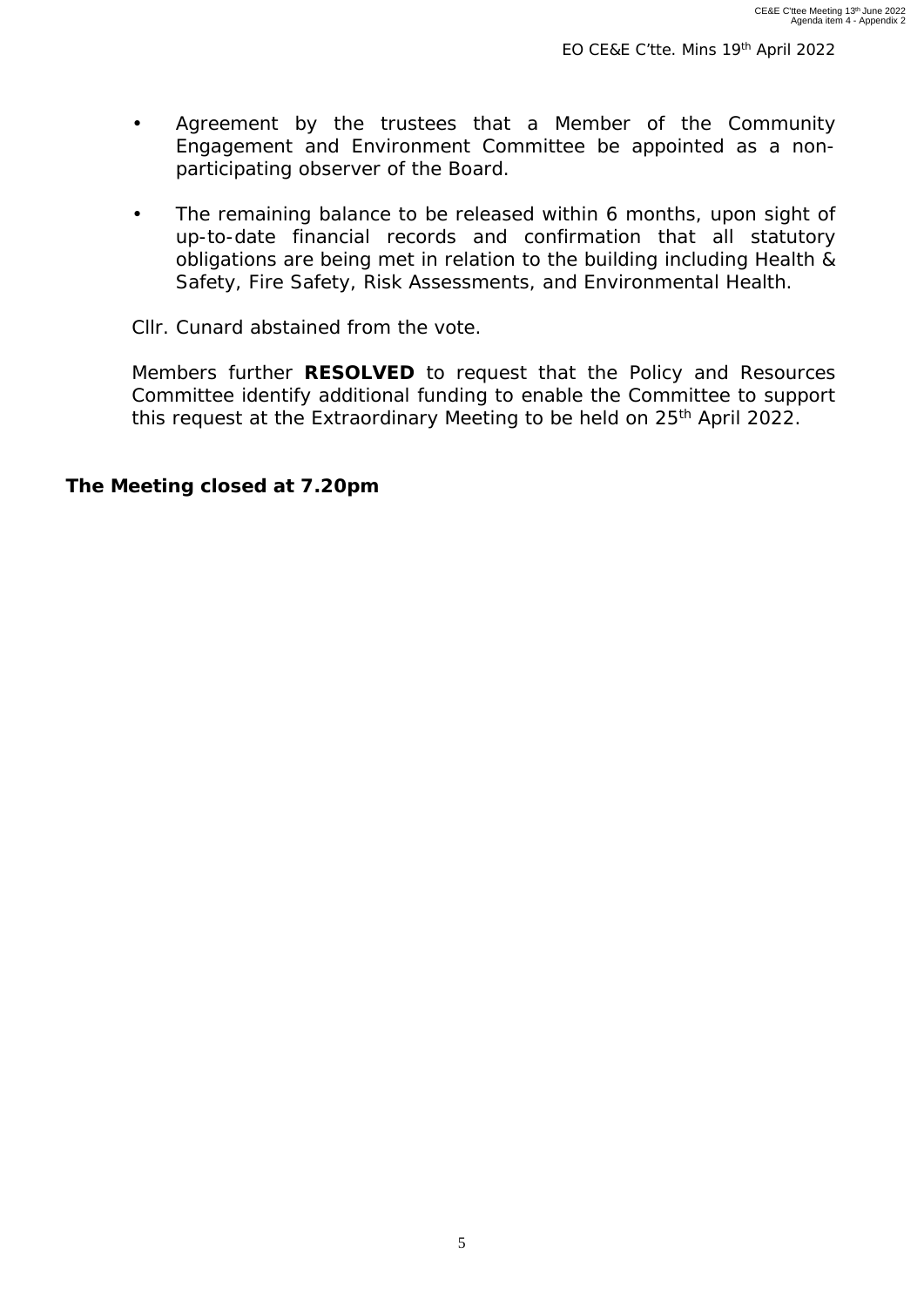- Agreement by the trustees that a Member of the Community Engagement and Environment Committee be appointed as a non-participating observer of the Board.
- The remaining balance to be released within 6 months, upon sight of up-to-date financial records and confirmation that all statutory obligations are being met in relation to the building including Health & Safety, Fire Safety, Risk Assessments, and Environmental Health.

Cllr. Cunard abstained from the vote.

Members further **RESOLVED** to request that the Policy and Resources Committee identify additional funding to enable the Committee to support this request at the Extraordinary Meeting to be held on 25th April 2022.

**The Meeting closed at 7.20pm**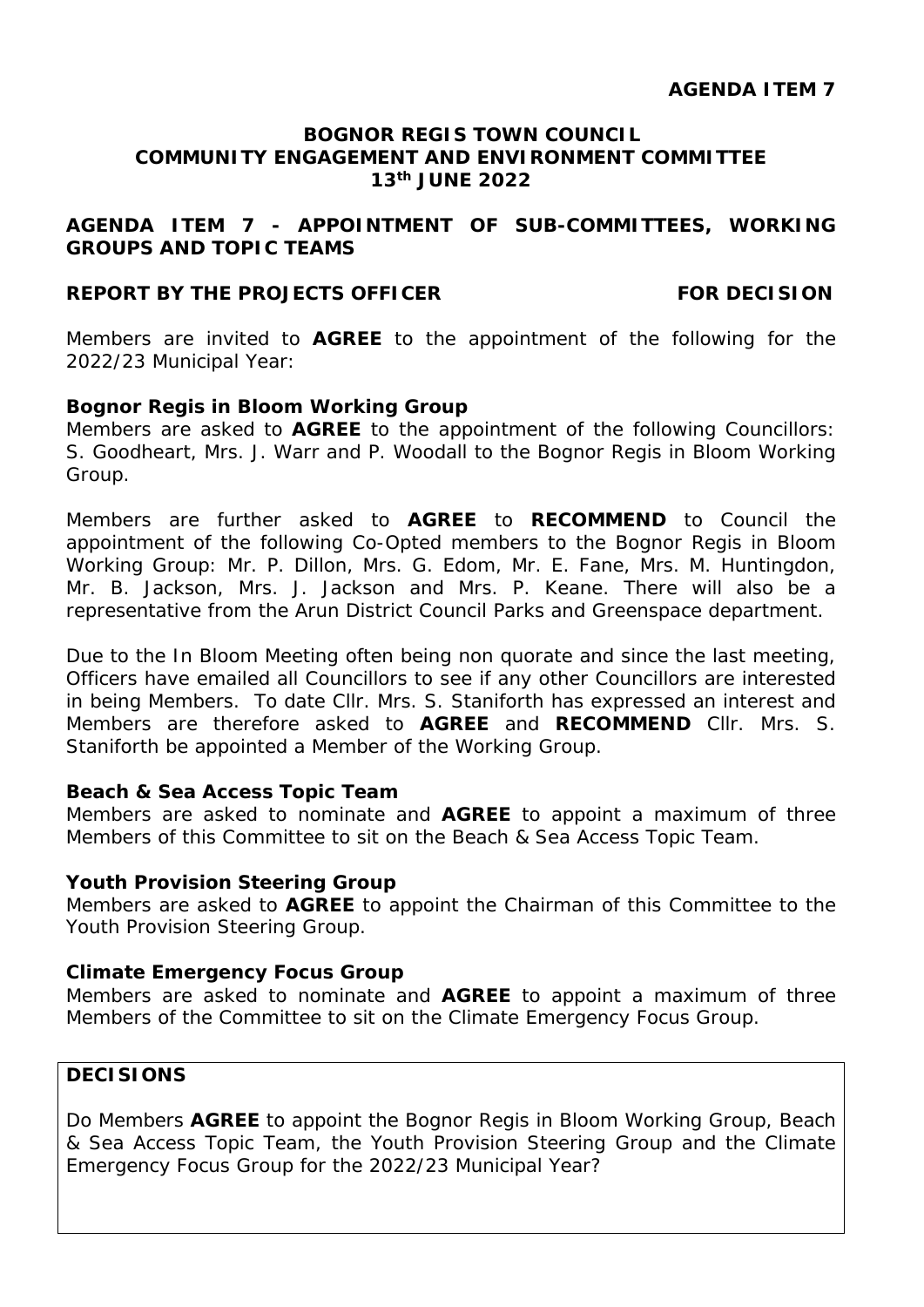**AGENDA ITEM 7**

**BOGNOR REGIS TOWN COUNCIL**
**COMMUNITY ENGAGEMENT AND ENVIRONMENT COMMITTEE**
**13th JUNE 2022**

**AGENDA ITEM 7 - APPOINTMENT OF SUB-COMMITTEES, WORKING GROUPS AND TOPIC TEAMS**

**REPORT BY THE PROJECTS OFFICER** **FOR DECISION**

Members are invited to **AGREE** to the appointment of the following for the 2022/23 Municipal Year:

**Bognor Regis in Bloom Working Group**
Members are asked to **AGREE** to the appointment of the following Councillors: S. Goodheart, Mrs. J. Warr and P. Woodall to the Bognor Regis in Bloom Working Group.

Members are further asked to **AGREE** to **RECOMMEND** to Council the appointment of the following Co-Opted members to the Bognor Regis in Bloom Working Group: Mr. P. Dillon, Mrs. G. Edom, Mr. E. Fane, Mrs. M. Huntingdon, Mr. B. Jackson, Mrs. J. Jackson and Mrs. P. Keane. There will also be a representative from the Arun District Council Parks and Greenspace department.

Due to the In Bloom Meeting often being non quorate and since the last meeting, Officers have emailed all Councillors to see if any other Councillors are interested in being Members. To date Cllr. Mrs. S. Staniforth has expressed an interest and Members are therefore asked to **AGREE** and **RECOMMEND** Cllr. Mrs. S. Staniforth be appointed a Member of the Working Group.

**Beach & Sea Access Topic Team**
Members are asked to nominate and **AGREE** to appoint a maximum of three Members of this Committee to sit on the Beach & Sea Access Topic Team.

**Youth Provision Steering Group**
Members are asked to **AGREE** to appoint the Chairman of this Committee to the Youth Provision Steering Group.

**Climate Emergency Focus Group**
Members are asked to nominate and **AGREE** to appoint a maximum of three Members of the Committee to sit on the Climate Emergency Focus Group.

**DECISIONS**

Do Members **AGREE** to appoint the Bognor Regis in Bloom Working Group, Beach & Sea Access Topic Team, the Youth Provision Steering Group and the Climate Emergency Focus Group for the 2022/23 Municipal Year?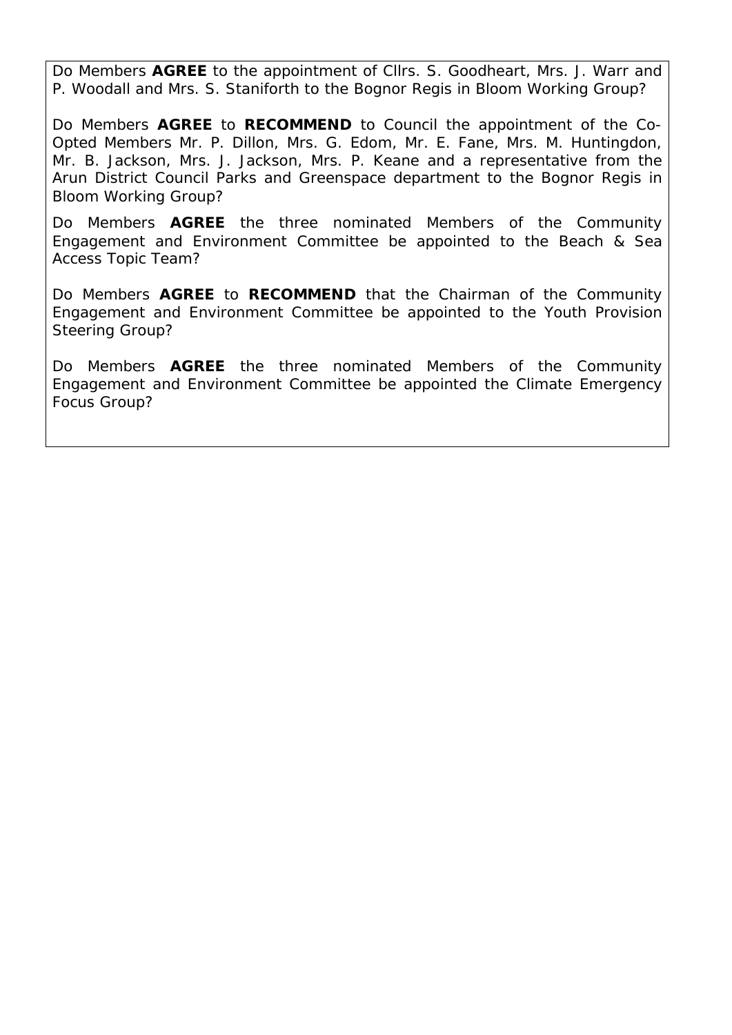Do Members **AGREE** to the appointment of Cllrs. S. Goodheart, Mrs. J. Warr and P. Woodall and Mrs. S. Staniforth to the Bognor Regis in Bloom Working Group?

Do Members **AGREE** to **RECOMMEND** to Council the appointment of the Co-Opted Members Mr. P. Dillon, Mrs. G. Edom, Mr. E. Fane, Mrs. M. Huntingdon, Mr. B. Jackson, Mrs. J. Jackson, Mrs. P. Keane and a representative from the Arun District Council Parks and Greenspace department to the Bognor Regis in Bloom Working Group?

Do Members **AGREE** the three nominated Members of the Community Engagement and Environment Committee be appointed to the Beach & Sea Access Topic Team?

Do Members **AGREE** to **RECOMMEND** that the Chairman of the Community Engagement and Environment Committee be appointed to the Youth Provision Steering Group?

Do Members **AGREE** the three nominated Members of the Community Engagement and Environment Committee be appointed the Climate Emergency Focus Group?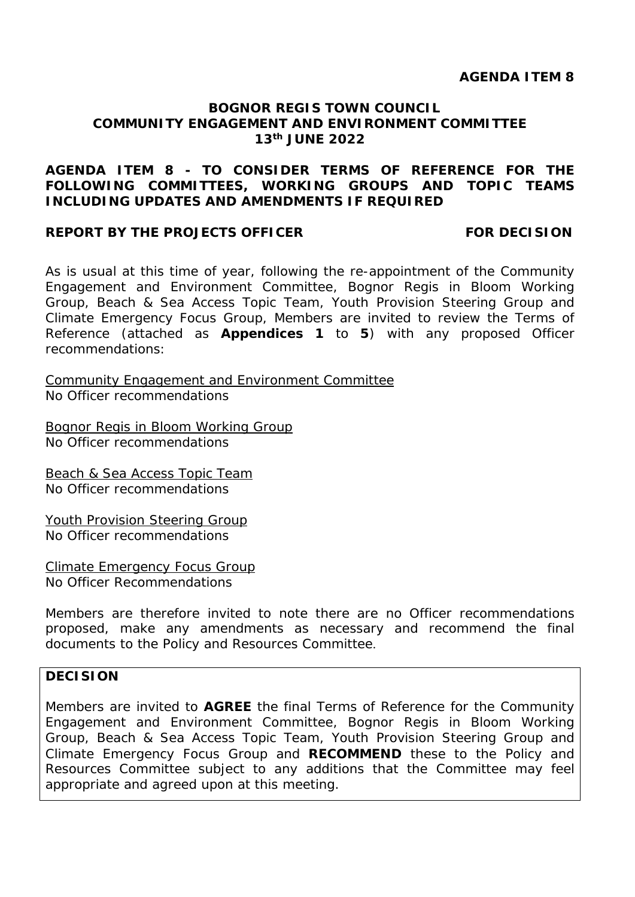**AGENDA ITEM 8**

**BOGNOR REGIS TOWN COUNCIL**
**COMMUNITY ENGAGEMENT AND ENVIRONMENT COMMITTEE**
**13th JUNE 2022**

**AGENDA ITEM 8 - TO CONSIDER TERMS OF REFERENCE FOR THE FOLLOWING COMMITTEES, WORKING GROUPS AND TOPIC TEAMS INCLUDING UPDATES AND AMENDMENTS IF REQUIRED**

**REPORT BY THE PROJECTS OFFICER** **FOR DECISION**

As is usual at this time of year, following the re-appointment of the Community Engagement and Environment Committee, Bognor Regis in Bloom Working Group, Beach & Sea Access Topic Team, Youth Provision Steering Group and Climate Emergency Focus Group, Members are invited to review the Terms of Reference (attached as **Appendices 1** to **5**) with any proposed Officer recommendations:

<u>Community Engagement and Environment Committee</u>
No Officer recommendations

<u>Bognor Regis in Bloom Working Group</u>
No Officer recommendations

<u>Beach & Sea Access Topic Team</u>
No Officer recommendations

<u>Youth Provision Steering Group</u>
No Officer recommendations

<u>Climate Emergency Focus Group</u>
No Officer Recommendations

Members are therefore invited to note there are no Officer recommendations proposed, make any amendments as necessary and recommend the final documents to the Policy and Resources Committee.

**DECISION**

Members are invited to **AGREE** the final Terms of Reference for the Community Engagement and Environment Committee, Bognor Regis in Bloom Working Group, Beach & Sea Access Topic Team, Youth Provision Steering Group and Climate Emergency Focus Group and **RECOMMEND** these to the Policy and Resources Committee subject to any additions that the Committee may feel appropriate and agreed upon at this meeting.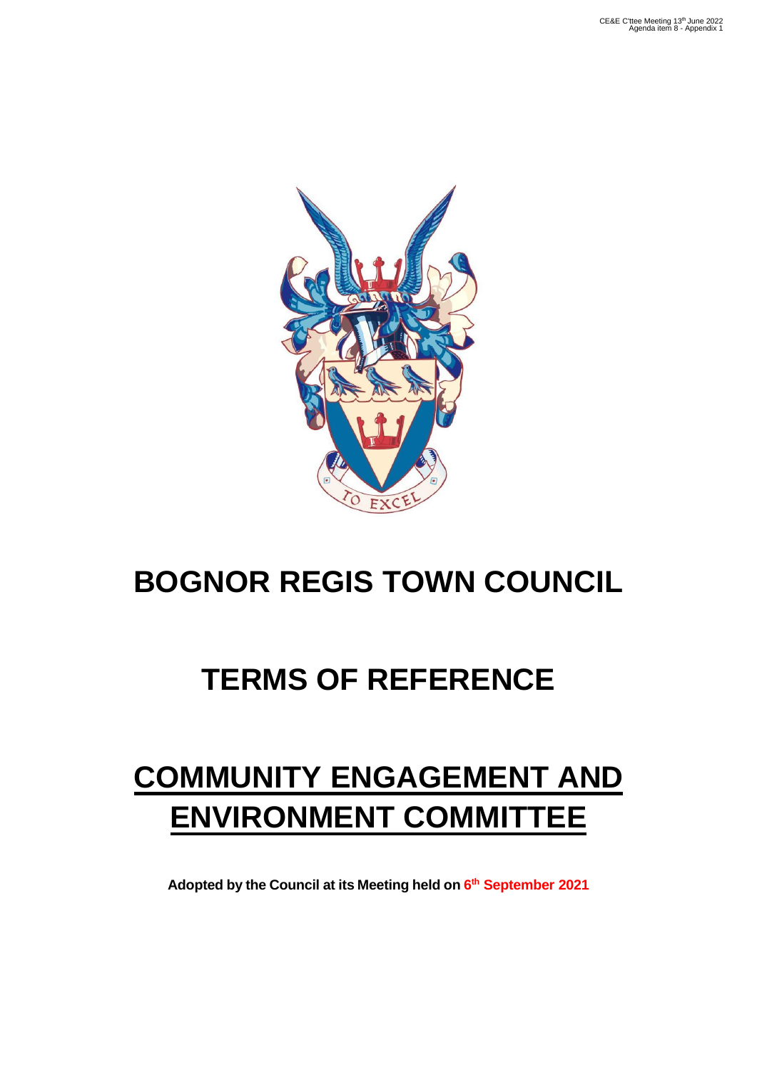# BOGNOR REGIS TOWN COUNCIL

# TERMS OF REFERENCE

# COMMUNITY ENGAGEMENT AND ENVIRONMENT COMMITTEE

**Adopted by the Council at its Meeting held on 6th September 2021**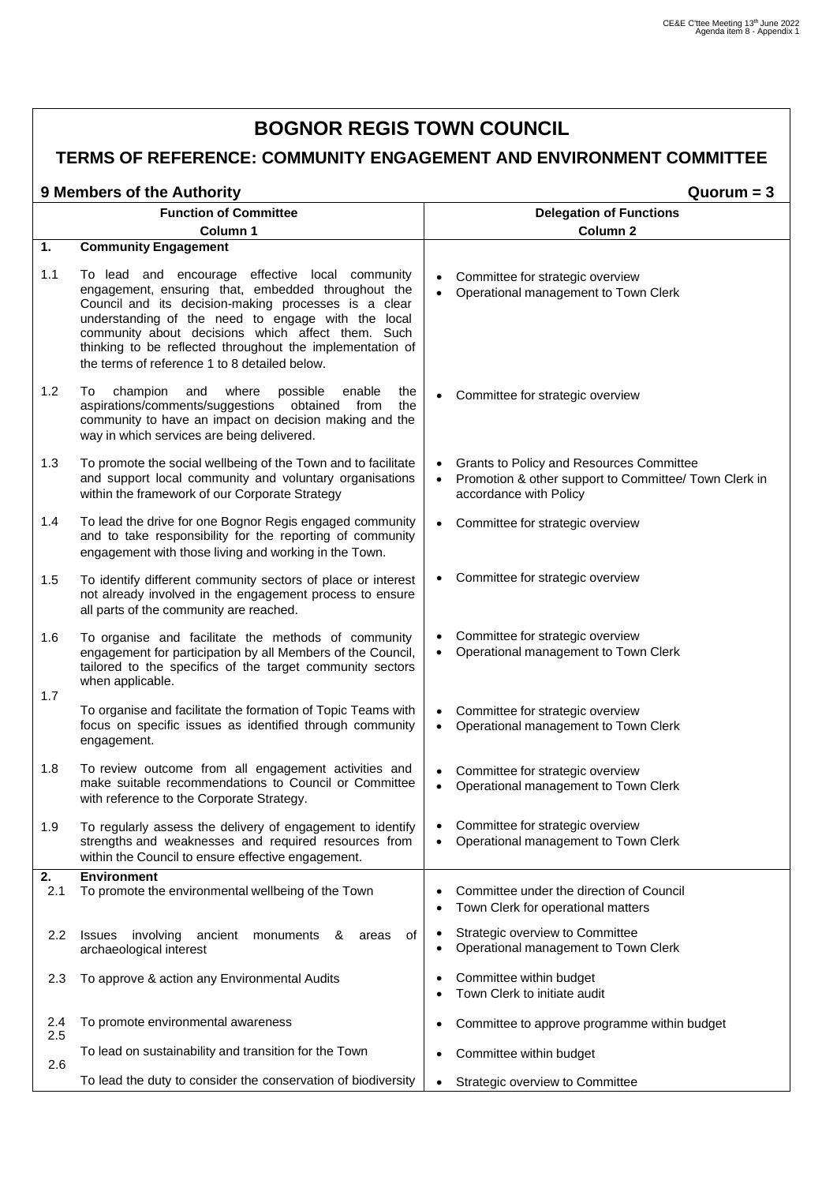# BOGNOR REGIS TOWN COUNCIL

## TERMS OF REFERENCE: COMMUNITY ENGAGEMENT AND ENVIRONMENT COMMITTEE

**9 Members of the Authority** **Quorum = 3**

| | Function of Committee<br>Column 1 | Delegation of Functions<br>Column 2 |
|---|---|---|
| **1.** | **Community Engagement** | |
| 1.1 | To lead and encourage effective local community engagement, ensuring that, embedded throughout the Council and its decision-making processes is a clear understanding of the need to engage with the local community about decisions which affect them. Such thinking to be reflected throughout the implementation of the terms of reference 1 to 8 detailed below. | • Committee for strategic overview<br>• Operational management to Town Clerk |
| 1.2 | To champion and where possible enable the aspirations/comments/suggestions obtained from the community to have an impact on decision making and the way in which services are being delivered. | • Committee for strategic overview |
| 1.3 | To promote the social wellbeing of the Town and to facilitate and support local community and voluntary organisations within the framework of our Corporate Strategy | • Grants to Policy and Resources Committee<br>• Promotion & other support to Committee/ Town Clerk in accordance with Policy |
| 1.4 | To lead the drive for one Bognor Regis engaged community and to take responsibility for the reporting of community engagement with those living and working in the Town. | • Committee for strategic overview |
| 1.5 | To identify different community sectors of place or interest not already involved in the engagement process to ensure all parts of the community are reached. | • Committee for strategic overview |
| 1.6 | To organise and facilitate the methods of community engagement for participation by all Members of the Council, tailored to the specifics of the target community sectors when applicable. | • Committee for strategic overview<br>• Operational management to Town Clerk |
| 1.7 | To organise and facilitate the formation of Topic Teams with focus on specific issues as identified through community engagement. | • Committee for strategic overview<br>• Operational management to Town Clerk |
| 1.8 | To review outcome from all engagement activities and make suitable recommendations to Council or Committee with reference to the Corporate Strategy. | • Committee for strategic overview<br>• Operational management to Town Clerk |
| 1.9 | To regularly assess the delivery of engagement to identify strengths and weaknesses and required resources from within the Council to ensure effective engagement. | • Committee for strategic overview<br>• Operational management to Town Clerk |
| **2.** | **Environment** | |
| 2.1 | To promote the environmental wellbeing of the Town | • Committee under the direction of Council<br>• Town Clerk for operational matters |
| 2.2 | Issues involving ancient monuments & areas of archaeological interest | • Strategic overview to Committee<br>• Operational management to Town Clerk |
| 2.3 | To approve & action any Environmental Audits | • Committee within budget<br>• Town Clerk to initiate audit |
| 2.4 | To promote environmental awareness | • Committee to approve programme within budget |
| 2.5 | To lead on sustainability and transition for the Town | • Committee within budget |
| 2.6 | To lead the duty to consider the conservation of biodiversity | • Strategic overview to Committee |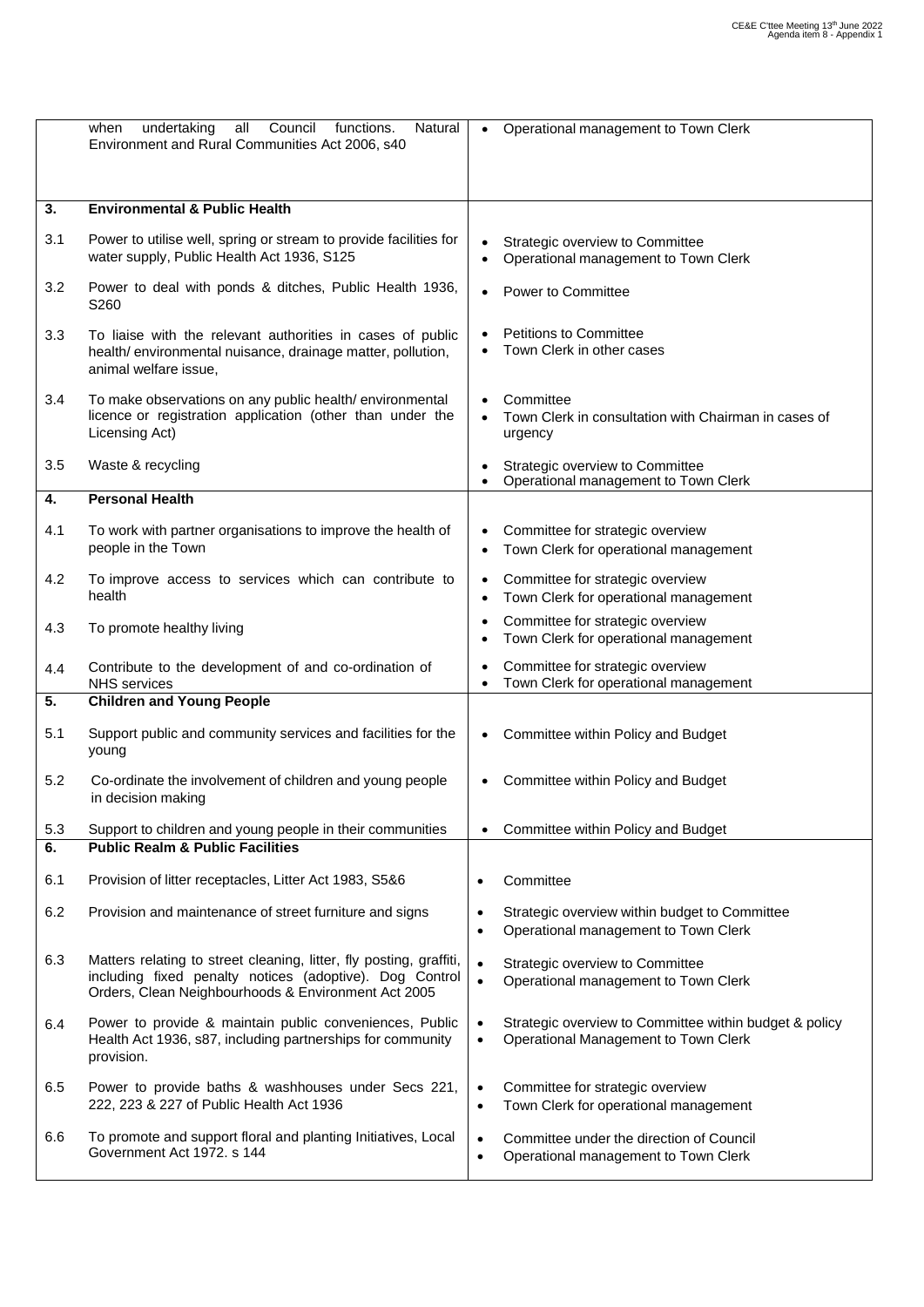| | | |
|---|---|---|
| | when undertaking all Council functions. Natural Environment and Rural Communities Act 2006, s40 | • Operational management to Town Clerk |
| **3.** | **Environmental & Public Health** | |
| 3.1 | Power to utilise well, spring or stream to provide facilities for water supply, Public Health Act 1936, S125 | • Strategic overview to Committee<br>• Operational management to Town Clerk |
| 3.2 | Power to deal with ponds & ditches, Public Health 1936, S260 | • Power to Committee |
| 3.3 | To liaise with the relevant authorities in cases of public health/ environmental nuisance, drainage matter, pollution, animal welfare issue, | • Petitions to Committee<br>• Town Clerk in other cases |
| 3.4 | To make observations on any public health/ environmental licence or registration application (other than under the Licensing Act) | • Committee<br>• Town Clerk in consultation with Chairman in cases of urgency |
| 3.5 | Waste & recycling | • Strategic overview to Committee<br>• Operational management to Town Clerk |
| **4.** | **Personal Health** | |
| 4.1 | To work with partner organisations to improve the health of people in the Town | • Committee for strategic overview<br>• Town Clerk for operational management |
| 4.2 | To improve access to services which can contribute to health | • Committee for strategic overview<br>• Town Clerk for operational management |
| 4.3 | To promote healthy living | • Committee for strategic overview<br>• Town Clerk for operational management |
| 4.4 | Contribute to the development of and co-ordination of NHS services | • Committee for strategic overview<br>• Town Clerk for operational management |
| **5.** | **Children and Young People** | |
| 5.1 | Support public and community services and facilities for the young | • Committee within Policy and Budget |
| 5.2 | Co-ordinate the involvement of children and young people in decision making | • Committee within Policy and Budget |
| 5.3 | Support to children and young people in their communities | • Committee within Policy and Budget |
| **6.** | **Public Realm & Public Facilities** | |
| 6.1 | Provision of litter receptacles, Litter Act 1983, S5&6 | • Committee |
| 6.2 | Provision and maintenance of street furniture and signs | • Strategic overview within budget to Committee<br>• Operational management to Town Clerk |
| 6.3 | Matters relating to street cleaning, litter, fly posting, graffiti, including fixed penalty notices (adoptive). Dog Control Orders, Clean Neighbourhoods & Environment Act 2005 | • Strategic overview to Committee<br>• Operational management to Town Clerk |
| 6.4 | Power to provide & maintain public conveniences, Public Health Act 1936, s87, including partnerships for community provision. | • Strategic overview to Committee within budget & policy<br>• Operational Management to Town Clerk |
| 6.5 | Power to provide baths & washhouses under Secs 221, 222, 223 & 227 of Public Health Act 1936 | • Committee for strategic overview<br>• Town Clerk for operational management |
| 6.6 | To promote and support floral and planting Initiatives, Local Government Act 1972. s 144 | • Committee under the direction of Council<br>• Operational management to Town Clerk |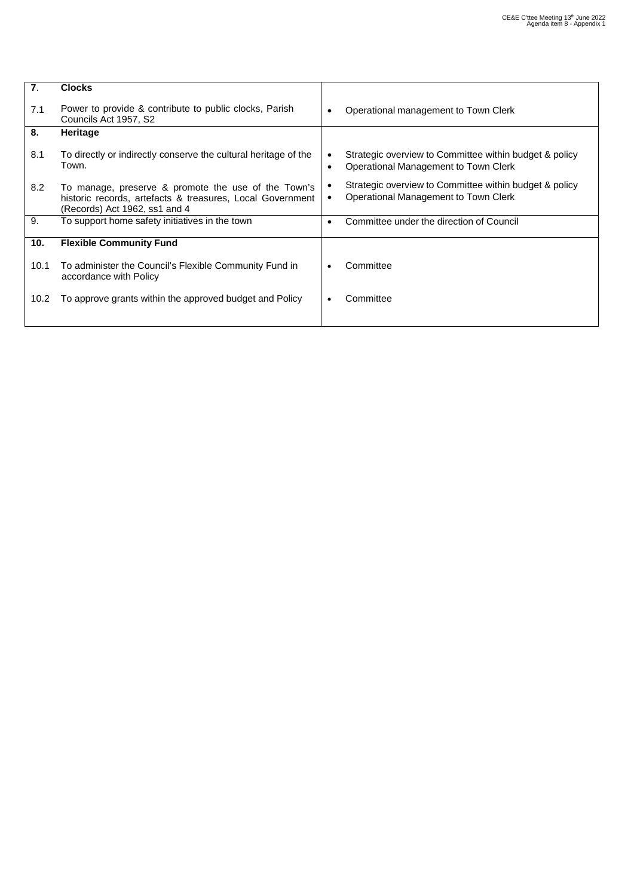| | | |
|---|---|---|
| **7**. | **Clocks** | |
| 7.1 | Power to provide & contribute to public clocks, Parish Councils Act 1957, S2 | • Operational management to Town Clerk |
| **8.** | **Heritage** | |
| 8.1 | To directly or indirectly conserve the cultural heritage of the Town. | • Strategic overview to Committee within budget & policy<br>• Operational Management to Town Clerk |
| 8.2 | To manage, preserve & promote the use of the Town's historic records, artefacts & treasures, Local Government (Records) Act 1962, ss1 and 4 | • Strategic overview to Committee within budget & policy<br>• Operational Management to Town Clerk |
| 9. | To support home safety initiatives in the town | • Committee under the direction of Council |
| **10.** | **Flexible Community Fund** | |
| 10.1 | To administer the Council's Flexible Community Fund in accordance with Policy | • Committee |
| 10.2 | To approve grants within the approved budget and Policy | • Committee |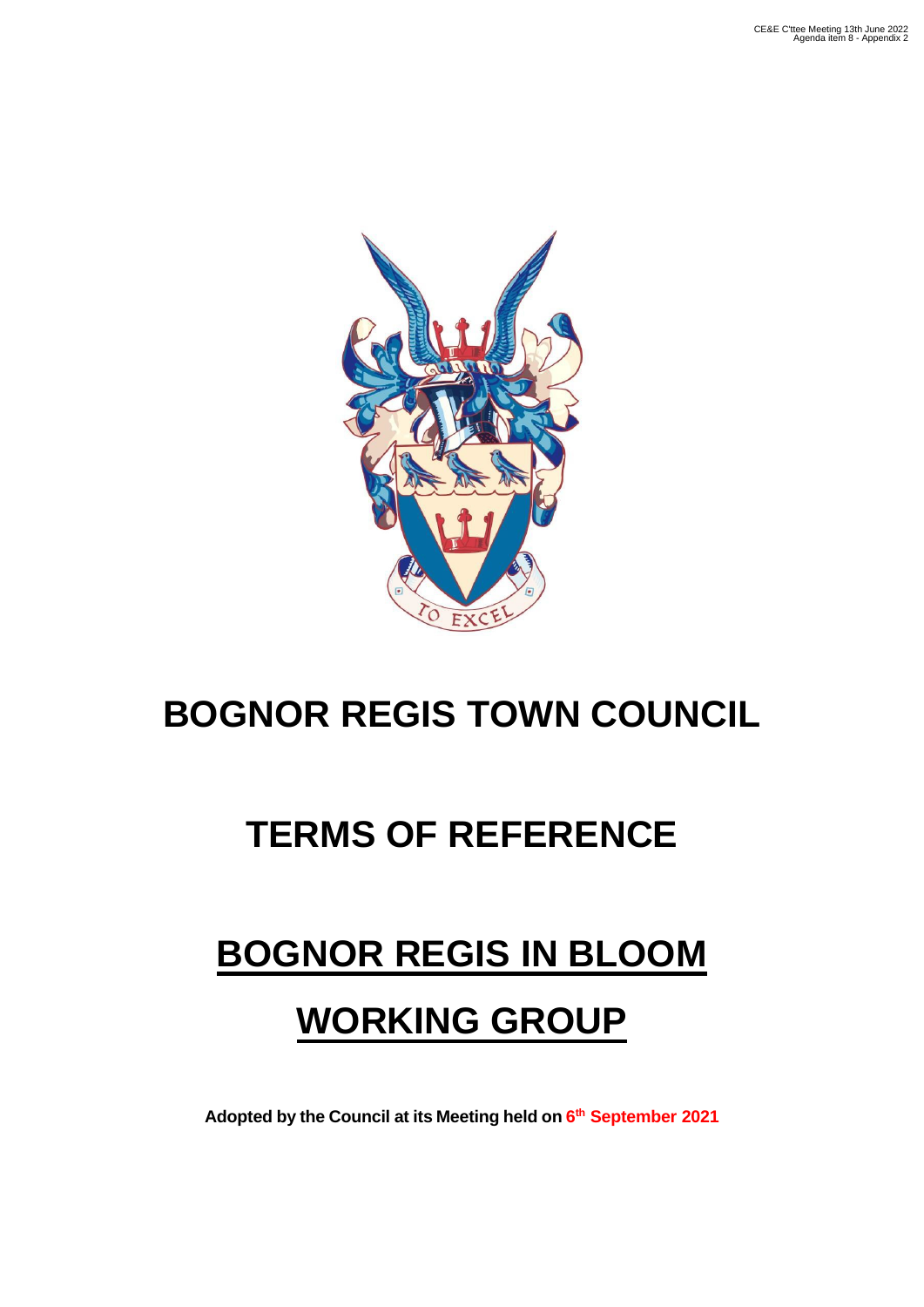# BOGNOR REGIS TOWN COUNCIL

# TERMS OF REFERENCE

# BOGNOR REGIS IN BLOOM

# WORKING GROUP

**Adopted by the Council at its Meeting held on 6th September 2021**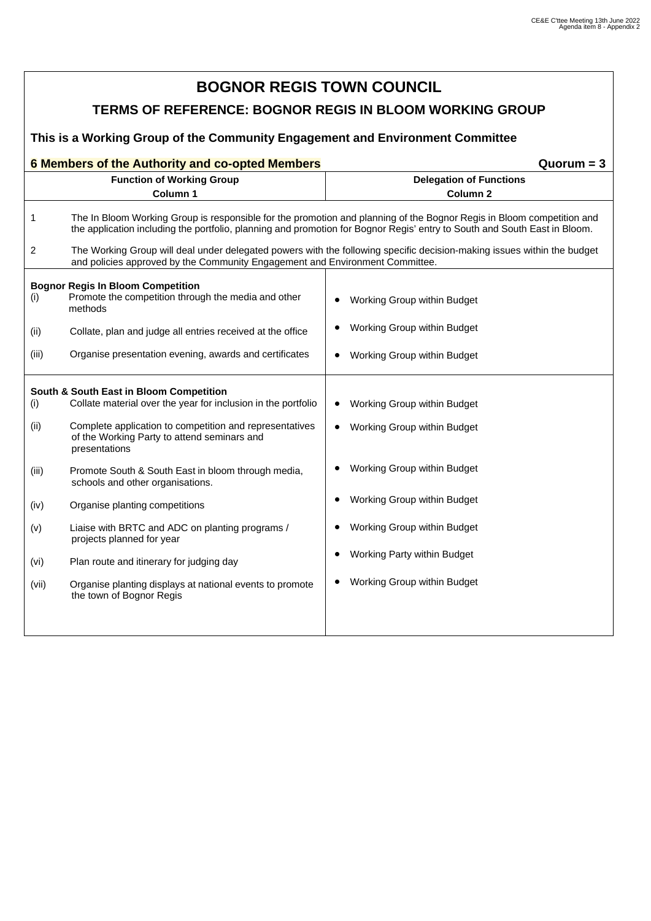# BOGNOR REGIS TOWN COUNCIL

## TERMS OF REFERENCE: BOGNOR REGIS IN BLOOM WORKING GROUP

### This is a Working Group of the Community Engagement and Environment Committee

**6 Members of the Authority and co-opted Members** **Quorum = 3**

| Function of Working Group<br>Column 1 | Delegation of Functions<br>Column 2 |
|---|---|
| 1 The In Bloom Working Group is responsible for the promotion and planning of the Bognor Regis in Bloom competition and the application including the portfolio, planning and promotion for Bognor Regis' entry to South and South East in Bloom.<br><br>2 The Working Group will deal under delegated powers with the following specific decision-making issues within the budget and policies approved by the Community Engagement and Environment Committee. | |
| **Bognor Regis In Bloom Competition** | |
| (i) Promote the competition through the media and other methods | • Working Group within Budget |
| (ii) Collate, plan and judge all entries received at the office | • Working Group within Budget |
| (iii) Organise presentation evening, awards and certificates | • Working Group within Budget |
| **South & South East in Bloom Competition** | |
| (i) Collate material over the year for inclusion in the portfolio | • Working Group within Budget |
| (ii) Complete application to competition and representatives of the Working Party to attend seminars and presentations | • Working Group within Budget |
| (iii) Promote South & South East in bloom through media, schools and other organisations. | • Working Group within Budget |
| (iv) Organise planting competitions | • Working Group within Budget |
| (v) Liaise with BRTC and ADC on planting programs / projects planned for year | • Working Group within Budget |
| (vi) Plan route and itinerary for judging day | • Working Party within Budget |
| (vii) Organise planting displays at national events to promote the town of Bognor Regis | • Working Group within Budget |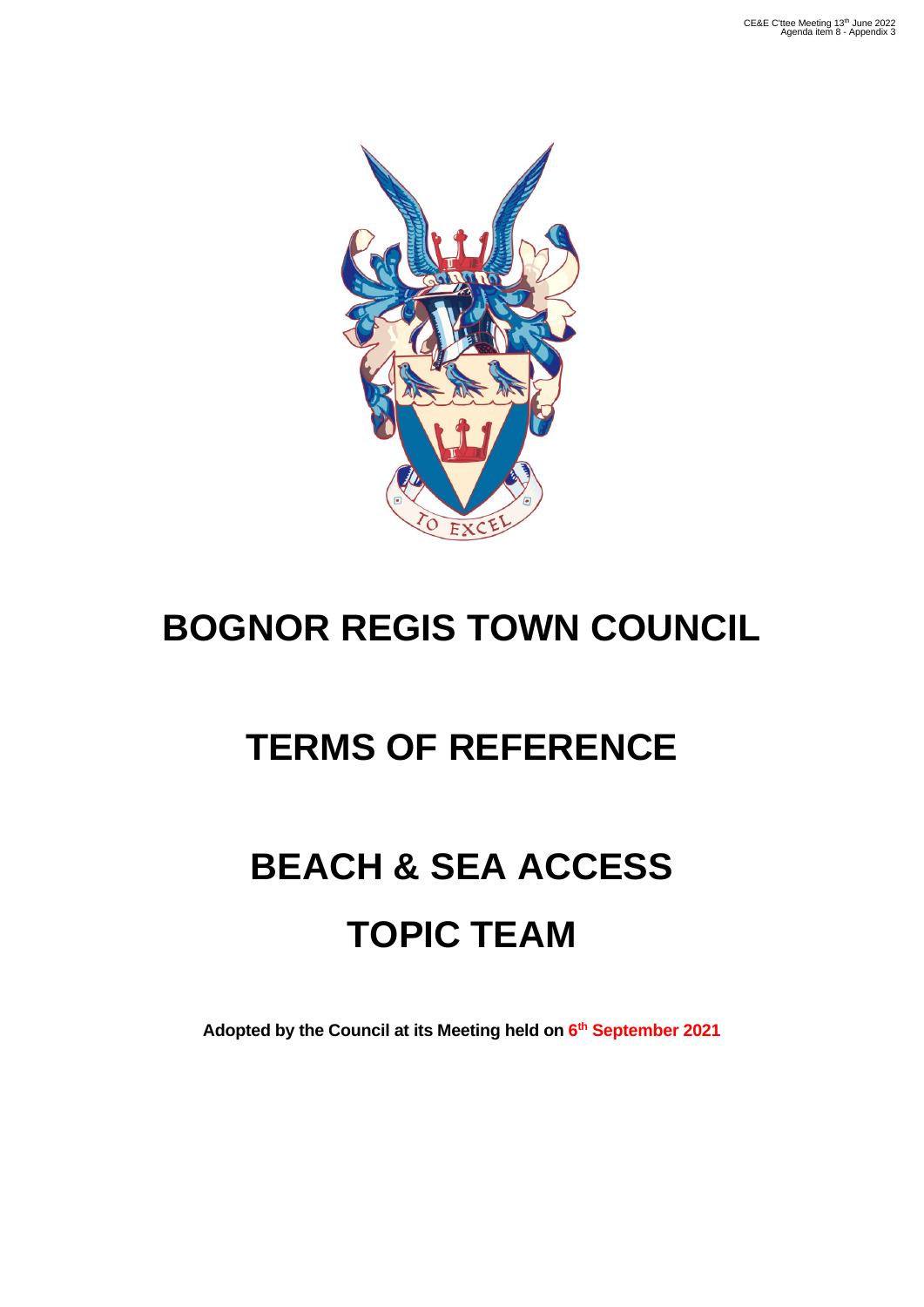# BOGNOR REGIS TOWN COUNCIL

# TERMS OF REFERENCE

# BEACH & SEA ACCESS TOPIC TEAM

**Adopted by the Council at its Meeting held on 6th September 2021**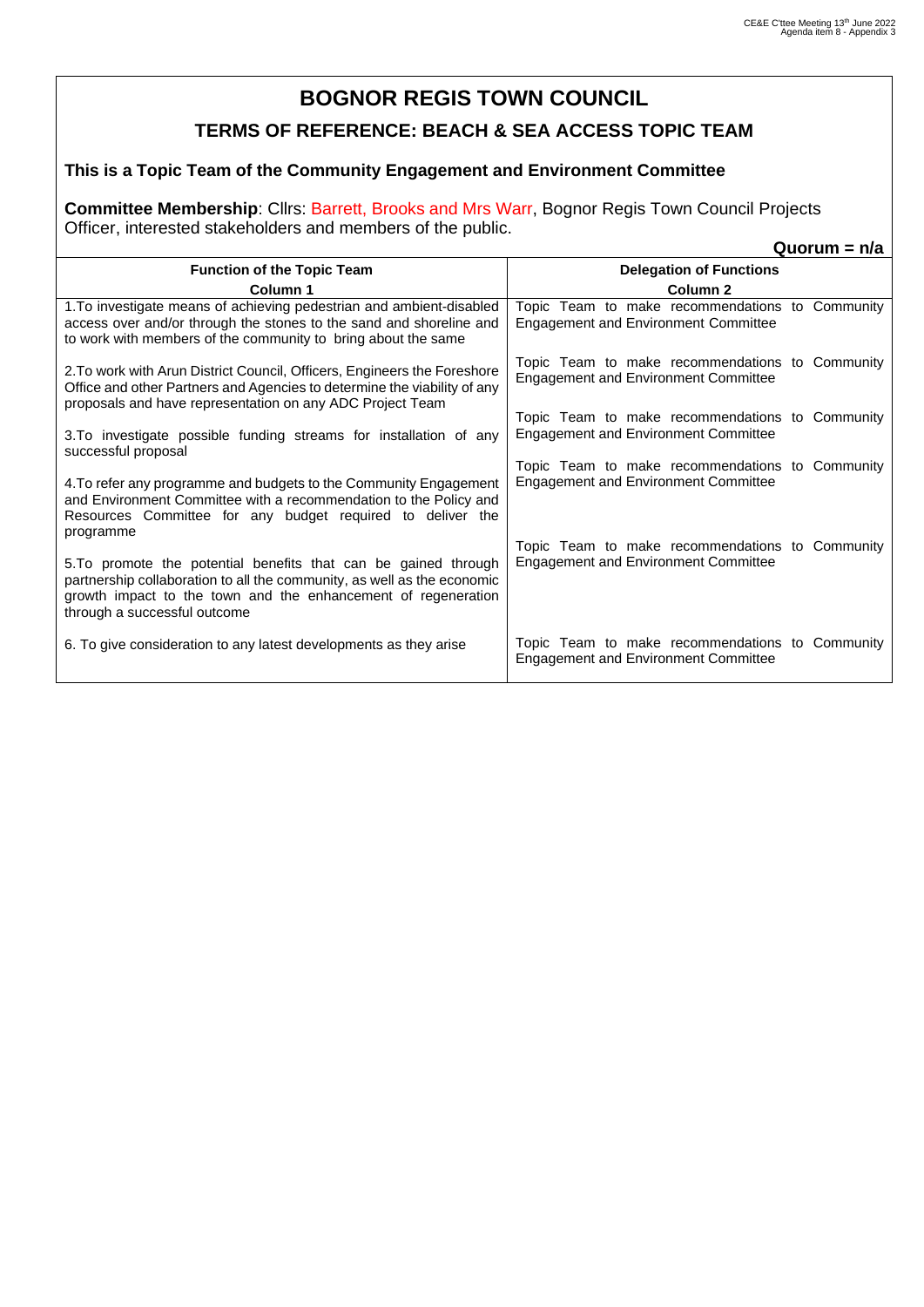# BOGNOR REGIS TOWN COUNCIL

## TERMS OF REFERENCE: BEACH & SEA ACCESS TOPIC TEAM

### This is a Topic Team of the Community Engagement and Environment Committee

**Committee Membership**: Cllrs: Barrett, Brooks and Mrs Warr, Bognor Regis Town Council Projects Officer, interested stakeholders and members of the public.

**Quorum = n/a**

| Function of the Topic Team<br>Column 1 | Delegation of Functions<br>Column 2 |
|---|---|
| 1.To investigate means of achieving pedestrian and ambient-disabled access over and/or through the stones to the sand and shoreline and to work with members of the community to bring about the same | Topic Team to make recommendations to Community Engagement and Environment Committee |
| 2.To work with Arun District Council, Officers, Engineers the Foreshore Office and other Partners and Agencies to determine the viability of any proposals and have representation on any ADC Project Team | Topic Team to make recommendations to Community Engagement and Environment Committee |
| 3.To investigate possible funding streams for installation of any successful proposal | Topic Team to make recommendations to Community Engagement and Environment Committee |
| 4.To refer any programme and budgets to the Community Engagement and Environment Committee with a recommendation to the Policy and Resources Committee for any budget required to deliver the programme | Topic Team to make recommendations to Community Engagement and Environment Committee |
| 5.To promote the potential benefits that can be gained through partnership collaboration to all the community, as well as the economic growth impact to the town and the enhancement of regeneration through a successful outcome | Topic Team to make recommendations to Community Engagement and Environment Committee |
| 6. To give consideration to any latest developments as they arise | Topic Team to make recommendations to Community Engagement and Environment Committee |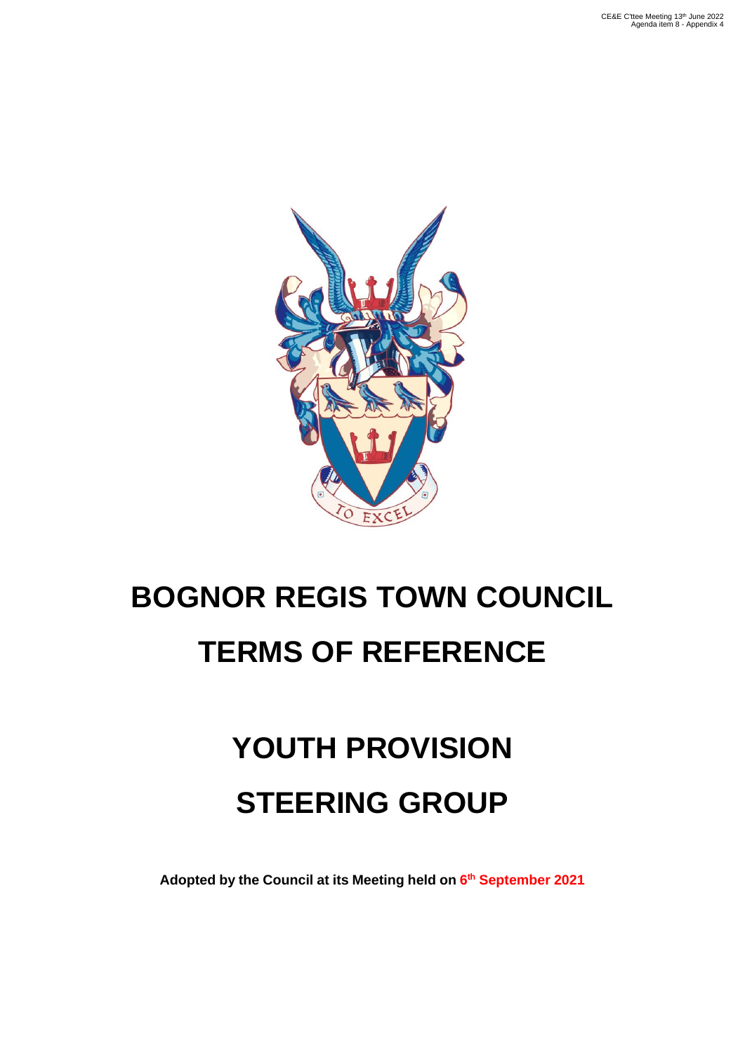CE&E C'ttee Meeting 13th June 2022
Agenda item 8 - Appendix 4

# BOGNOR REGIS TOWN COUNCIL

# TERMS OF REFERENCE

# YOUTH PROVISION

# STEERING GROUP

**Adopted by the Council at its Meeting held on 6th September 2021**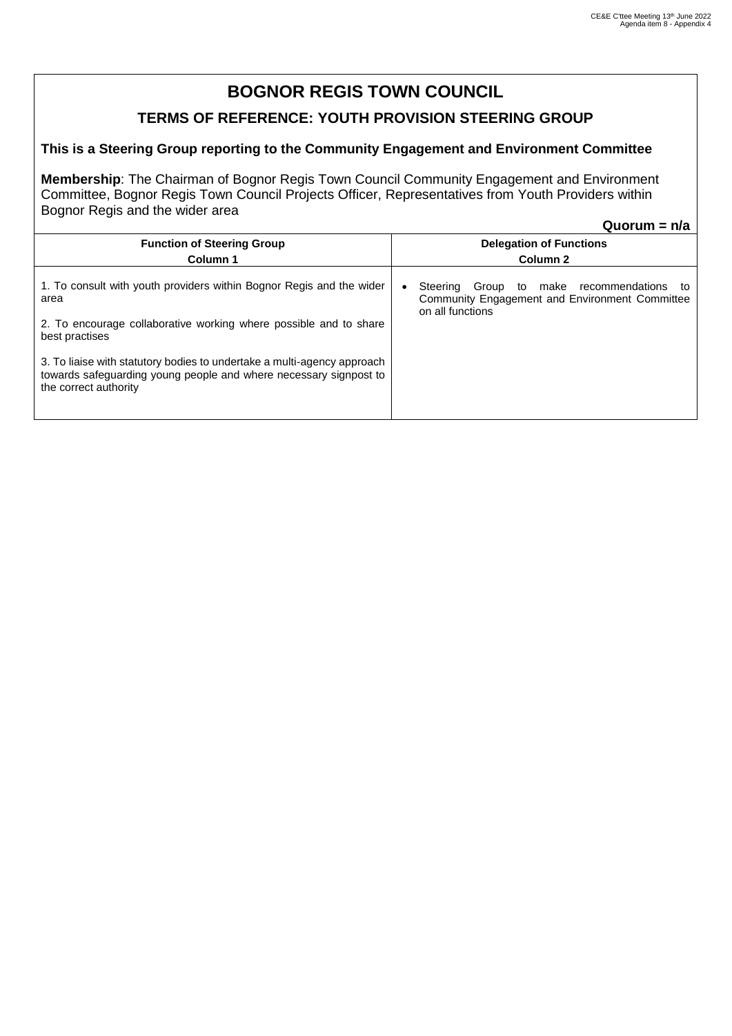# BOGNOR REGIS TOWN COUNCIL

## TERMS OF REFERENCE: YOUTH PROVISION STEERING GROUP

**This is a Steering Group reporting to the Community Engagement and Environment Committee**

**Membership**: The Chairman of Bognor Regis Town Council Community Engagement and Environment Committee, Bognor Regis Town Council Projects Officer, Representatives from Youth Providers within Bognor Regis and the wider area

**Quorum = n/a**

| Function of Steering Group<br>Column 1 | Delegation of Functions<br>Column 2 |
|---|---|
| 1. To consult with youth providers within Bognor Regis and the wider area<br><br>2. To encourage collaborative working where possible and to share best practises<br><br>3. To liaise with statutory bodies to undertake a multi-agency approach towards safeguarding young people and where necessary signpost to the correct authority | • Steering Group to make recommendations to Community Engagement and Environment Committee on all functions |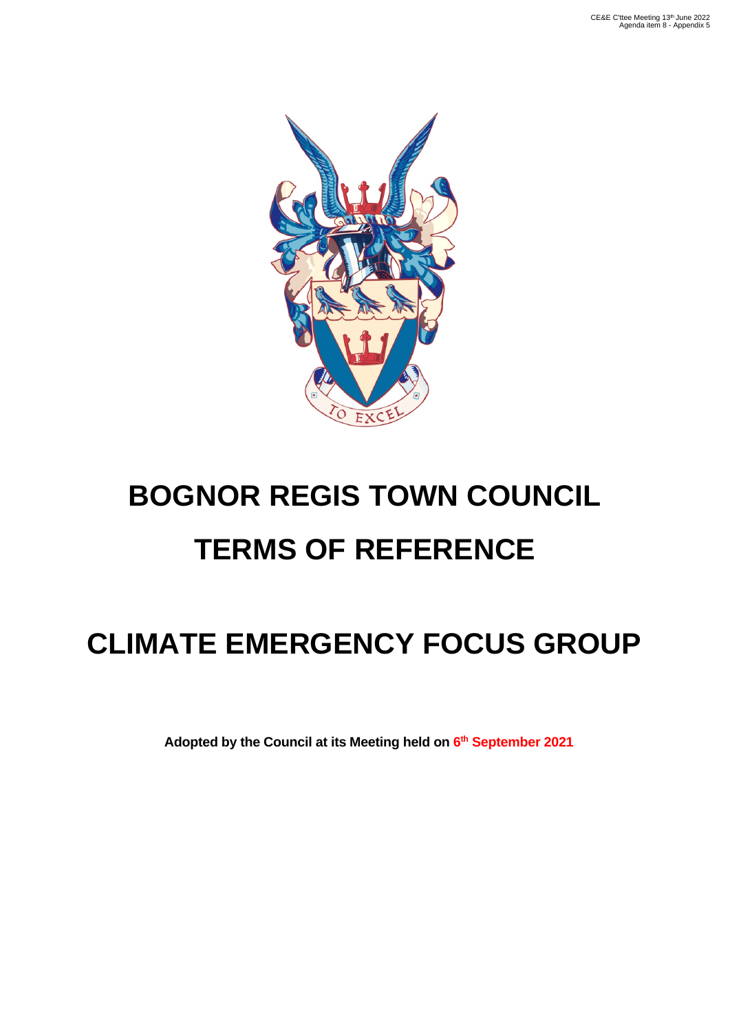CE&E C'ttee Meeting 13th June 2022
Agenda item 8 - Appendix 5

# BOGNOR REGIS TOWN COUNCIL

# TERMS OF REFERENCE

# CLIMATE EMERGENCY FOCUS GROUP

**Adopted by the Council at its Meeting held on 6th September 2021**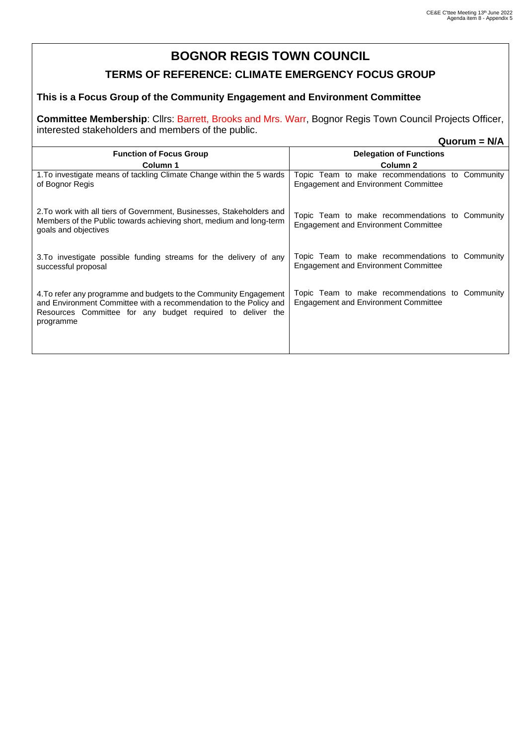# BOGNOR REGIS TOWN COUNCIL

## TERMS OF REFERENCE: CLIMATE EMERGENCY FOCUS GROUP

**This is a Focus Group of the Community Engagement and Environment Committee**

**Committee Membership**: Cllrs: Barrett, Brooks and Mrs. Warr, Bognor Regis Town Council Projects Officer, interested stakeholders and members of the public.

**Quorum = N/A**

| Function of Focus Group<br>Column 1 | Delegation of Functions<br>Column 2 |
|---|---|
| 1.To investigate means of tackling Climate Change within the 5 wards of Bognor Regis | Topic Team to make recommendations to Community Engagement and Environment Committee |
| 2.To work with all tiers of Government, Businesses, Stakeholders and Members of the Public towards achieving short, medium and long-term goals and objectives | Topic Team to make recommendations to Community Engagement and Environment Committee |
| 3.To investigate possible funding streams for the delivery of any successful proposal | Topic Team to make recommendations to Community Engagement and Environment Committee |
| 4.To refer any programme and budgets to the Community Engagement and Environment Committee with a recommendation to the Policy and Resources Committee for any budget required to deliver the programme | Topic Team to make recommendations to Community Engagement and Environment Committee |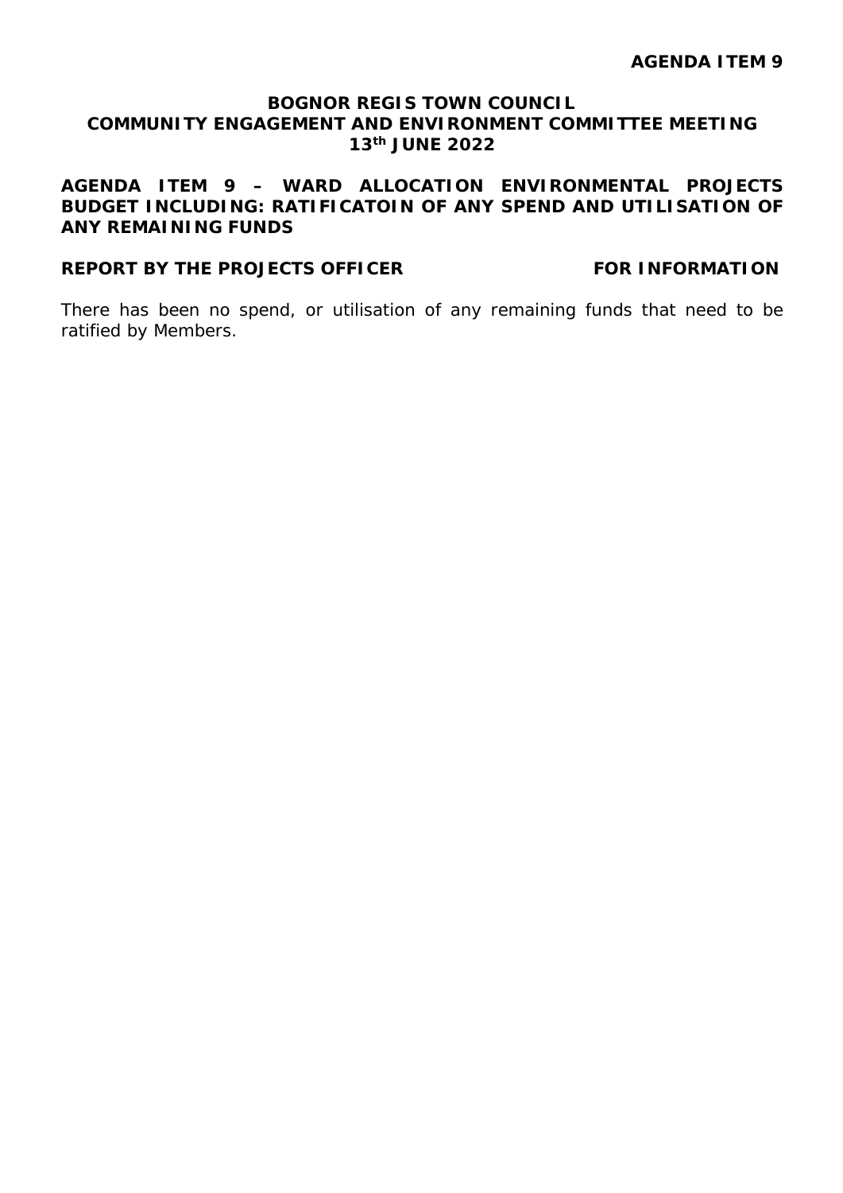**AGENDA ITEM 9**

**BOGNOR REGIS TOWN COUNCIL**
**COMMUNITY ENGAGEMENT AND ENVIRONMENT COMMITTEE MEETING**
**13th JUNE 2022**

**AGENDA ITEM 9 – WARD ALLOCATION ENVIRONMENTAL PROJECTS BUDGET INCLUDING: RATIFICATOIN OF ANY SPEND AND UTILISATION OF ANY REMAINING FUNDS**

**REPORT BY THE PROJECTS OFFICER** **FOR INFORMATION**

There has been no spend, or utilisation of any remaining funds that need to be ratified by Members.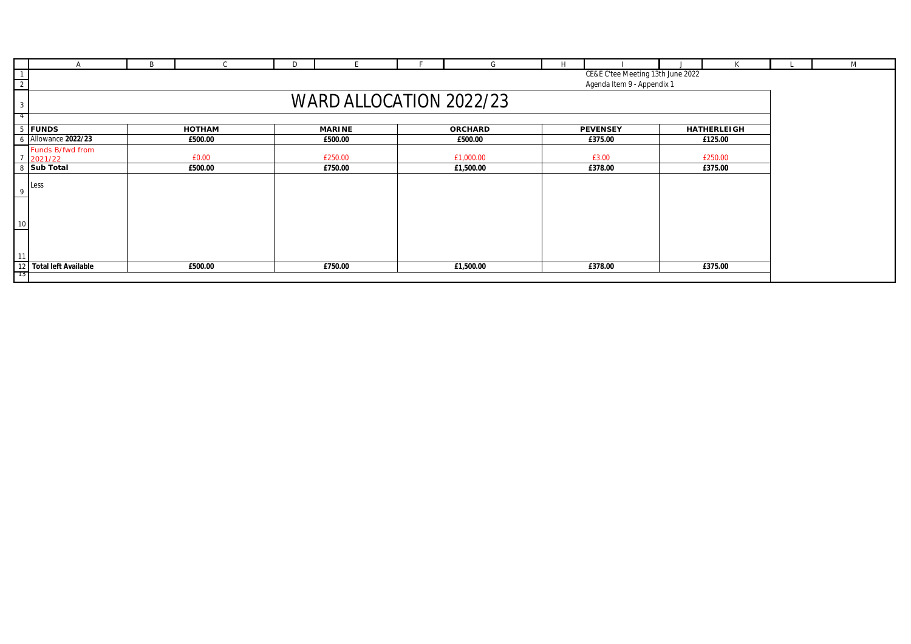CE&E C'tee Meeting 13th June 2022

Agenda Item 9 - Appendix 1

# WARD ALLOCATION 2022/23

| FUNDS | HOTHAM | MARINE | ORCHARD | PEVENSEY | HATHERLEIGH |
|---|---|---|---|---|---|
| Allowance **2022/23** | £500.00 | £500.00 | £500.00 | £375.00 | £125.00 |
| Funds B/fwd from 2021/22 | £0.00 | £250.00 | £1,000.00 | £3.00 | £250.00 |
| **Sub Total** | £500.00 | £750.00 | £1,500.00 | £378.00 | £375.00 |
| Less | | | | | |
| | | | | | |
| | | | | | |
| **Total left Available** | £500.00 | £750.00 | £1,500.00 | £378.00 | £375.00 |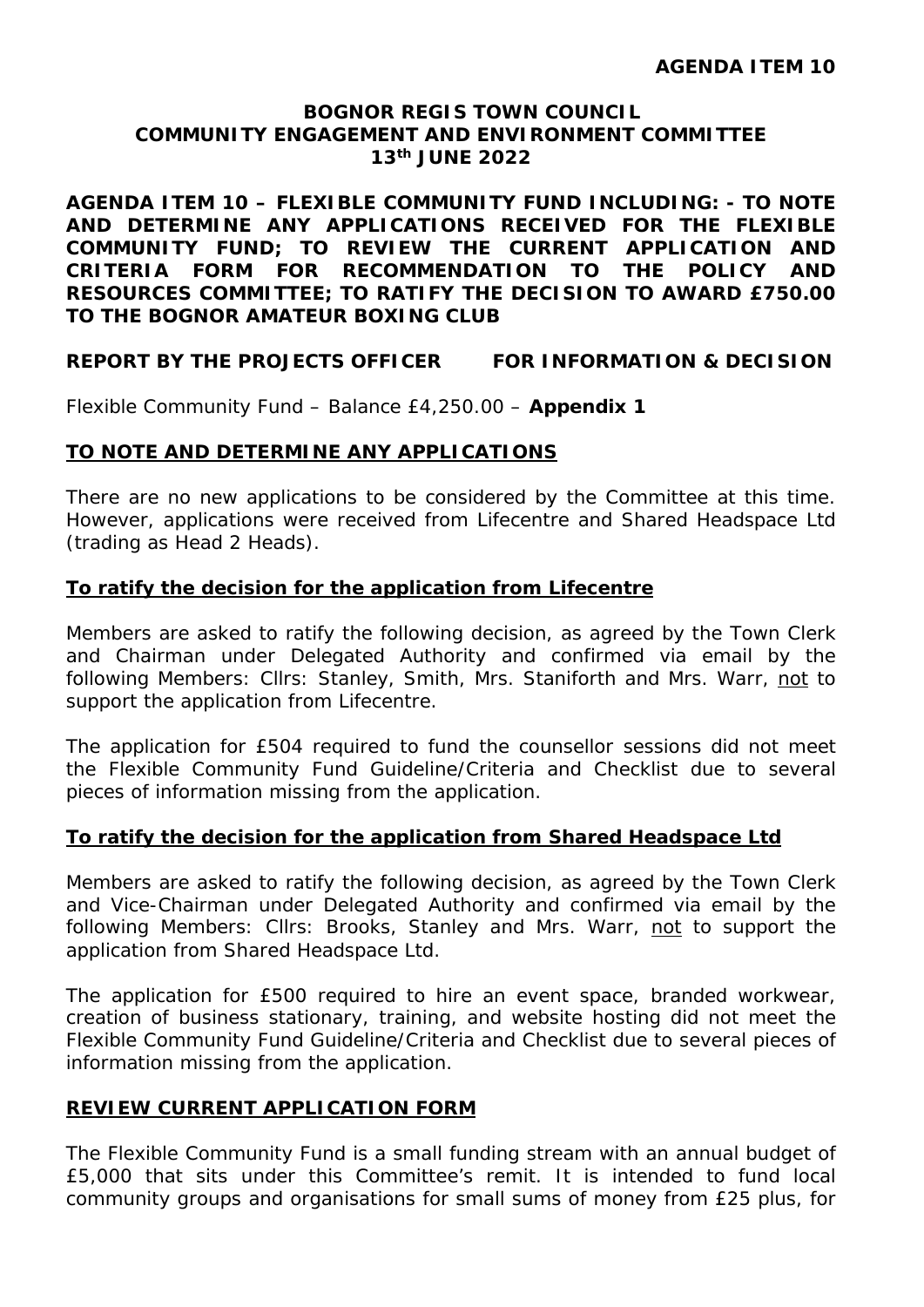**AGENDA ITEM 10**

**BOGNOR REGIS TOWN COUNCIL**
**COMMUNITY ENGAGEMENT AND ENVIRONMENT COMMITTEE**
**13th JUNE 2022**

**AGENDA ITEM 10 – FLEXIBLE COMMUNITY FUND INCLUDING: - TO NOTE AND DETERMINE ANY APPLICATIONS RECEIVED FOR THE FLEXIBLE COMMUNITY FUND; TO REVIEW THE CURRENT APPLICATION AND CRITERIA FORM FOR RECOMMENDATION TO THE POLICY AND RESOURCES COMMITTEE; TO RATIFY THE DECISION TO AWARD £750.00 TO THE BOGNOR AMATEUR BOXING CLUB**

**REPORT BY THE PROJECTS OFFICER FOR INFORMATION & DECISION**

Flexible Community Fund – Balance £4,250.00 – **Appendix 1**

**TO NOTE AND DETERMINE ANY APPLICATIONS**

There are no new applications to be considered by the Committee at this time. However, applications were received from Lifecentre and Shared Headspace Ltd (trading as Head 2 Heads).

**To ratify the decision for the application from Lifecentre**

Members are asked to ratify the following decision, as agreed by the Town Clerk and Chairman under Delegated Authority and confirmed via email by the following Members: Cllrs: Stanley, Smith, Mrs. Staniforth and Mrs. Warr, not to support the application from Lifecentre.

The application for £504 required to fund the counsellor sessions did not meet the Flexible Community Fund Guideline/Criteria and Checklist due to several pieces of information missing from the application.

**To ratify the decision for the application from Shared Headspace Ltd**

Members are asked to ratify the following decision, as agreed by the Town Clerk and Vice-Chairman under Delegated Authority and confirmed via email by the following Members: Cllrs: Brooks, Stanley and Mrs. Warr, not to support the application from Shared Headspace Ltd.

The application for £500 required to hire an event space, branded workwear, creation of business stationary, training, and website hosting did not meet the Flexible Community Fund Guideline/Criteria and Checklist due to several pieces of information missing from the application.

**REVIEW CURRENT APPLICATION FORM**

The Flexible Community Fund is a small funding stream with an annual budget of £5,000 that sits under this Committee's remit. It is intended to fund local community groups and organisations for small sums of money from £25 plus, for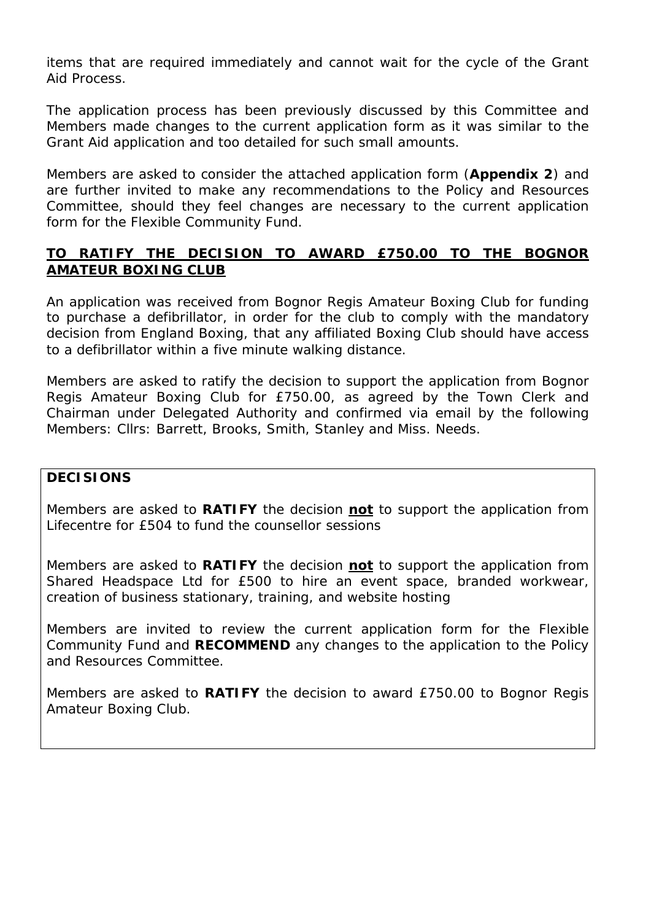items that are required immediately and cannot wait for the cycle of the Grant Aid Process.

The application process has been previously discussed by this Committee and Members made changes to the current application form as it was similar to the Grant Aid application and too detailed for such small amounts.

Members are asked to consider the attached application form (**Appendix 2**) and are further invited to make any recommendations to the Policy and Resources Committee, should they feel changes are necessary to the current application form for the Flexible Community Fund.

**TO RATIFY THE DECISION TO AWARD £750.00 TO THE BOGNOR AMATEUR BOXING CLUB**

An application was received from Bognor Regis Amateur Boxing Club for funding to purchase a defibrillator, in order for the club to comply with the mandatory decision from England Boxing, that any affiliated Boxing Club should have access to a defibrillator within a five minute walking distance.

Members are asked to ratify the decision to support the application from Bognor Regis Amateur Boxing Club for £750.00, as agreed by the Town Clerk and Chairman under Delegated Authority and confirmed via email by the following Members: Cllrs: Barrett, Brooks, Smith, Stanley and Miss. Needs.

**DECISIONS**

Members are asked to **RATIFY** the decision **not** to support the application from Lifecentre for £504 to fund the counsellor sessions

Members are asked to **RATIFY** the decision **not** to support the application from Shared Headspace Ltd for £500 to hire an event space, branded workwear, creation of business stationary, training, and website hosting

Members are invited to review the current application form for the Flexible Community Fund and **RECOMMEND** any changes to the application to the Policy and Resources Committee.

Members are asked to **RATIFY** the decision to award £750.00 to Bognor Regis Amateur Boxing Club.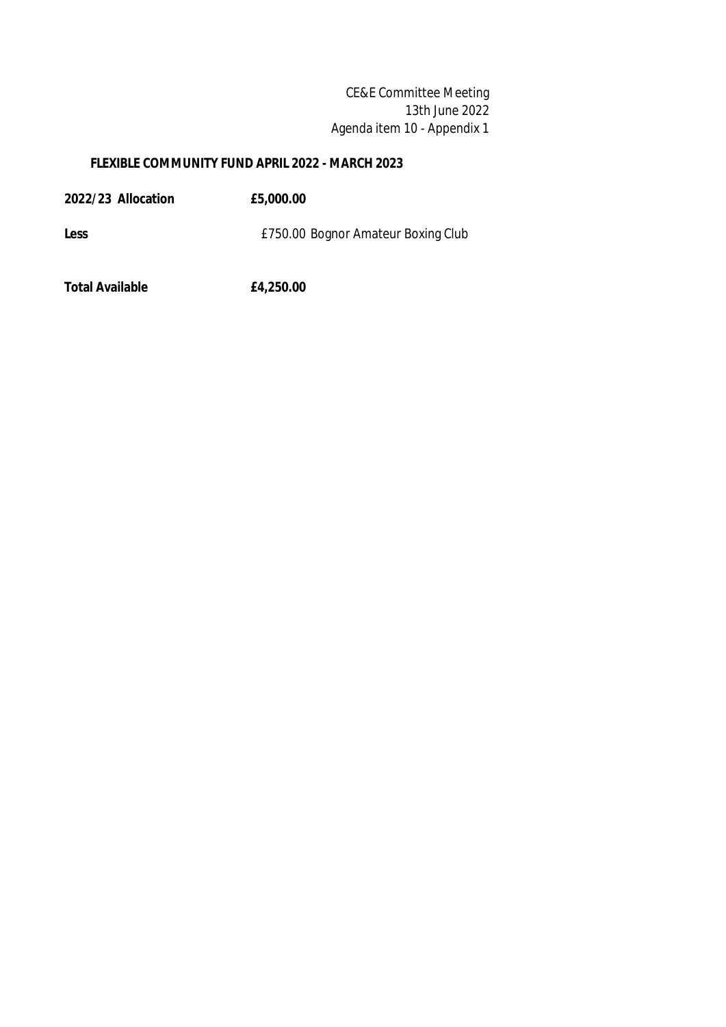CE&E Committee Meeting
13th June 2022
Agenda item 10 - Appendix 1

**FLEXIBLE COMMUNITY FUND APRIL 2022 - MARCH 2023**

| | | |
|---|---|---|
| **2022/23 Allocation** | **£5,000.00** | |
| **Less** | £750.00 | Bognor Amateur Boxing Club |
| **Total Available** | **£4,250.00** | |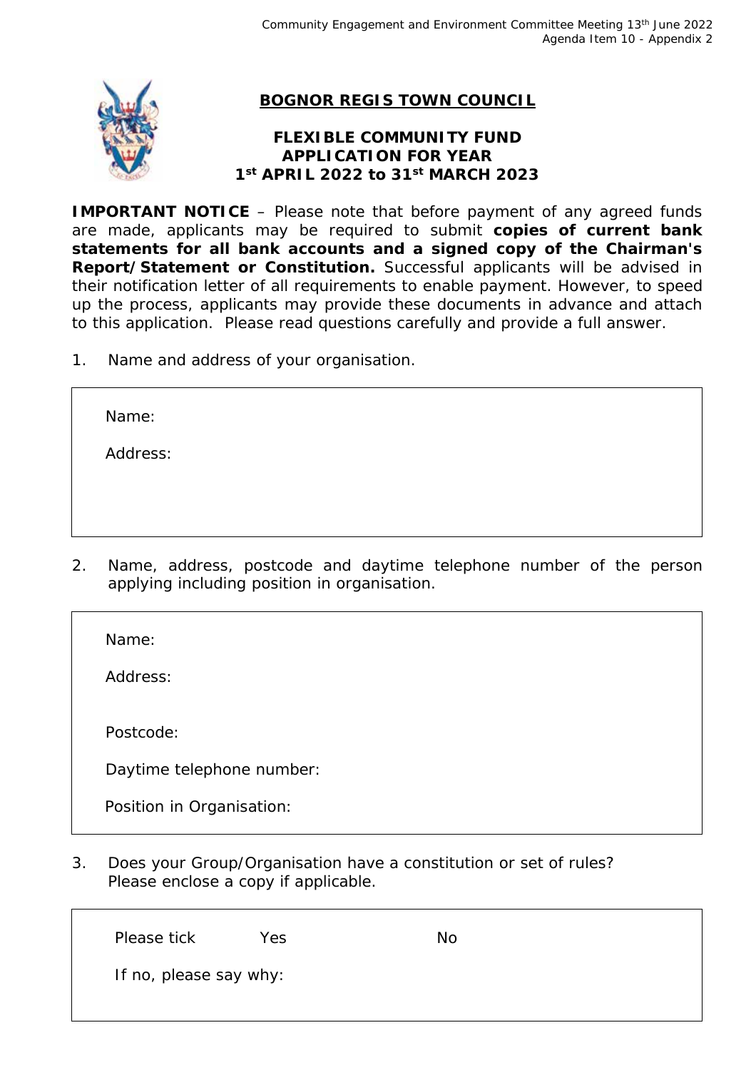# BOGNOR REGIS TOWN COUNCIL

## FLEXIBLE COMMUNITY FUND APPLICATION FOR YEAR 1st APRIL 2022 to 31st MARCH 2023

**IMPORTANT NOTICE** – Please note that before payment of any agreed funds are made, applicants may be required to submit **copies of current bank statements for all bank accounts and a signed copy of the Chairman's Report/Statement or Constitution.** Successful applicants will be advised in their notification letter of all requirements to enable payment. However, to speed up the process, applicants may provide these documents in advance and attach to this application. Please read questions carefully and provide a full answer.

1. Name and address of your organisation.

| |
|---|
| Name: |
| Address: |
| |

2. Name, address, postcode and daytime telephone number of the person applying including position in organisation.

| |
|---|
| Name: |
| Address: |
| Postcode: |
| Daytime telephone number: |
| Position in Organisation: |

3. Does your Group/Organisation have a constitution or set of rules? Please enclose a copy if applicable.

| | | |
|---|---|---|
| Please tick | Yes | No |
| If no, please say why: | | |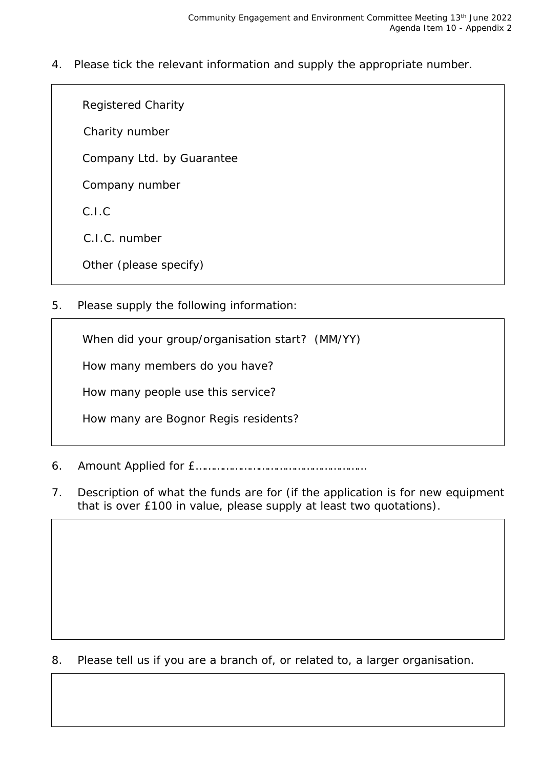4. Please tick the relevant information and supply the appropriate number.

| |
|---|
| Registered Charity |
| Charity number |
| Company Ltd. by Guarantee |
| Company number |
| C.I.C |
| C.I.C. number |
| Other (please specify) |

5. Please supply the following information:

| |
|---|
| When did your group/organisation start? (MM/YY) |
| How many members do you have? |
| How many people use this service? |
| How many are Bognor Regis residents? |

6. Amount Applied for £……………………………………………….

7. Description of what the funds are for (if the application is for new equipment that is over £100 in value, please supply at least two quotations).

8. Please tell us if you are a branch of, or related to, a larger organisation.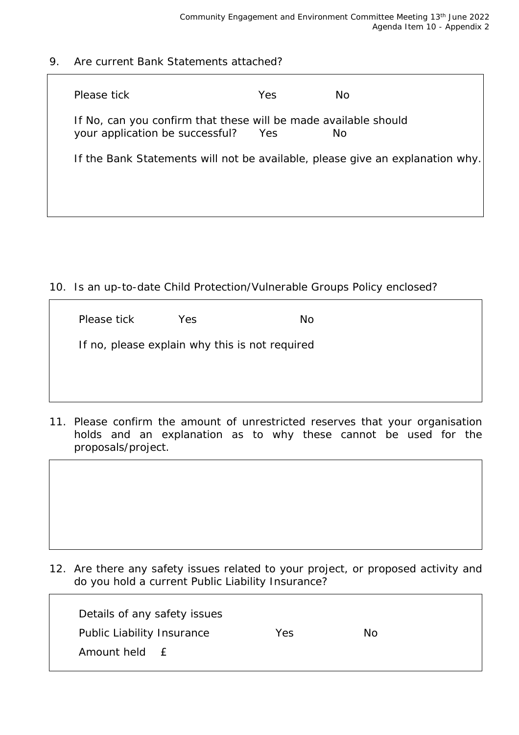9. Are current Bank Statements attached?

Please tick Yes No

If No, can you confirm that these will be made available should your application be successful? Yes No

If the Bank Statements will not be available, please give an explanation why.

10. Is an up-to-date Child Protection/Vulnerable Groups Policy enclosed?

Please tick Yes No

If no, please explain why this is not required

11. Please confirm the amount of unrestricted reserves that your organisation holds and an explanation as to why these cannot be used for the proposals/project.

12. Are there any safety issues related to your project, or proposed activity and do you hold a current Public Liability Insurance?

Details of any safety issues

Public Liability Insurance Yes No

Amount held £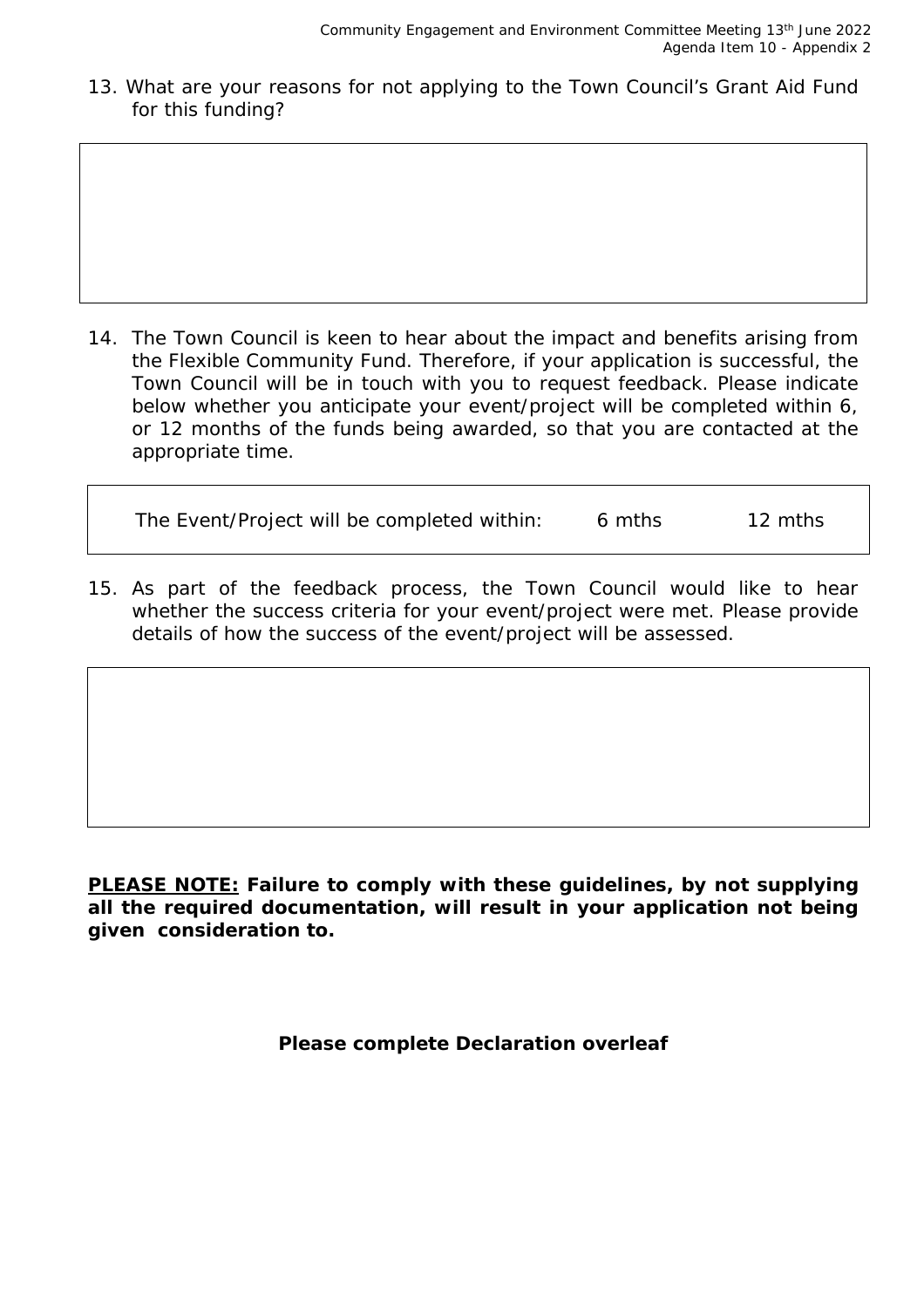13. What are your reasons for not applying to the Town Council's Grant Aid Fund for this funding?

|   |
|---|
|   |

14. The Town Council is keen to hear about the impact and benefits arising from the Flexible Community Fund. Therefore, if your application is successful, the Town Council will be in touch with you to request feedback. Please indicate below whether you anticipate your event/project will be completed within 6, or 12 months of the funds being awarded, so that you are contacted at the appropriate time.

| The Event/Project will be completed within: | 6 mths | 12 mths |
|---|---|---|

15. As part of the feedback process, the Town Council would like to hear whether the success criteria for your event/project were met. Please provide details of how the success of the event/project will be assessed.

|   |
|---|
|   |

**PLEASE NOTE:** **Failure to comply with these guidelines, by not supplying all the required documentation, will result in your application not being given consideration to.**

**Please complete Declaration overleaf**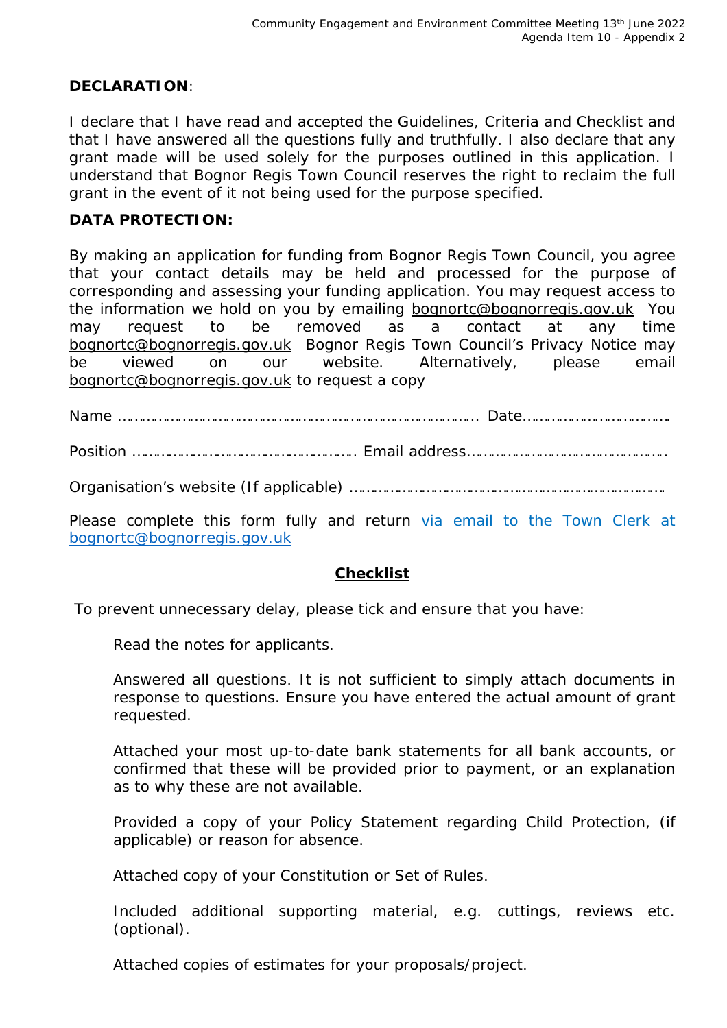**DECLARATION**:

I declare that I have read and accepted the Guidelines, Criteria and Checklist and that I have answered all the questions fully and truthfully. I also declare that any grant made will be used solely for the purposes outlined in this application. I understand that Bognor Regis Town Council reserves the right to reclaim the full grant in the event of it not being used for the purpose specified.

**DATA PROTECTION:**

By making an application for funding from Bognor Regis Town Council, you agree that your contact details may be held and processed for the purpose of corresponding and assessing your funding application. You may request access to the information we hold on you by emailing bognortc@bognorregis.gov.uk You may request to be removed as a contact at any time bognortc@bognorregis.gov.uk Bognor Regis Town Council's Privacy Notice may be viewed on our website. Alternatively, please email bognortc@bognorregis.gov.uk to request a copy

Name ……………………………………………………………………………. Date……………………………….

Position ……………………………………………… Email address………………………………………….

Organisation's website (If applicable) …………………………………………………………………….

Please complete this form fully and return via email to the Town Clerk at bognortc@bognorregis.gov.uk

## **Checklist**

To prevent unnecessary delay, please tick and ensure that you have:

- Read the notes for applicants.
- Answered all questions. It is not sufficient to simply attach documents in response to questions. Ensure you have entered the actual amount of grant requested.
- Attached your most up-to-date bank statements for all bank accounts, or confirmed that these will be provided prior to payment, or an explanation as to why these are not available.
- Provided a copy of your Policy Statement regarding Child Protection, (if applicable) or reason for absence.
- Attached copy of your Constitution or Set of Rules.
- Included additional supporting material, e.g. cuttings, reviews etc. (optional).
- Attached copies of estimates for your proposals/project.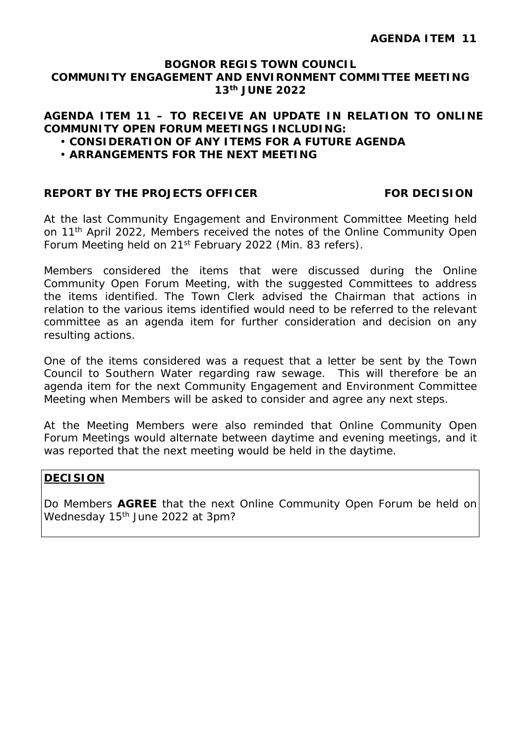**AGENDA ITEM 11**

**BOGNOR REGIS TOWN COUNCIL**
**COMMUNITY ENGAGEMENT AND ENVIRONMENT COMMITTEE MEETING**
**13th JUNE 2022**

**AGENDA ITEM 11 – TO RECEIVE AN UPDATE IN RELATION TO ONLINE COMMUNITY OPEN FORUM MEETINGS INCLUDING:**

- **CONSIDERATION OF ANY ITEMS FOR A FUTURE AGENDA**
- **ARRANGEMENTS FOR THE NEXT MEETING**

**REPORT BY THE PROJECTS OFFICER FOR DECISION**

At the last Community Engagement and Environment Committee Meeting held on 11th April 2022, Members received the notes of the Online Community Open Forum Meeting held on 21st February 2022 (Min. 83 refers).

Members considered the items that were discussed during the Online Community Open Forum Meeting, with the suggested Committees to address the items identified. The Town Clerk advised the Chairman that actions in relation to the various items identified would need to be referred to the relevant committee as an agenda item for further consideration and decision on any resulting actions.

One of the items considered was a request that a letter be sent by the Town Council to Southern Water regarding raw sewage. This will therefore be an agenda item for the next Community Engagement and Environment Committee Meeting when Members will be asked to consider and agree any next steps.

At the Meeting Members were also reminded that Online Community Open Forum Meetings would alternate between daytime and evening meetings, and it was reported that the next meeting would be held in the daytime.

**DECISION**

Do Members **AGREE** that the next Online Community Open Forum be held on Wednesday 15th June 2022 at 3pm?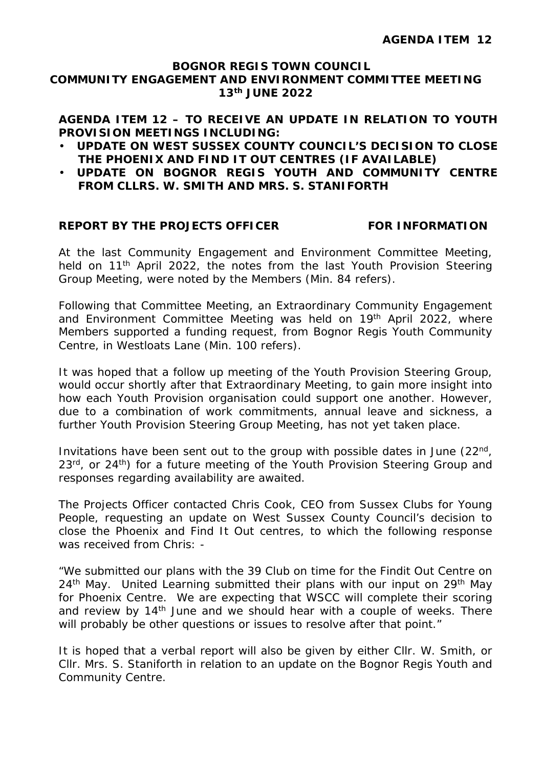**AGENDA ITEM 12**

**BOGNOR REGIS TOWN COUNCIL**
**COMMUNITY ENGAGEMENT AND ENVIRONMENT COMMITTEE MEETING**
**13th JUNE 2022**

**AGENDA ITEM 12 – TO RECEIVE AN UPDATE IN RELATION TO YOUTH PROVISION MEETINGS INCLUDING:**

- **UPDATE ON WEST SUSSEX COUNTY COUNCIL'S DECISION TO CLOSE THE PHOENIX AND FIND IT OUT CENTRES (IF AVAILABLE)**
- **UPDATE ON BOGNOR REGIS YOUTH AND COMMUNITY CENTRE FROM CLLRS. W. SMITH AND MRS. S. STANIFORTH**

**REPORT BY THE PROJECTS OFFICER FOR INFORMATION**

At the last Community Engagement and Environment Committee Meeting, held on 11th April 2022, the notes from the last Youth Provision Steering Group Meeting, were noted by the Members (Min. 84 refers).

Following that Committee Meeting, an Extraordinary Community Engagement and Environment Committee Meeting was held on 19th April 2022, where Members supported a funding request, from Bognor Regis Youth Community Centre, in Westloats Lane (Min. 100 refers).

It was hoped that a follow up meeting of the Youth Provision Steering Group, would occur shortly after that Extraordinary Meeting, to gain more insight into how each Youth Provision organisation could support one another. However, due to a combination of work commitments, annual leave and sickness, a further Youth Provision Steering Group Meeting, has not yet taken place.

Invitations have been sent out to the group with possible dates in June (22nd, 23rd, or 24th) for a future meeting of the Youth Provision Steering Group and responses regarding availability are awaited.

The Projects Officer contacted Chris Cook, CEO from Sussex Clubs for Young People, requesting an update on West Sussex County Council's decision to close the Phoenix and Find It Out centres, to which the following response was received from Chris: -

"We submitted our plans with the 39 Club on time for the Findit Out Centre on 24th May. United Learning submitted their plans with our input on 29th May for Phoenix Centre. We are expecting that WSCC will complete their scoring and review by 14th June and we should hear with a couple of weeks. There will probably be other questions or issues to resolve after that point."

It is hoped that a verbal report will also be given by either Cllr. W. Smith, or Cllr. Mrs. S. Staniforth in relation to an update on the Bognor Regis Youth and Community Centre.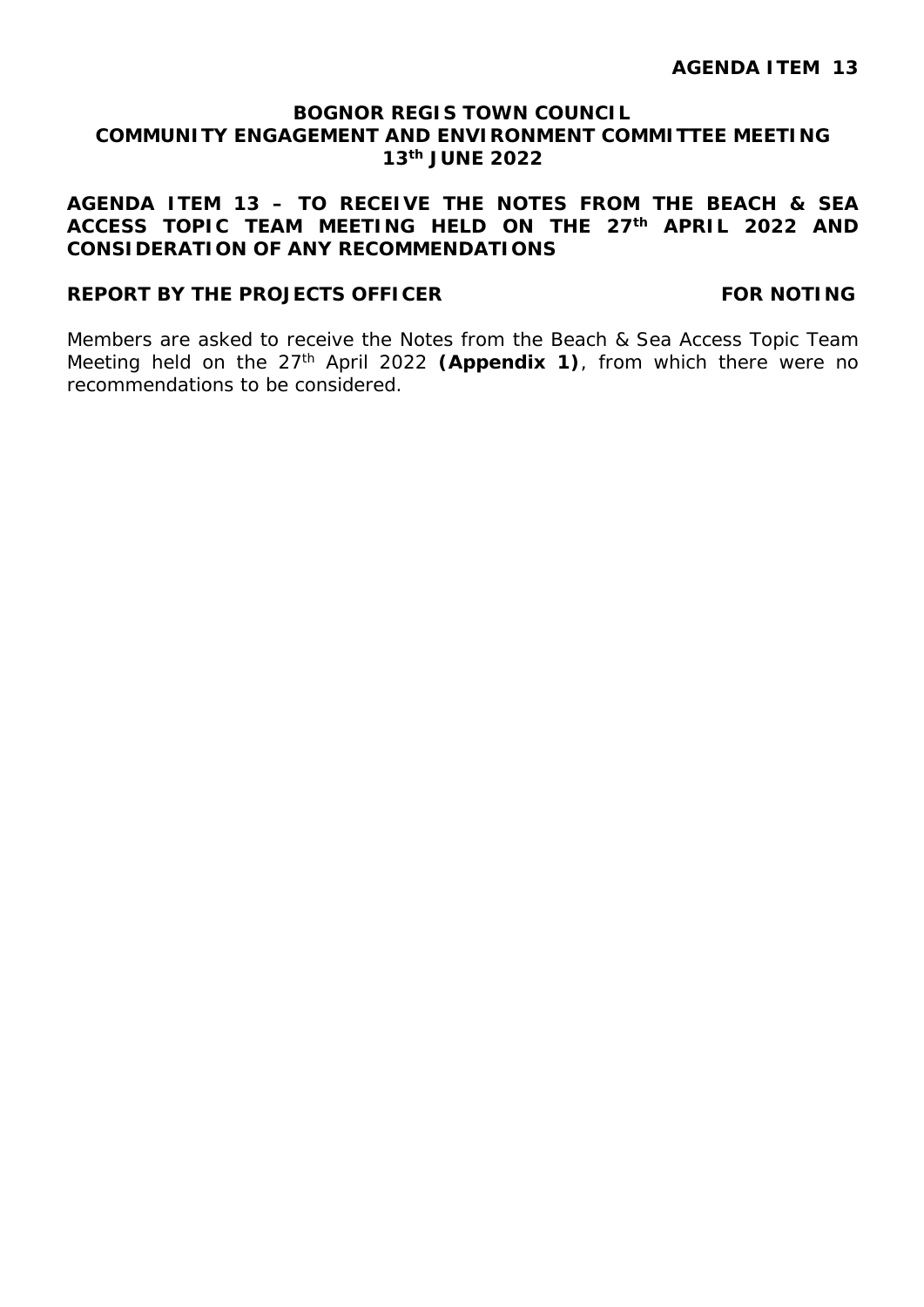**AGENDA ITEM 13**

**BOGNOR REGIS TOWN COUNCIL**
**COMMUNITY ENGAGEMENT AND ENVIRONMENT COMMITTEE MEETING**
**13th JUNE 2022**

**AGENDA ITEM 13 – TO RECEIVE THE NOTES FROM THE BEACH & SEA ACCESS TOPIC TEAM MEETING HELD ON THE 27th APRIL 2022 AND CONSIDERATION OF ANY RECOMMENDATIONS**

**REPORT BY THE PROJECTS OFFICER** **FOR NOTING**

Members are asked to receive the Notes from the Beach & Sea Access Topic Team Meeting held on the 27th April 2022 **(Appendix 1)**, from which there were no recommendations to be considered.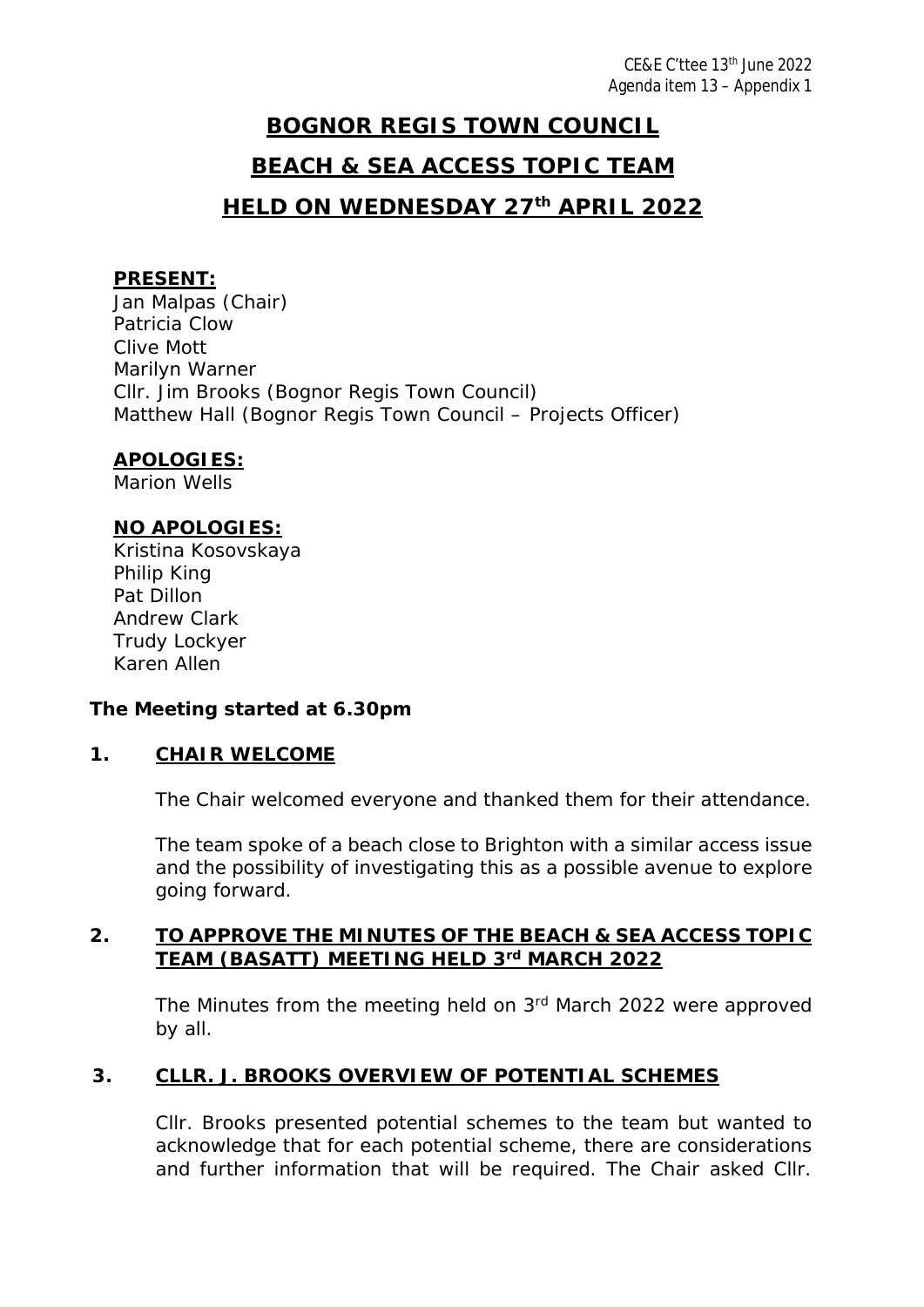CE&E C'ttee 13th June 2022
Agenda item 13 – Appendix 1

# BOGNOR REGIS TOWN COUNCIL

# BEACH & SEA ACCESS TOPIC TEAM

# HELD ON WEDNESDAY 27th APRIL 2022

**PRESENT:**
Jan Malpas (Chair)
Patricia Clow
Clive Mott
Marilyn Warner
Cllr. Jim Brooks (Bognor Regis Town Council)
Matthew Hall (Bognor Regis Town Council – Projects Officer)

**APOLOGIES:**
Marion Wells

**NO APOLOGIES:**
Kristina Kosovskaya
Philip King
Pat Dillon
Andrew Clark
Trudy Lockyer
Karen Allen

**The Meeting started at 6.30pm**

## 1. CHAIR WELCOME

The Chair welcomed everyone and thanked them for their attendance.

The team spoke of a beach close to Brighton with a similar access issue and the possibility of investigating this as a possible avenue to explore going forward.

## 2. TO APPROVE THE MINUTES OF THE BEACH & SEA ACCESS TOPIC TEAM (BASATT) MEETING HELD 3rd MARCH 2022

The Minutes from the meeting held on 3rd March 2022 were approved by all.

## 3. CLLR. J. BROOKS OVERVIEW OF POTENTIAL SCHEMES

Cllr. Brooks presented potential schemes to the team but wanted to acknowledge that for each potential scheme, there are considerations and further information that will be required. The Chair asked Cllr.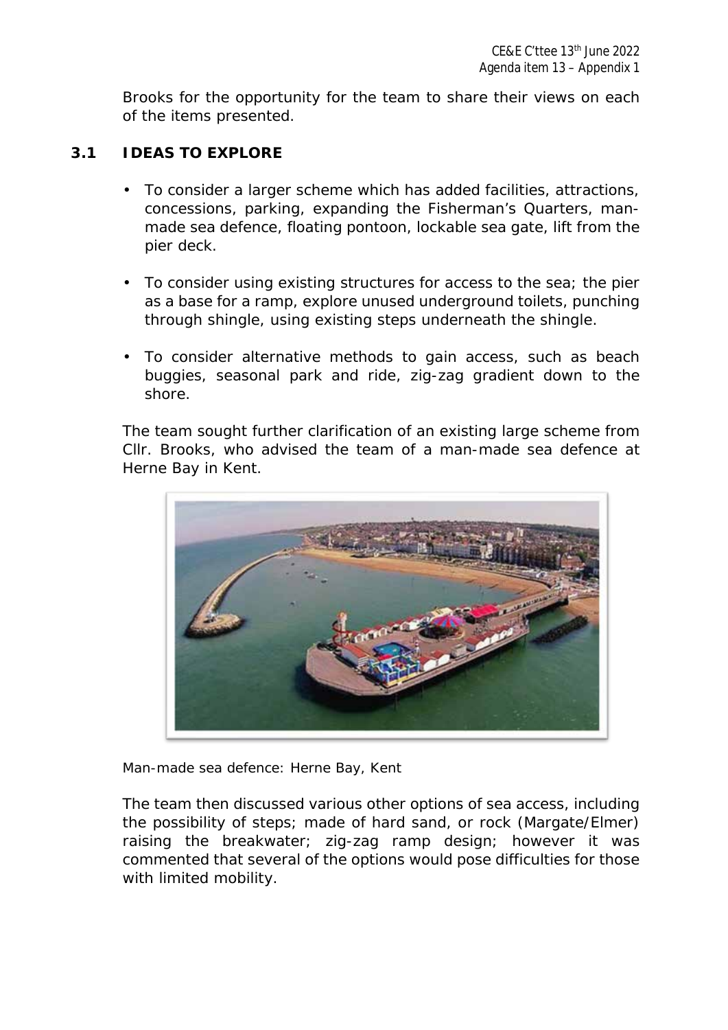Brooks for the opportunity for the team to share their views on each of the items presented.

## 3.1 IDEAS TO EXPLORE

- To consider a larger scheme which has added facilities, attractions, concessions, parking, expanding the Fisherman's Quarters, man-made sea defence, floating pontoon, lockable sea gate, lift from the pier deck.
- To consider using existing structures for access to the sea; the pier as a base for a ramp, explore unused underground toilets, punching through shingle, using existing steps underneath the shingle.
- To consider alternative methods to gain access, such as beach buggies, seasonal park and ride, zig-zag gradient down to the shore.

The team sought further clarification of an existing large scheme from Cllr. Brooks, who advised the team of a man-made sea defence at Herne Bay in Kent.

Man-made sea defence: Herne Bay, Kent

The team then discussed various other options of sea access, including the possibility of steps; made of hard sand, or rock (Margate/Elmer) raising the breakwater; zig-zag ramp design; however it was commented that several of the options would pose difficulties for those with limited mobility.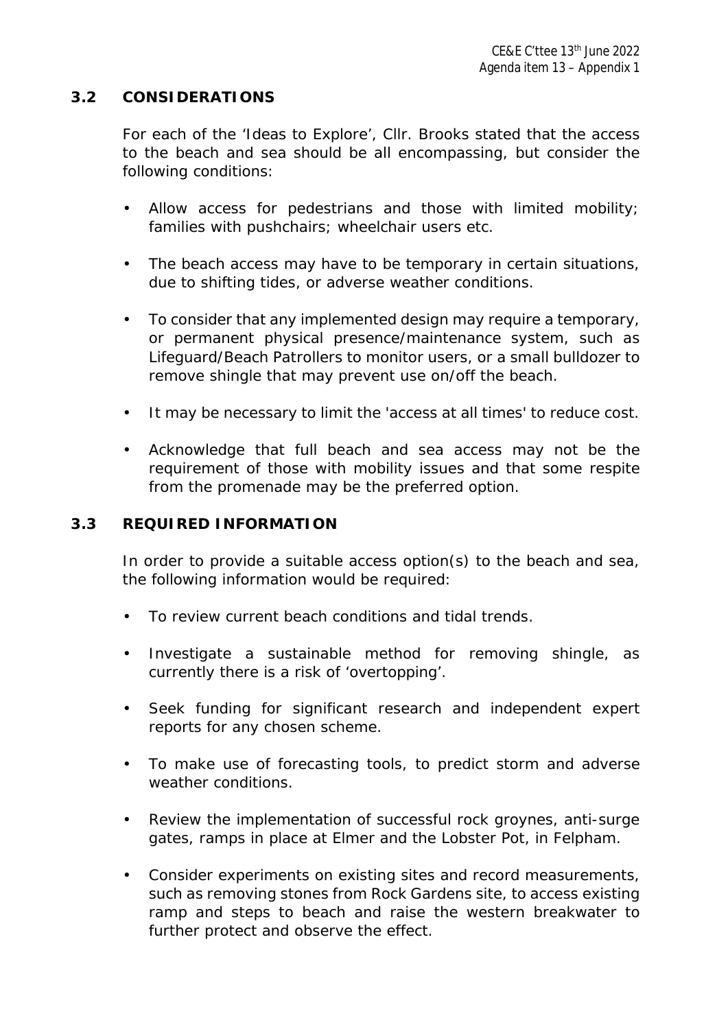### 3.2 CONSIDERATIONS

For each of the 'Ideas to Explore', Cllr. Brooks stated that the access to the beach and sea should be all encompassing, but consider the following conditions:

- Allow access for pedestrians and those with limited mobility; families with pushchairs; wheelchair users etc.
- The beach access may have to be temporary in certain situations, due to shifting tides, or adverse weather conditions.
- To consider that any implemented design may require a temporary, or permanent physical presence/maintenance system, such as Lifeguard/Beach Patrollers to monitor users, or a small bulldozer to remove shingle that may prevent use on/off the beach.
- It may be necessary to limit the 'access at all times' to reduce cost.
- Acknowledge that full beach and sea access may not be the requirement of those with mobility issues and that some respite from the promenade may be the preferred option.

### 3.3 REQUIRED INFORMATION

In order to provide a suitable access option(s) to the beach and sea, the following information would be required:

- To review current beach conditions and tidal trends.
- Investigate a sustainable method for removing shingle, as currently there is a risk of 'overtopping'.
- Seek funding for significant research and independent expert reports for any chosen scheme.
- To make use of forecasting tools, to predict storm and adverse weather conditions.
- Review the implementation of successful rock groynes, anti-surge gates, ramps in place at Elmer and the Lobster Pot, in Felpham.
- Consider experiments on existing sites and record measurements, such as removing stones from Rock Gardens site, to access existing ramp and steps to beach and raise the western breakwater to further protect and observe the effect.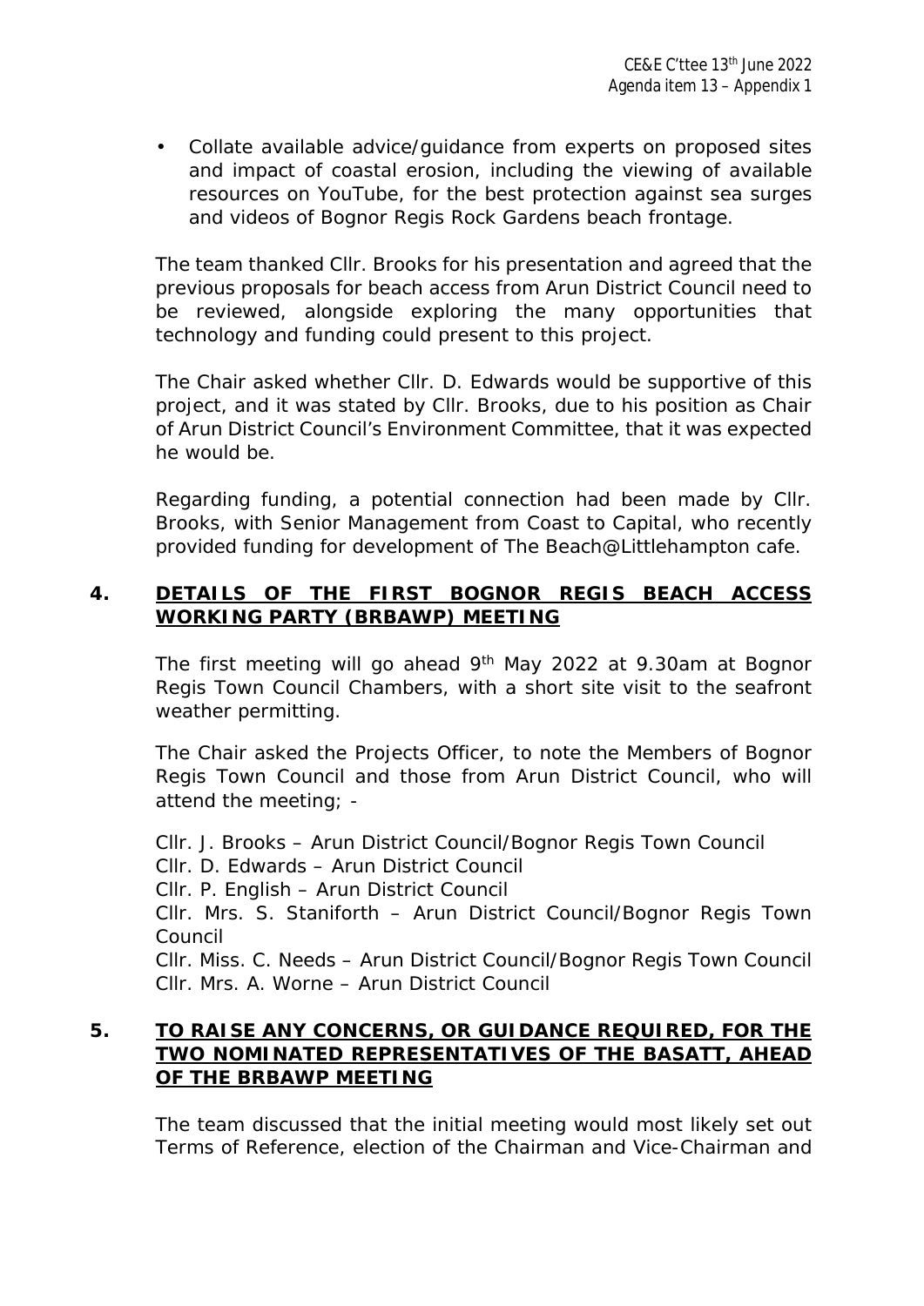- Collate available advice/guidance from experts on proposed sites and impact of coastal erosion, including the viewing of available resources on YouTube, for the best protection against sea surges and videos of Bognor Regis Rock Gardens beach frontage.

The team thanked Cllr. Brooks for his presentation and agreed that the previous proposals for beach access from Arun District Council need to be reviewed, alongside exploring the many opportunities that technology and funding could present to this project.

The Chair asked whether Cllr. D. Edwards would be supportive of this project, and it was stated by Cllr. Brooks, due to his position as Chair of Arun District Council's Environment Committee, that it was expected he would be.

Regarding funding, a potential connection had been made by Cllr. Brooks, with Senior Management from Coast to Capital, who recently provided funding for development of The Beach@Littlehampton cafe.

## 4. <u>DETAILS OF THE FIRST BOGNOR REGIS BEACH ACCESS WORKING PARTY (BRBAWP) MEETING</u>

The first meeting will go ahead 9th May 2022 at 9.30am at Bognor Regis Town Council Chambers, with a short site visit to the seafront weather permitting.

The Chair asked the Projects Officer, to note the Members of Bognor Regis Town Council and those from Arun District Council, who will attend the meeting; -

Cllr. J. Brooks – Arun District Council/Bognor Regis Town Council
Cllr. D. Edwards – Arun District Council
Cllr. P. English – Arun District Council
Cllr. Mrs. S. Staniforth – Arun District Council/Bognor Regis Town Council
Cllr. Miss. C. Needs – Arun District Council/Bognor Regis Town Council
Cllr. Mrs. A. Worne – Arun District Council

## 5. <u>TO RAISE ANY CONCERNS, OR GUIDANCE REQUIRED, FOR THE TWO NOMINATED REPRESENTATIVES OF THE BASATT, AHEAD OF THE BRBAWP MEETING</u>

The team discussed that the initial meeting would most likely set out Terms of Reference, election of the Chairman and Vice-Chairman and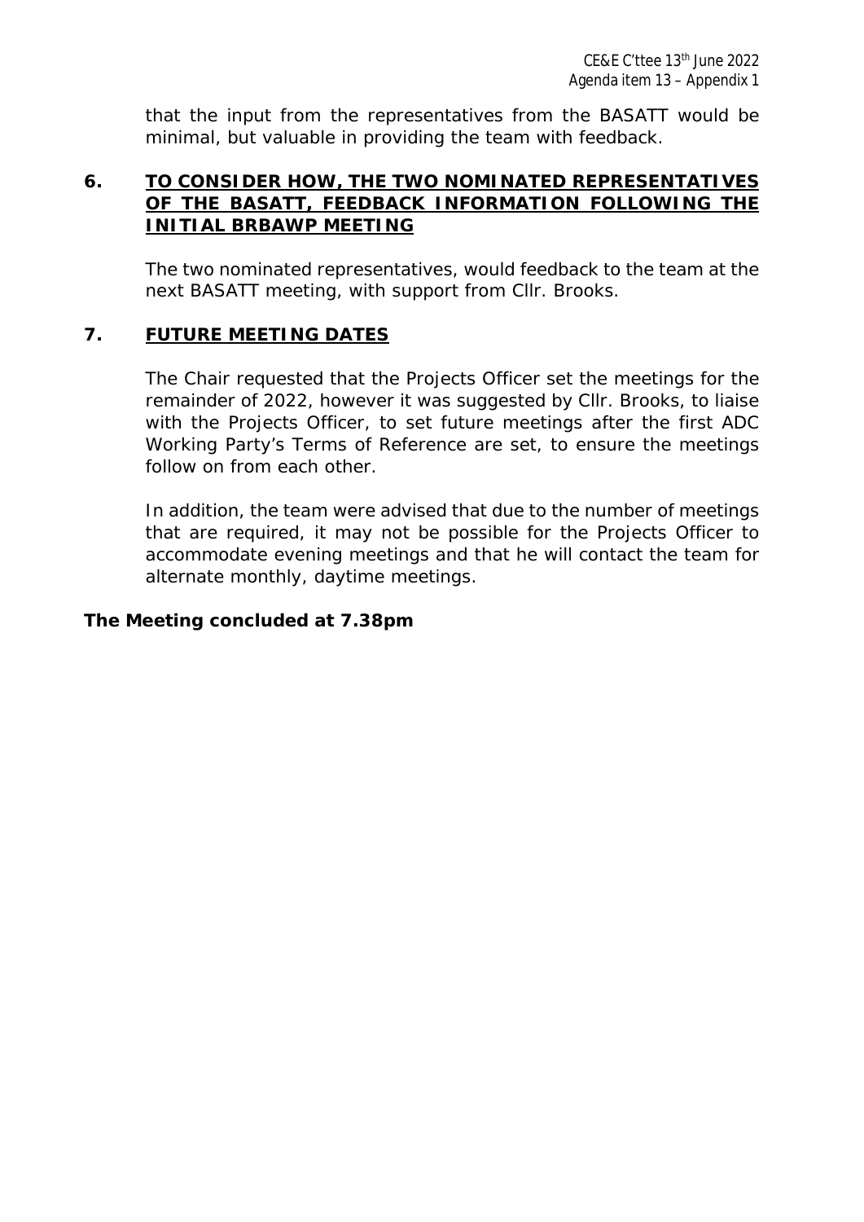that the input from the representatives from the BASATT would be minimal, but valuable in providing the team with feedback.

## 6. TO CONSIDER HOW, THE TWO NOMINATED REPRESENTATIVES OF THE BASATT, FEEDBACK INFORMATION FOLLOWING THE INITIAL BRBAWP MEETING

The two nominated representatives, would feedback to the team at the next BASATT meeting, with support from Cllr. Brooks.

## 7. FUTURE MEETING DATES

The Chair requested that the Projects Officer set the meetings for the remainder of 2022, however it was suggested by Cllr. Brooks, to liaise with the Projects Officer, to set future meetings after the first ADC Working Party's Terms of Reference are set, to ensure the meetings follow on from each other.

In addition, the team were advised that due to the number of meetings that are required, it may not be possible for the Projects Officer to accommodate evening meetings and that he will contact the team for alternate monthly, daytime meetings.

**The Meeting concluded at 7.38pm**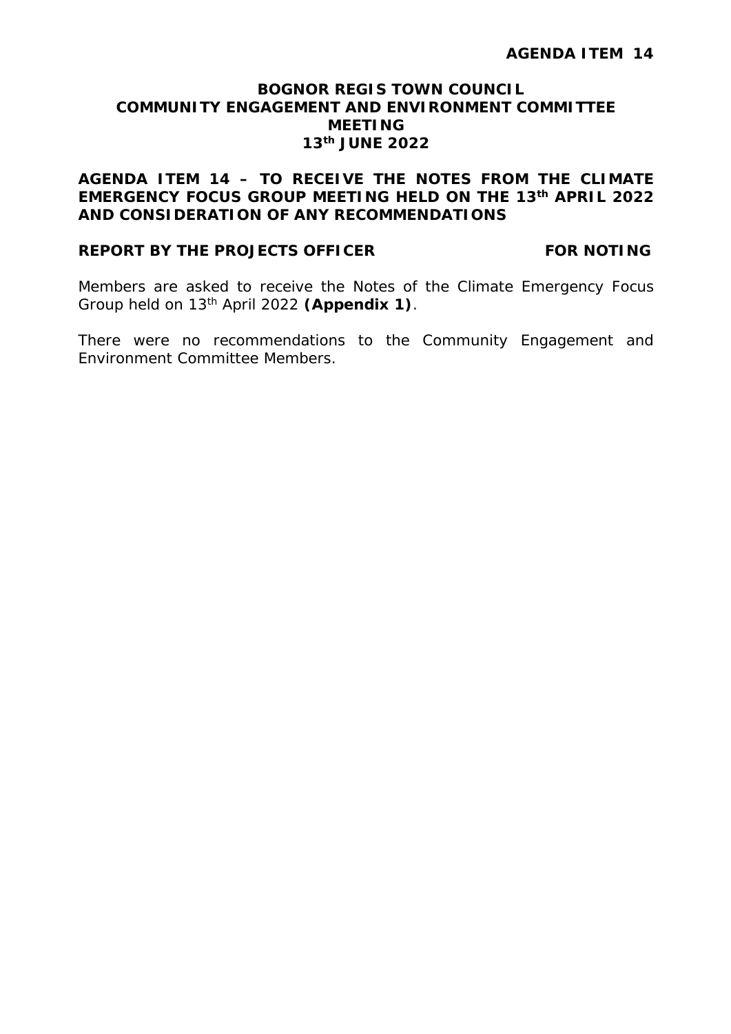**AGENDA ITEM 14**

**BOGNOR REGIS TOWN COUNCIL**
**COMMUNITY ENGAGEMENT AND ENVIRONMENT COMMITTEE MEETING**
**13th JUNE 2022**

**AGENDA ITEM 14 – TO RECEIVE THE NOTES FROM THE CLIMATE EMERGENCY FOCUS GROUP MEETING HELD ON THE 13th APRIL 2022 AND CONSIDERATION OF ANY RECOMMENDATIONS**

**REPORT BY THE PROJECTS OFFICER** **FOR NOTING**

Members are asked to receive the Notes of the Climate Emergency Focus Group held on 13th April 2022 **(Appendix 1)**.

There were no recommendations to the Community Engagement and Environment Committee Members.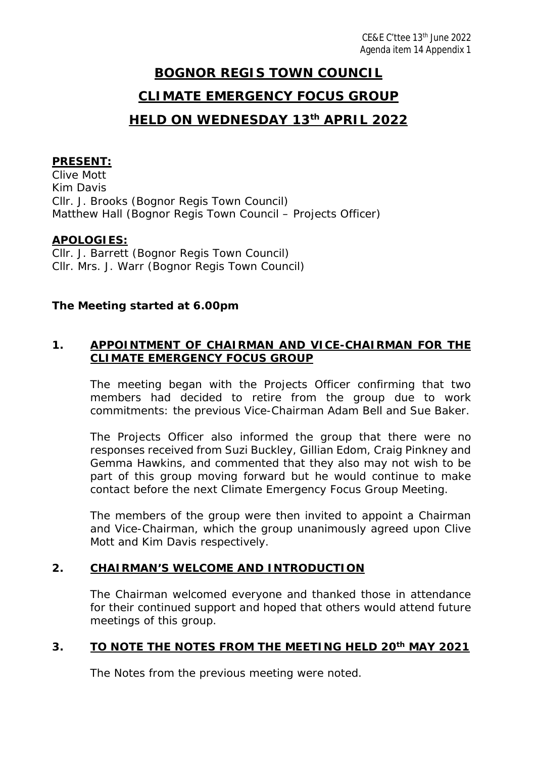CE&E C'ttee 13th June 2022
Agenda item 14 Appendix 1

# BOGNOR REGIS TOWN COUNCIL

# CLIMATE EMERGENCY FOCUS GROUP

# HELD ON WEDNESDAY 13th APRIL 2022

**PRESENT:**
Clive Mott
Kim Davis
Cllr. J. Brooks (Bognor Regis Town Council)
Matthew Hall (Bognor Regis Town Council – Projects Officer)

**APOLOGIES:**
Cllr. J. Barrett (Bognor Regis Town Council)
Cllr. Mrs. J. Warr (Bognor Regis Town Council)

**The Meeting started at 6.00pm**

## 1. APPOINTMENT OF CHAIRMAN AND VICE-CHAIRMAN FOR THE CLIMATE EMERGENCY FOCUS GROUP

The meeting began with the Projects Officer confirming that two members had decided to retire from the group due to work commitments: the previous Vice-Chairman Adam Bell and Sue Baker.

The Projects Officer also informed the group that there were no responses received from Suzi Buckley, Gillian Edom, Craig Pinkney and Gemma Hawkins, and commented that they also may not wish to be part of this group moving forward but he would continue to make contact before the next Climate Emergency Focus Group Meeting.

The members of the group were then invited to appoint a Chairman and Vice-Chairman, which the group unanimously agreed upon Clive Mott and Kim Davis respectively.

## 2. CHAIRMAN'S WELCOME AND INTRODUCTION

The Chairman welcomed everyone and thanked those in attendance for their continued support and hoped that others would attend future meetings of this group.

## 3. TO NOTE THE NOTES FROM THE MEETING HELD 20th MAY 2021

The Notes from the previous meeting were noted.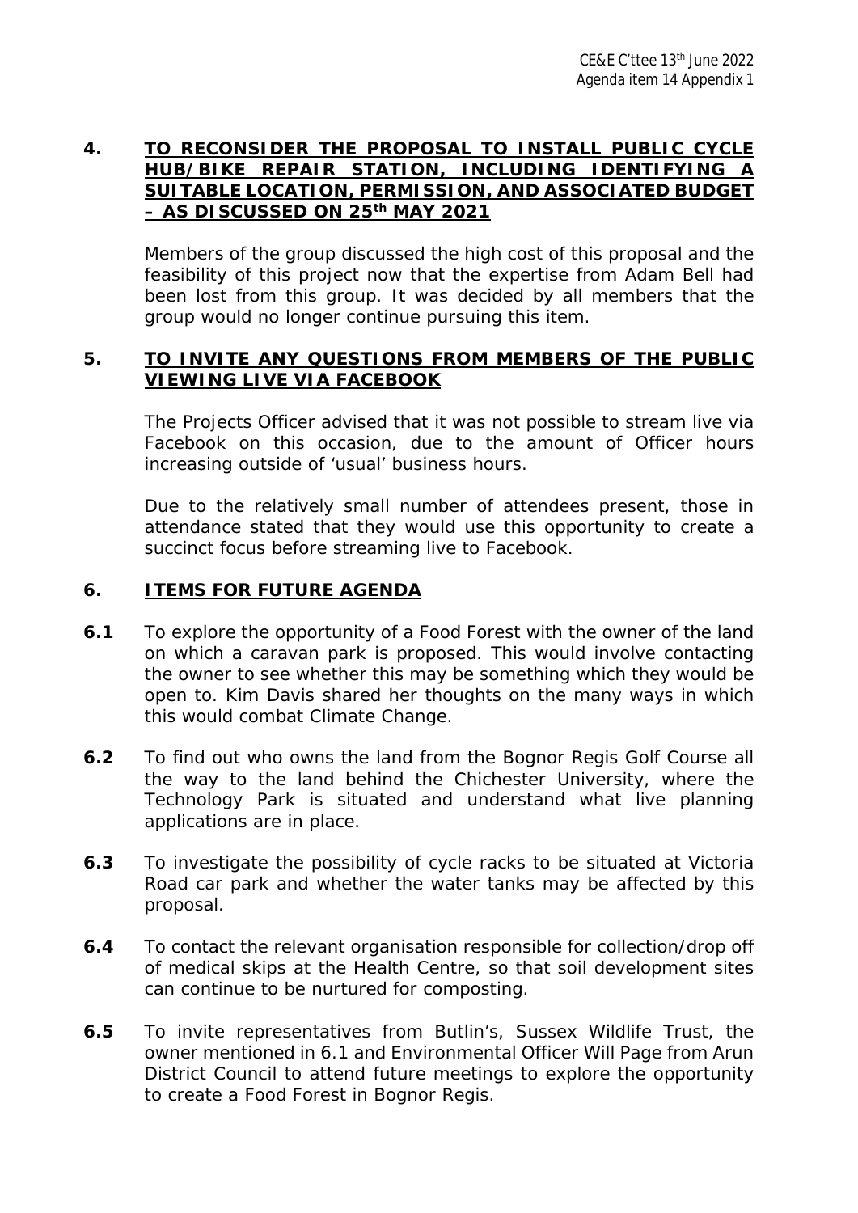CE&E C'ttee 13th June 2022
Agenda item 14 Appendix 1

**4. TO RECONSIDER THE PROPOSAL TO INSTALL PUBLIC CYCLE HUB/BIKE REPAIR STATION, INCLUDING IDENTIFYING A SUITABLE LOCATION, PERMISSION, AND ASSOCIATED BUDGET – AS DISCUSSED ON 25th MAY 2021**

Members of the group discussed the high cost of this proposal and the feasibility of this project now that the expertise from Adam Bell had been lost from this group. It was decided by all members that the group would no longer continue pursuing this item.

**5. TO INVITE ANY QUESTIONS FROM MEMBERS OF THE PUBLIC VIEWING LIVE VIA FACEBOOK**

The Projects Officer advised that it was not possible to stream live via Facebook on this occasion, due to the amount of Officer hours increasing outside of 'usual' business hours.

Due to the relatively small number of attendees present, those in attendance stated that they would use this opportunity to create a succinct focus before streaming live to Facebook.

**6. ITEMS FOR FUTURE AGENDA**

**6.1** To explore the opportunity of a Food Forest with the owner of the land on which a caravan park is proposed. This would involve contacting the owner to see whether this may be something which they would be open to. Kim Davis shared her thoughts on the many ways in which this would combat Climate Change.

**6.2** To find out who owns the land from the Bognor Regis Golf Course all the way to the land behind the Chichester University, where the Technology Park is situated and understand what live planning applications are in place.

**6.3** To investigate the possibility of cycle racks to be situated at Victoria Road car park and whether the water tanks may be affected by this proposal.

**6.4** To contact the relevant organisation responsible for collection/drop off of medical skips at the Health Centre, so that soil development sites can continue to be nurtured for composting.

**6.5** To invite representatives from Butlin's, Sussex Wildlife Trust, the owner mentioned in 6.1 and Environmental Officer Will Page from Arun District Council to attend future meetings to explore the opportunity to create a Food Forest in Bognor Regis.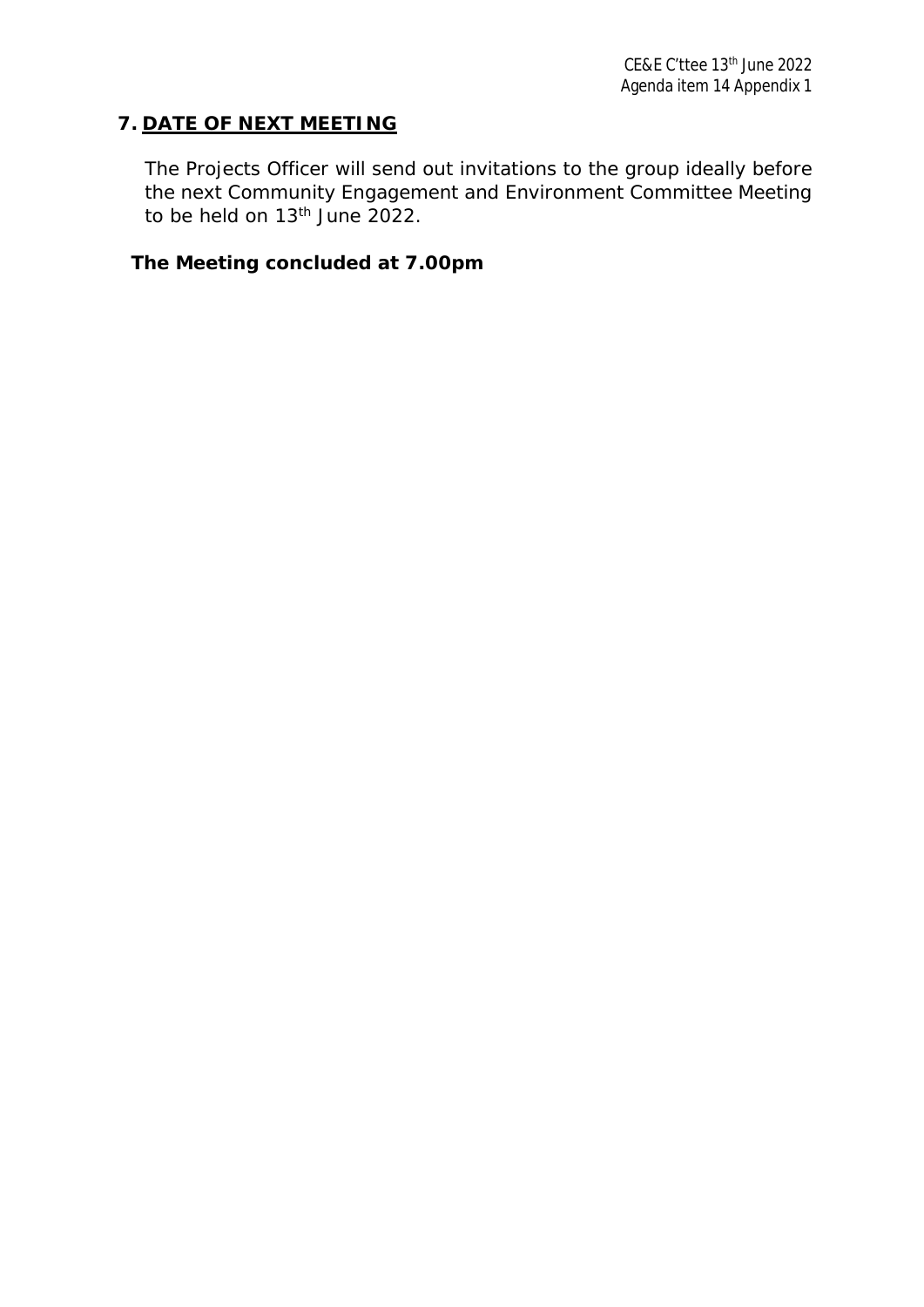## 7. DATE OF NEXT MEETING

The Projects Officer will send out invitations to the group ideally before the next Community Engagement and Environment Committee Meeting to be held on 13th June 2022.

**The Meeting concluded at 7.00pm**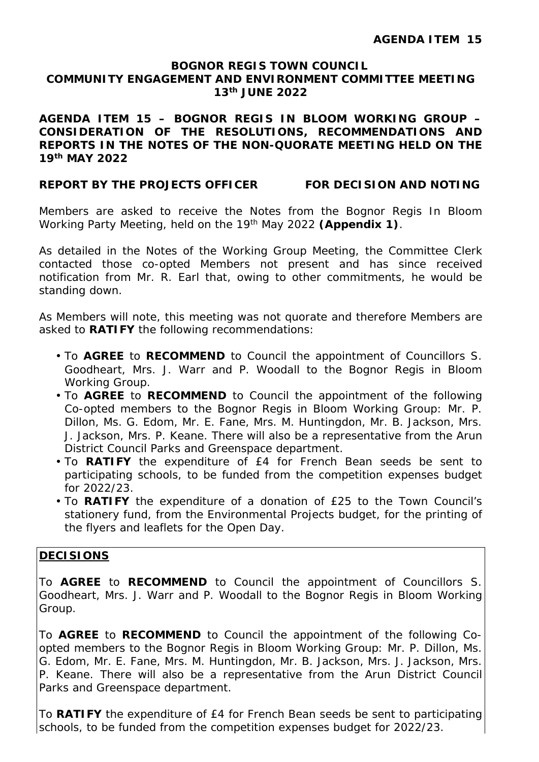**AGENDA ITEM 15**

**BOGNOR REGIS TOWN COUNCIL**
**COMMUNITY ENGAGEMENT AND ENVIRONMENT COMMITTEE MEETING**
**13th JUNE 2022**

**AGENDA ITEM 15 – BOGNOR REGIS IN BLOOM WORKING GROUP – CONSIDERATION OF THE RESOLUTIONS, RECOMMENDATIONS AND REPORTS IN THE NOTES OF THE NON-QUORATE MEETING HELD ON THE 19th MAY 2022**

**REPORT BY THE PROJECTS OFFICER FOR DECISION AND NOTING**

Members are asked to receive the Notes from the Bognor Regis In Bloom Working Party Meeting, held on the 19th May 2022 **(Appendix 1)**.

As detailed in the Notes of the Working Group Meeting, the Committee Clerk contacted those co-opted Members not present and has since received notification from Mr. R. Earl that, owing to other commitments, he would be standing down.

As Members will note, this meeting was not quorate and therefore Members are asked to **RATIFY** the following recommendations:

- To **AGREE** to **RECOMMEND** to Council the appointment of Councillors S. Goodheart, Mrs. J. Warr and P. Woodall to the Bognor Regis in Bloom Working Group.
- To **AGREE** to **RECOMMEND** to Council the appointment of the following Co-opted members to the Bognor Regis in Bloom Working Group: Mr. P. Dillon, Ms. G. Edom, Mr. E. Fane, Mrs. M. Huntingdon, Mr. B. Jackson, Mrs. J. Jackson, Mrs. P. Keane. There will also be a representative from the Arun District Council Parks and Greenspace department.
- To **RATIFY** the expenditure of £4 for French Bean seeds be sent to participating schools, to be funded from the competition expenses budget for 2022/23.
- To **RATIFY** the expenditure of a donation of £25 to the Town Council's stationery fund, from the Environmental Projects budget, for the printing of the flyers and leaflets for the Open Day.

**DECISIONS**

To **AGREE** to **RECOMMEND** to Council the appointment of Councillors S. Goodheart, Mrs. J. Warr and P. Woodall to the Bognor Regis in Bloom Working Group.

To **AGREE** to **RECOMMEND** to Council the appointment of the following Co-opted members to the Bognor Regis in Bloom Working Group: Mr. P. Dillon, Ms. G. Edom, Mr. E. Fane, Mrs. M. Huntingdon, Mr. B. Jackson, Mrs. J. Jackson, Mrs. P. Keane. There will also be a representative from the Arun District Council Parks and Greenspace department.

To **RATIFY** the expenditure of £4 for French Bean seeds be sent to participating schools, to be funded from the competition expenses budget for 2022/23.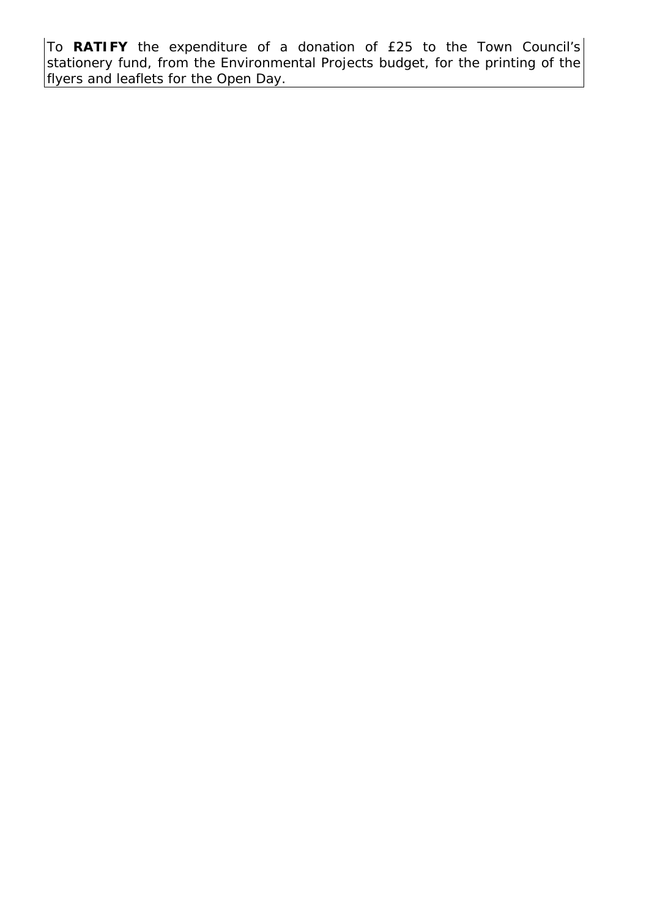To **RATIFY** the expenditure of a donation of £25 to the Town Council's stationery fund, from the Environmental Projects budget, for the printing of the flyers and leaflets for the Open Day.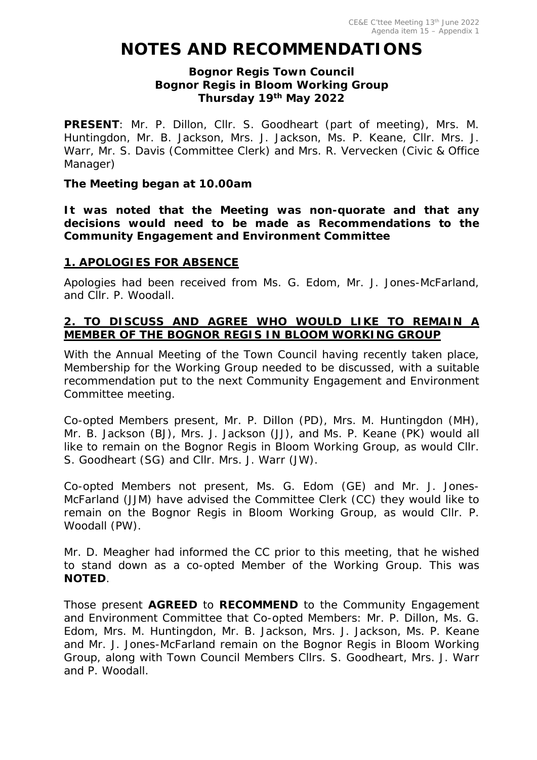# NOTES AND RECOMMENDATIONS

**Bognor Regis Town Council**
**Bognor Regis in Bloom Working Group**
**Thursday 19th May 2022**

**PRESENT**: Mr. P. Dillon, Cllr. S. Goodheart (part of meeting), Mrs. M. Huntingdon, Mr. B. Jackson, Mrs. J. Jackson, Ms. P. Keane, Cllr. Mrs. J. Warr, Mr. S. Davis (Committee Clerk) and Mrs. R. Vervecken (Civic & Office Manager)

**The Meeting began at 10.00am**

**It was noted that the Meeting was non-quorate and that any decisions would need to be made as Recommendations to the Community Engagement and Environment Committee**

## 1. APOLOGIES FOR ABSENCE

Apologies had been received from Ms. G. Edom, Mr. J. Jones-McFarland, and Cllr. P. Woodall.

## 2. TO DISCUSS AND AGREE WHO WOULD LIKE TO REMAIN A MEMBER OF THE BOGNOR REGIS IN BLOOM WORKING GROUP

With the Annual Meeting of the Town Council having recently taken place, Membership for the Working Group needed to be discussed, with a suitable recommendation put to the next Community Engagement and Environment Committee meeting.

Co-opted Members present, Mr. P. Dillon (PD), Mrs. M. Huntingdon (MH), Mr. B. Jackson (BJ), Mrs. J. Jackson (JJ), and Ms. P. Keane (PK) would all like to remain on the Bognor Regis in Bloom Working Group, as would Cllr. S. Goodheart (SG) and Cllr. Mrs. J. Warr (JW).

Co-opted Members not present, Ms. G. Edom (GE) and Mr. J. Jones-McFarland (JJM) have advised the Committee Clerk (CC) they would like to remain on the Bognor Regis in Bloom Working Group, as would Cllr. P. Woodall (PW).

Mr. D. Meagher had informed the CC prior to this meeting, that he wished to stand down as a co-opted Member of the Working Group. This was **NOTED**.

Those present **AGREED** to **RECOMMEND** to the Community Engagement and Environment Committee that Co-opted Members: Mr. P. Dillon, Ms. G. Edom, Mrs. M. Huntingdon, Mr. B. Jackson, Mrs. J. Jackson, Ms. P. Keane and Mr. J. Jones-McFarland remain on the Bognor Regis in Bloom Working Group, along with Town Council Members Cllrs. S. Goodheart, Mrs. J. Warr and P. Woodall.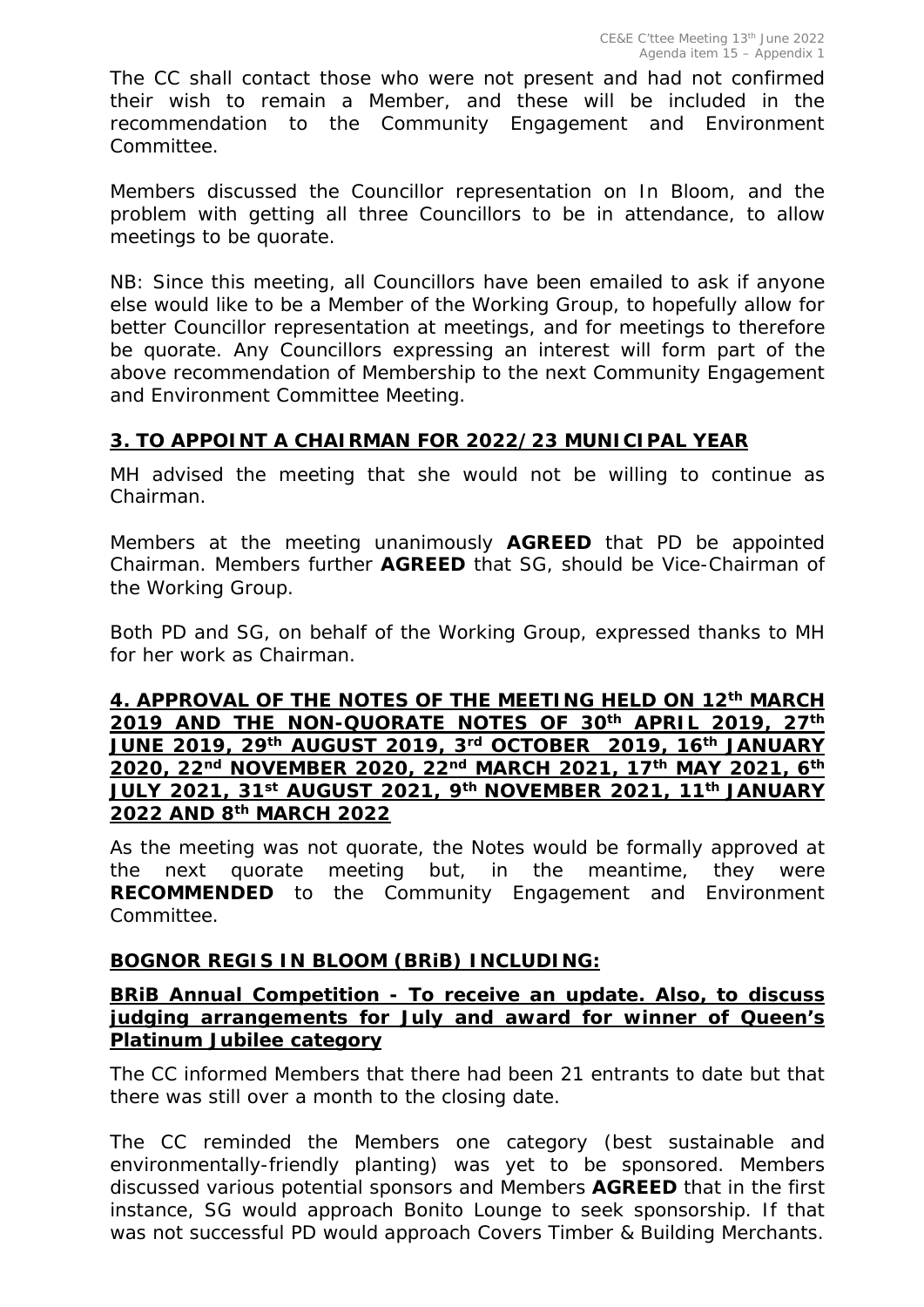The CC shall contact those who were not present and had not confirmed their wish to remain a Member, and these will be included in the recommendation to the Community Engagement and Environment Committee.

Members discussed the Councillor representation on In Bloom, and the problem with getting all three Councillors to be in attendance, to allow meetings to be quorate.

*NB: Since this meeting, all Councillors have been emailed to ask if anyone else would like to be a Member of the Working Group, to hopefully allow for better Councillor representation at meetings, and for meetings to therefore be quorate. Any Councillors expressing an interest will form part of the above recommendation of Membership to the next Community Engagement and Environment Committee Meeting.*

## 3. TO APPOINT A CHAIRMAN FOR 2022/23 MUNICIPAL YEAR

MH advised the meeting that she would not be willing to continue as Chairman.

Members at the meeting unanimously **AGREED** that PD be appointed Chairman. Members further **AGREED** that SG, should be Vice-Chairman of the Working Group.

Both PD and SG, on behalf of the Working Group, expressed thanks to MH for her work as Chairman.

## 4. APPROVAL OF THE NOTES OF THE MEETING HELD ON 12th MARCH 2019 AND THE NON-QUORATE NOTES OF 30th APRIL 2019, 27th JUNE 2019, 29th AUGUST 2019, 3rd OCTOBER 2019, 16th JANUARY 2020, 22nd NOVEMBER 2020, 22nd MARCH 2021, 17th MAY 2021, 6th JULY 2021, 31st AUGUST 2021, 9th NOVEMBER 2021, 11th JANUARY 2022 AND 8th MARCH 2022

As the meeting was not quorate, the Notes would be formally approved at the next quorate meeting but, in the meantime, they were **RECOMMENDED** to the Community Engagement and Environment Committee.

## BOGNOR REGIS IN BLOOM (BRiB) INCLUDING:

### BRiB Annual Competition - To receive an update. Also, to discuss judging arrangements for July and award for winner of Queen's Platinum Jubilee category

The CC informed Members that there had been 21 entrants to date but that there was still over a month to the closing date.

The CC reminded the Members one category (best sustainable and environmentally-friendly planting) was yet to be sponsored. Members discussed various potential sponsors and Members **AGREED** that in the first instance, SG would approach Bonito Lounge to seek sponsorship. If that was not successful PD would approach Covers Timber & Building Merchants.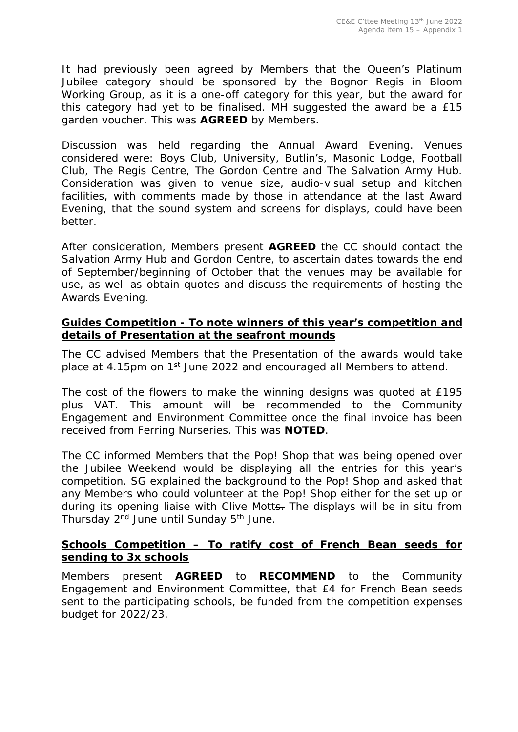It had previously been agreed by Members that the Queen's Platinum Jubilee category should be sponsored by the Bognor Regis in Bloom Working Group, as it is a one-off category for this year, but the award for this category had yet to be finalised. MH suggested the award be a £15 garden voucher. This was **AGREED** by Members.

Discussion was held regarding the Annual Award Evening. Venues considered were: Boys Club, University, Butlin's, Masonic Lodge, Football Club, The Regis Centre, The Gordon Centre and The Salvation Army Hub. Consideration was given to venue size, audio-visual setup and kitchen facilities, with comments made by those in attendance at the last Award Evening, that the sound system and screens for displays, could have been better.

After consideration, Members present **AGREED** the CC should contact the Salvation Army Hub and Gordon Centre, to ascertain dates towards the end of September/beginning of October that the venues may be available for use, as well as obtain quotes and discuss the requirements of hosting the Awards Evening.

**Guides Competition - To note winners of this year's competition and details of Presentation at the seafront mounds**

The CC advised Members that the Presentation of the awards would take place at 4.15pm on 1st June 2022 and encouraged all Members to attend.

The cost of the flowers to make the winning designs was quoted at £195 plus VAT. This amount will be recommended to the Community Engagement and Environment Committee once the final invoice has been received from Ferring Nurseries. This was **NOTED**.

The CC informed Members that the Pop! Shop that was being opened over the Jubilee Weekend would be displaying all the entries for this year's competition. SG explained the background to the Pop! Shop and asked that any Members who could volunteer at the Pop! Shop either for the set up or during its opening liaise with Clive Motts. The displays will be in situ from Thursday 2nd June until Sunday 5th June.

**Schools Competition – To ratify cost of French Bean seeds for sending to 3x schools**

Members present **AGREED** to **RECOMMEND** to the Community Engagement and Environment Committee, that £4 for French Bean seeds sent to the participating schools, be funded from the competition expenses budget for 2022/23.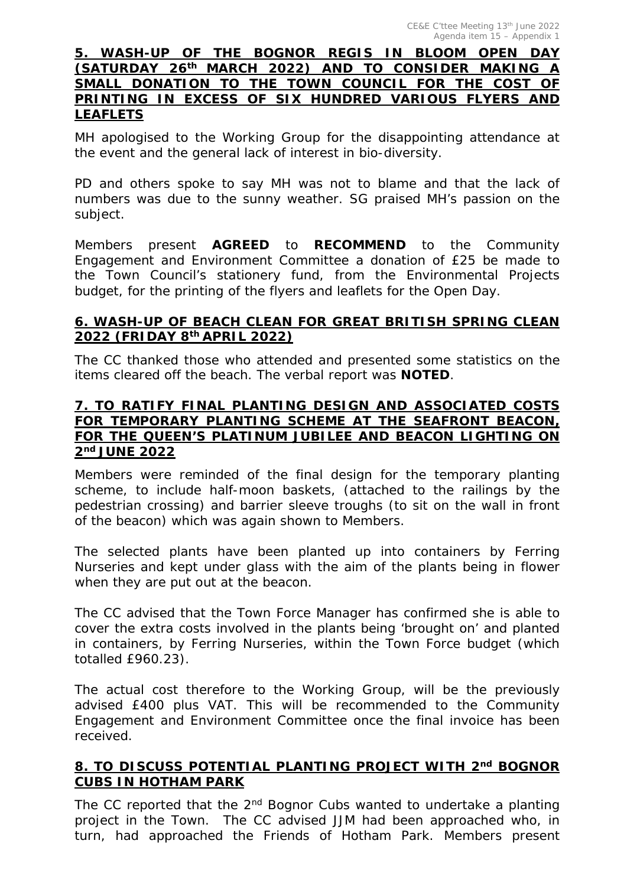## 5. WASH-UP OF THE BOGNOR REGIS IN BLOOM OPEN DAY (SATURDAY 26th MARCH 2022) AND TO CONSIDER MAKING A SMALL DONATION TO THE TOWN COUNCIL FOR THE COST OF PRINTING IN EXCESS OF SIX HUNDRED VARIOUS FLYERS AND LEAFLETS

*MH apologised to the Working Group for the disappointing attendance at the event and the general lack of interest in bio-diversity.*

*PD and others spoke to say MH was not to blame and that the lack of numbers was due to the sunny weather. SG praised MH's passion on the subject.*

*Members present **AGREED** to **RECOMMEND** to the Community Engagement and Environment Committee a donation of £25 be made to the Town Council's stationery fund, from the Environmental Projects budget, for the printing of the flyers and leaflets for the Open Day.*

## 6. WASH-UP OF BEACH CLEAN FOR GREAT BRITISH SPRING CLEAN 2022 (FRIDAY 8th APRIL 2022)

*The CC thanked those who attended and presented some statistics on the items cleared off the beach. The verbal report was **NOTED**.*

## 7. TO RATIFY FINAL PLANTING DESIGN AND ASSOCIATED COSTS FOR TEMPORARY PLANTING SCHEME AT THE SEAFRONT BEACON, FOR THE QUEEN'S PLATINUM JUBILEE AND BEACON LIGHTING ON 2nd JUNE 2022

*Members were reminded of the final design for the temporary planting scheme, to include half-moon baskets, (attached to the railings by the pedestrian crossing) and barrier sleeve troughs (to sit on the wall in front of the beacon) which was again shown to Members.*

*The selected plants have been planted up into containers by Ferring Nurseries and kept under glass with the aim of the plants being in flower when they are put out at the beacon.*

*The CC advised that the Town Force Manager has confirmed she is able to cover the extra costs involved in the plants being 'brought on' and planted in containers, by Ferring Nurseries, within the Town Force budget (which totalled £960.23).*

*The actual cost therefore to the Working Group, will be the previously advised £400 plus VAT. This will be recommended to the Community Engagement and Environment Committee once the final invoice has been received.*

## 8. TO DISCUSS POTENTIAL PLANTING PROJECT WITH 2nd BOGNOR CUBS IN HOTHAM PARK

*The CC reported that the 2nd Bognor Cubs wanted to undertake a planting project in the Town. The CC advised JJM had been approached who, in turn, had approached the Friends of Hotham Park. Members present*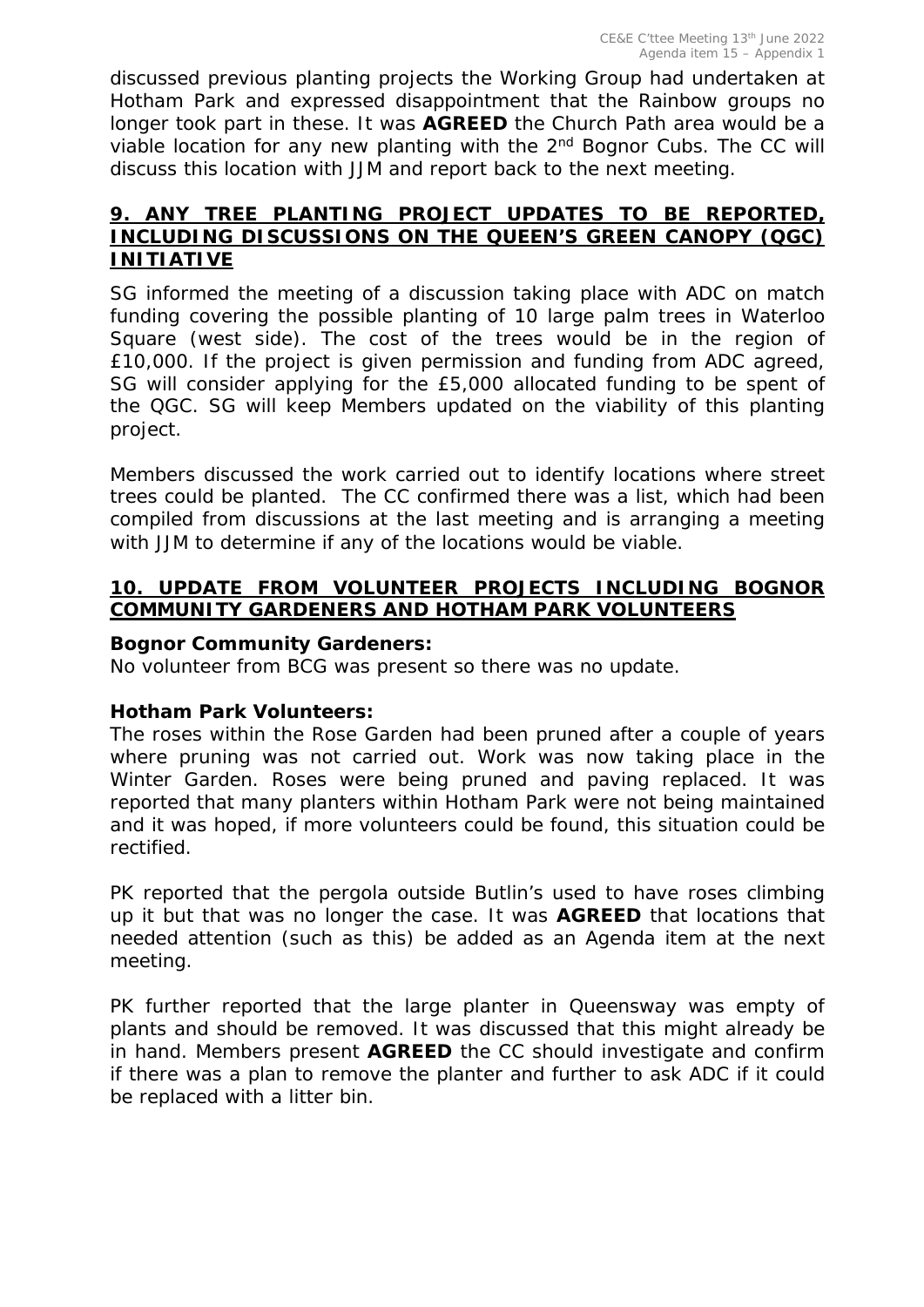discussed previous planting projects the Working Group had undertaken at Hotham Park and expressed disappointment that the Rainbow groups no longer took part in these. It was **AGREED** the Church Path area would be a viable location for any new planting with the 2nd Bognor Cubs. The CC will discuss this location with JJM and report back to the next meeting.

## 9. ANY TREE PLANTING PROJECT UPDATES TO BE REPORTED, INCLUDING DISCUSSIONS ON THE QUEEN'S GREEN CANOPY (QGC) INITIATIVE

SG informed the meeting of a discussion taking place with ADC on match funding covering the possible planting of 10 large palm trees in Waterloo Square (west side). The cost of the trees would be in the region of £10,000. If the project is given permission and funding from ADC agreed, SG will consider applying for the £5,000 allocated funding to be spent of the QGC. SG will keep Members updated on the viability of this planting project.

Members discussed the work carried out to identify locations where street trees could be planted. The CC confirmed there was a list, which had been compiled from discussions at the last meeting and is arranging a meeting with JJM to determine if any of the locations would be viable.

## 10. UPDATE FROM VOLUNTEER PROJECTS INCLUDING BOGNOR COMMUNITY GARDENERS AND HOTHAM PARK VOLUNTEERS

**Bognor Community Gardeners:**
No volunteer from BCG was present so there was no update.

**Hotham Park Volunteers:**
The roses within the Rose Garden had been pruned after a couple of years where pruning was not carried out. Work was now taking place in the Winter Garden. Roses were being pruned and paving replaced. It was reported that many planters within Hotham Park were not being maintained and it was hoped, if more volunteers could be found, this situation could be rectified.

PK reported that the pergola outside Butlin's used to have roses climbing up it but that was no longer the case. It was **AGREED** that locations that needed attention (such as this) be added as an Agenda item at the next meeting.

PK further reported that the large planter in Queensway was empty of plants and should be removed. It was discussed that this might already be in hand. Members present **AGREED** the CC should investigate and confirm if there was a plan to remove the planter and further to ask ADC if it could be replaced with a litter bin.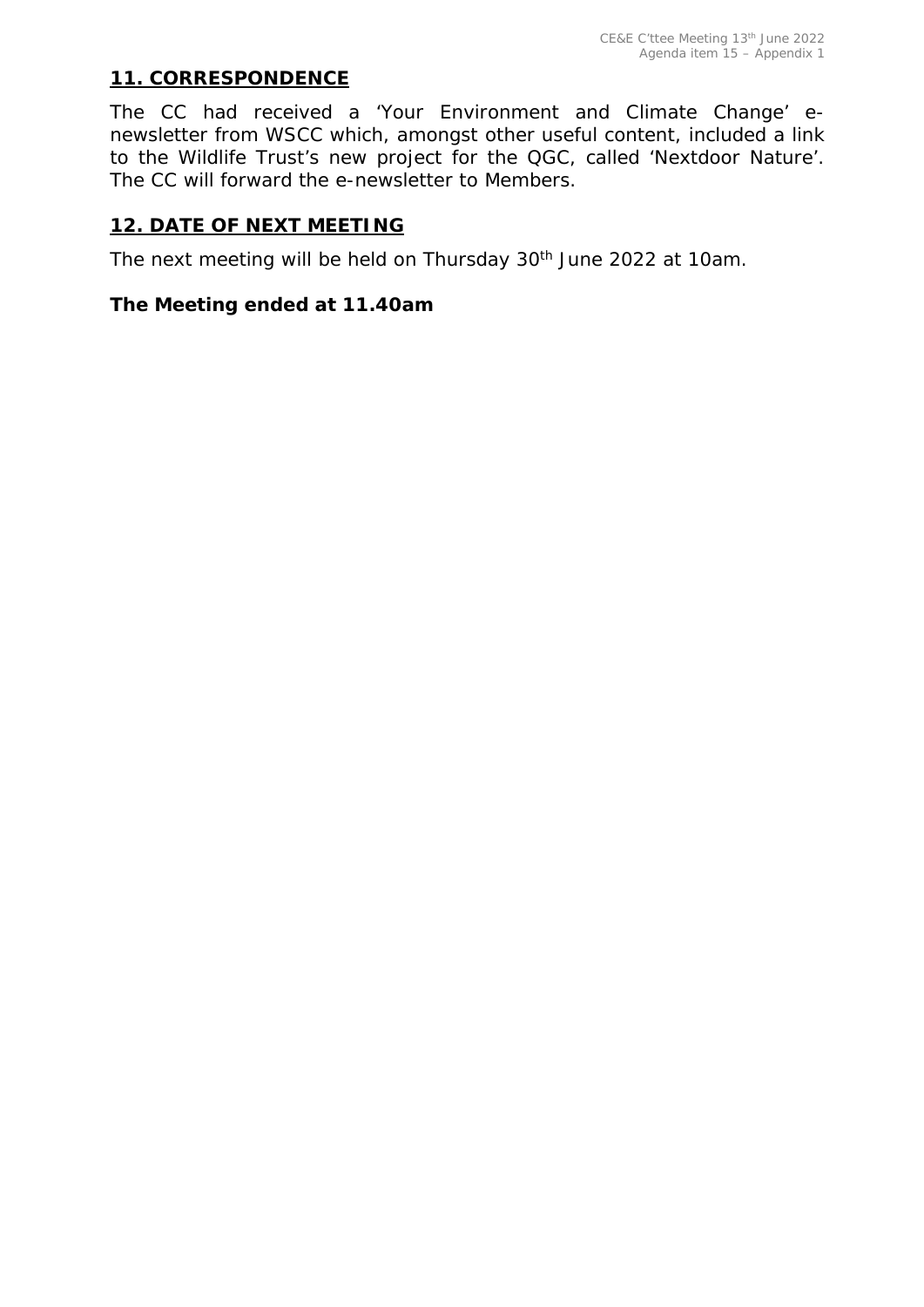## 11. CORRESPONDENCE

The CC had received a 'Your Environment and Climate Change' e-newsletter from WSCC which, amongst other useful content, included a link to the Wildlife Trust's new project for the QGC, called 'Nextdoor Nature'. The CC will forward the e-newsletter to Members.

## 12. DATE OF NEXT MEETING

The next meeting will be held on Thursday 30th June 2022 at 10am.

**The Meeting ended at 11.40am**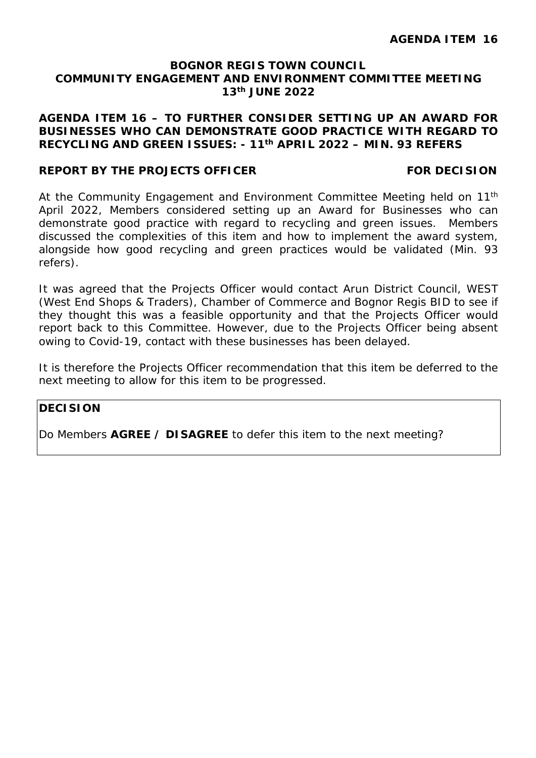**AGENDA ITEM 16**

**BOGNOR REGIS TOWN COUNCIL**
**COMMUNITY ENGAGEMENT AND ENVIRONMENT COMMITTEE MEETING**
**13th JUNE 2022**

**AGENDA ITEM 16 – TO FURTHER CONSIDER SETTING UP AN AWARD FOR BUSINESSES WHO CAN DEMONSTRATE GOOD PRACTICE WITH REGARD TO RECYCLING AND GREEN ISSUES: - 11th APRIL 2022 – MIN. 93 REFERS**

**REPORT BY THE PROJECTS OFFICER** **FOR DECISION**

At the Community Engagement and Environment Committee Meeting held on 11th April 2022, Members considered setting up an Award for Businesses who can demonstrate good practice with regard to recycling and green issues. Members discussed the complexities of this item and how to implement the award system, alongside how good recycling and green practices would be validated (Min. 93 refers).

It was agreed that the Projects Officer would contact Arun District Council, WEST (West End Shops & Traders), Chamber of Commerce and Bognor Regis BID to see if they thought this was a feasible opportunity and that the Projects Officer would report back to this Committee. However, due to the Projects Officer being absent owing to Covid-19, contact with these businesses has been delayed.

It is therefore the Projects Officer recommendation that this item be deferred to the next meeting to allow for this item to be progressed.

**DECISION**

Do Members **AGREE / DISAGREE** to defer this item to the next meeting?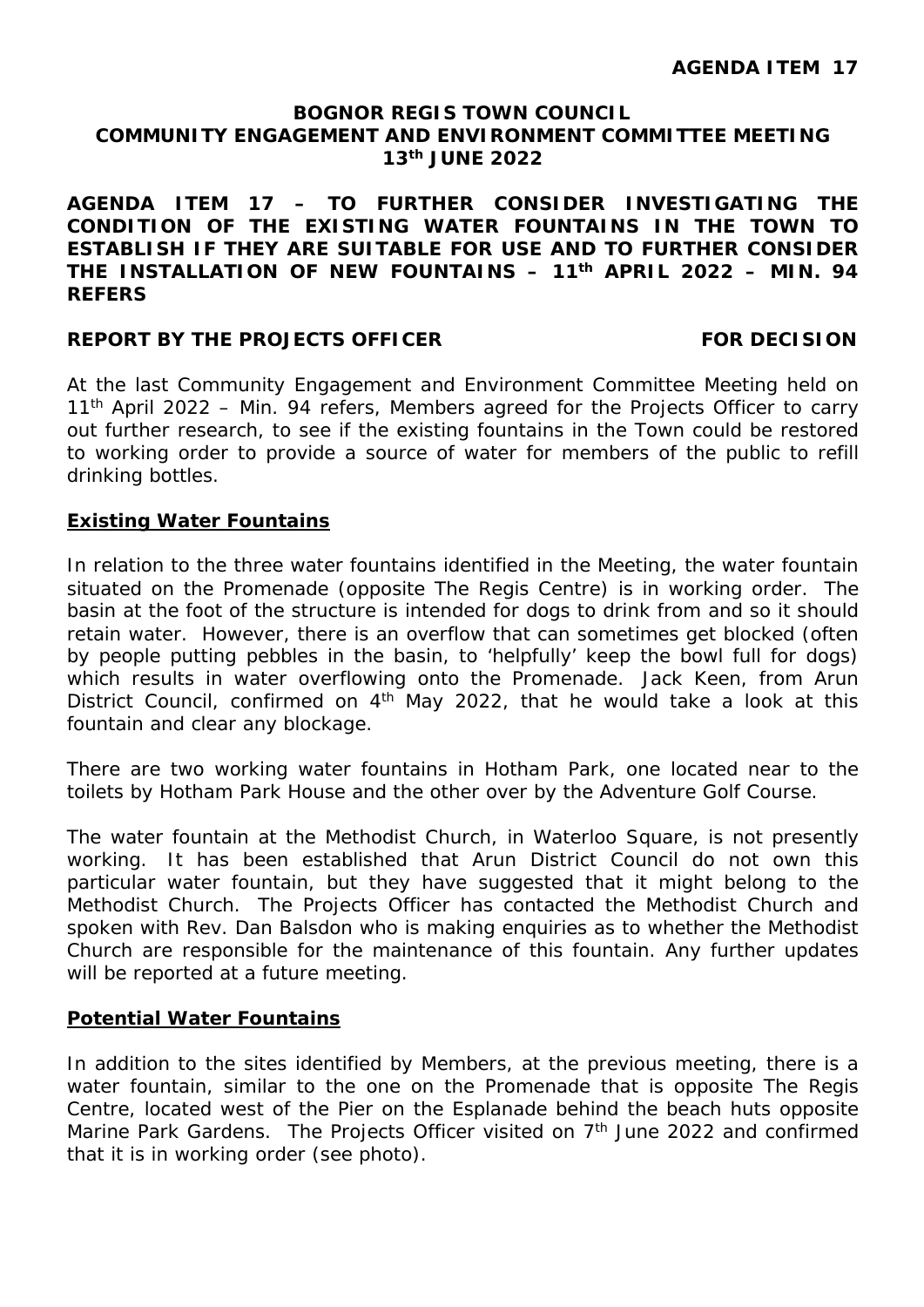**AGENDA ITEM 17**

**BOGNOR REGIS TOWN COUNCIL**
**COMMUNITY ENGAGEMENT AND ENVIRONMENT COMMITTEE MEETING**
**13th JUNE 2022**

**AGENDA ITEM 17 – TO FURTHER CONSIDER INVESTIGATING THE CONDITION OF THE EXISTING WATER FOUNTAINS IN THE TOWN TO ESTABLISH IF THEY ARE SUITABLE FOR USE AND TO FURTHER CONSIDER THE INSTALLATION OF NEW FOUNTAINS – 11th APRIL 2022 – MIN. 94 REFERS**

**REPORT BY THE PROJECTS OFFICER** **FOR DECISION**

At the last Community Engagement and Environment Committee Meeting held on 11th April 2022 – Min. 94 refers, Members agreed for the Projects Officer to carry out further research, to see if the existing fountains in the Town could be restored to working order to provide a source of water for members of the public to refill drinking bottles.

**Existing Water Fountains**

In relation to the three water fountains identified in the Meeting, the water fountain situated on the Promenade (opposite The Regis Centre) is in working order. The basin at the foot of the structure is intended for dogs to drink from and so it should retain water. However, there is an overflow that can sometimes get blocked (often by people putting pebbles in the basin, to 'helpfully' keep the bowl full for dogs) which results in water overflowing onto the Promenade. Jack Keen, from Arun District Council, confirmed on 4th May 2022, that he would take a look at this fountain and clear any blockage.

There are two working water fountains in Hotham Park, one located near to the toilets by Hotham Park House and the other over by the Adventure Golf Course.

The water fountain at the Methodist Church, in Waterloo Square, is not presently working. It has been established that Arun District Council do not own this particular water fountain, but they have suggested that it might belong to the Methodist Church. The Projects Officer has contacted the Methodist Church and spoken with Rev. Dan Balsdon who is making enquiries as to whether the Methodist Church are responsible for the maintenance of this fountain. Any further updates will be reported at a future meeting.

**Potential Water Fountains**

In addition to the sites identified by Members, at the previous meeting, there is a water fountain, similar to the one on the Promenade that is opposite The Regis Centre, located west of the Pier on the Esplanade behind the beach huts opposite Marine Park Gardens. The Projects Officer visited on 7th June 2022 and confirmed that it is in working order (see photo).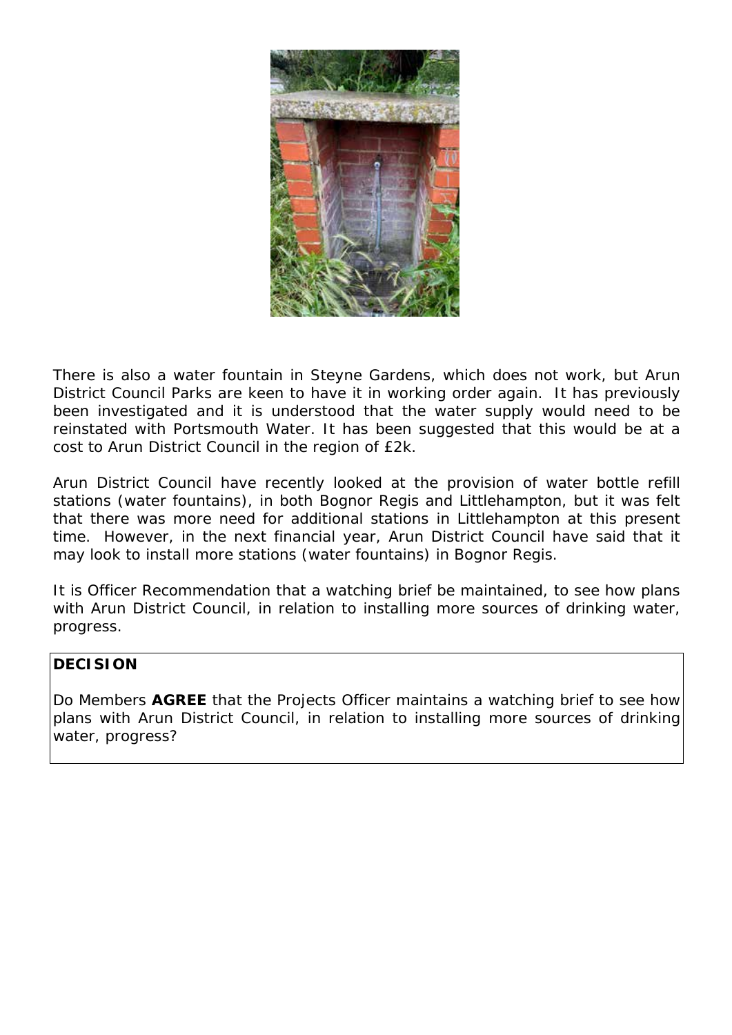There is also a water fountain in Steyne Gardens, which does not work, but Arun District Council Parks are keen to have it in working order again. It has previously been investigated and it is understood that the water supply would need to be reinstated with Portsmouth Water. It has been suggested that this would be at a cost to Arun District Council in the region of £2k.

Arun District Council have recently looked at the provision of water bottle refill stations (water fountains), in both Bognor Regis and Littlehampton, but it was felt that there was more need for additional stations in Littlehampton at this present time. However, in the next financial year, Arun District Council have said that it may look to install more stations (water fountains) in Bognor Regis.

It is Officer Recommendation that a watching brief be maintained, to see how plans with Arun District Council, in relation to installing more sources of drinking water, progress.

**DECISION**

Do Members **AGREE** that the Projects Officer maintains a watching brief to see how plans with Arun District Council, in relation to installing more sources of drinking water, progress?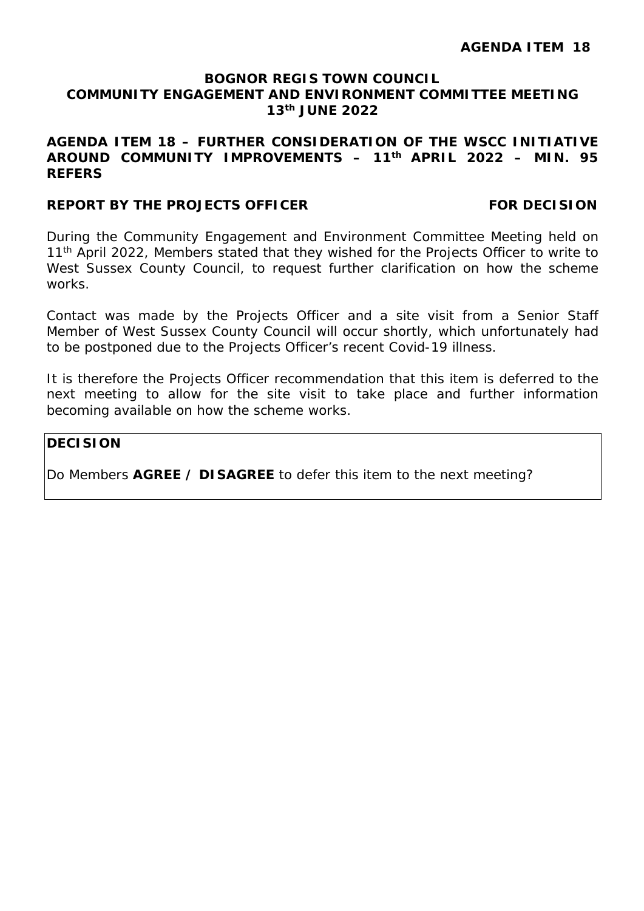**AGENDA ITEM 18**

**BOGNOR REGIS TOWN COUNCIL**
**COMMUNITY ENGAGEMENT AND ENVIRONMENT COMMITTEE MEETING**
**13th JUNE 2022**

**AGENDA ITEM 18 – FURTHER CONSIDERATION OF THE WSCC INITIATIVE AROUND COMMUNITY IMPROVEMENTS – 11th APRIL 2022 – MIN. 95 REFERS**

**REPORT BY THE PROJECTS OFFICER** **FOR DECISION**

During the Community Engagement and Environment Committee Meeting held on 11th April 2022, Members stated that they wished for the Projects Officer to write to West Sussex County Council, to request further clarification on how the scheme works.

Contact was made by the Projects Officer and a site visit from a Senior Staff Member of West Sussex County Council will occur shortly, which unfortunately had to be postponed due to the Projects Officer's recent Covid-19 illness.

It is therefore the Projects Officer recommendation that this item is deferred to the next meeting to allow for the site visit to take place and further information becoming available on how the scheme works.

**DECISION**

Do Members **AGREE / DISAGREE** to defer this item to the next meeting?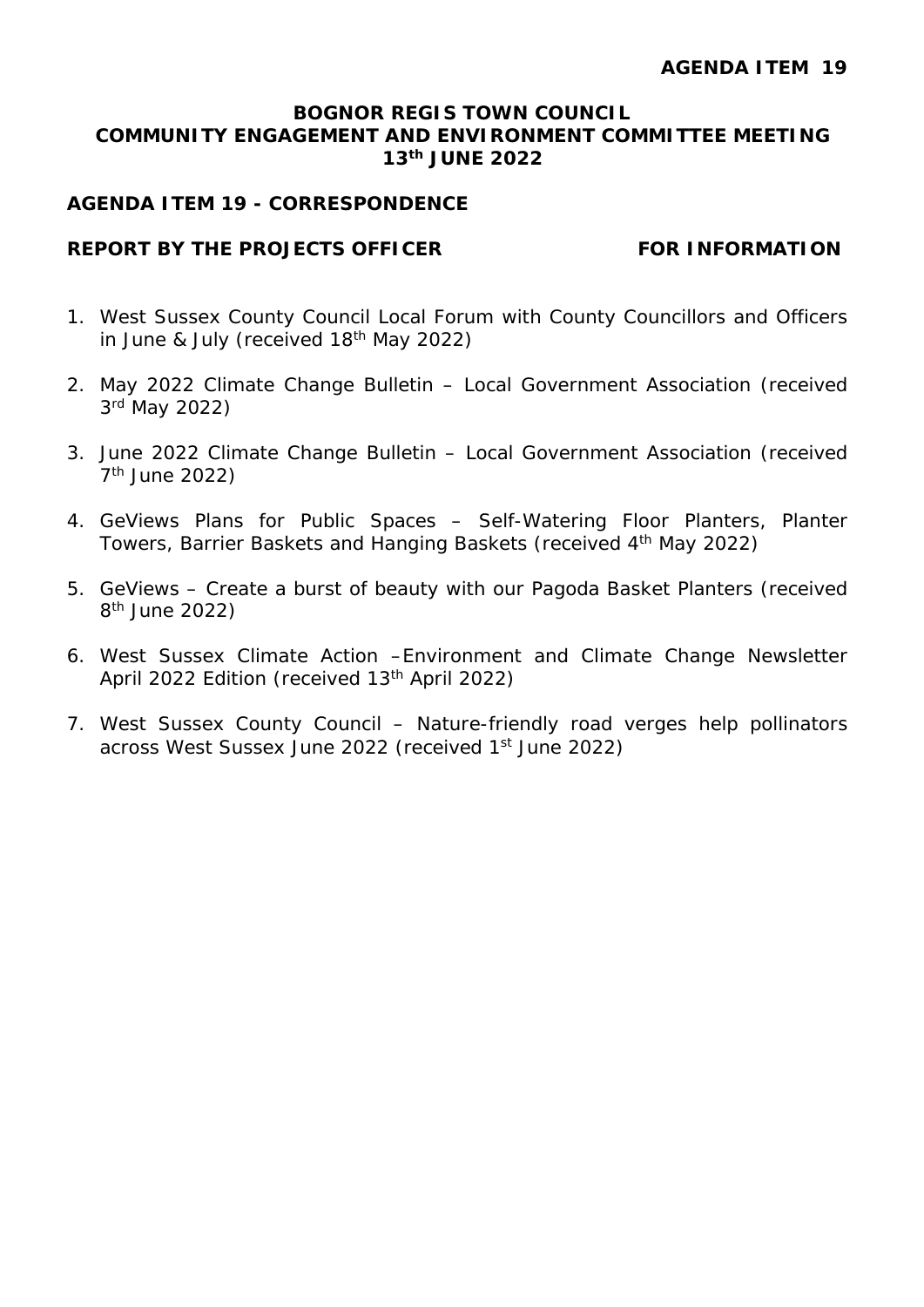**AGENDA ITEM 19**

**BOGNOR REGIS TOWN COUNCIL**
**COMMUNITY ENGAGEMENT AND ENVIRONMENT COMMITTEE MEETING**
**13th JUNE 2022**

**AGENDA ITEM 19 - CORRESPONDENCE**

**REPORT BY THE PROJECTS OFFICER** **FOR INFORMATION**

1. West Sussex County Council Local Forum with County Councillors and Officers in June & July (received 18th May 2022)

2. May 2022 Climate Change Bulletin – Local Government Association (received 3rd May 2022)

3. June 2022 Climate Change Bulletin – Local Government Association (received 7th June 2022)

4. GeViews Plans for Public Spaces – Self-Watering Floor Planters, Planter Towers, Barrier Baskets and Hanging Baskets (received 4th May 2022)

5. GeViews – Create a burst of beauty with our Pagoda Basket Planters (received 8th June 2022)

6. West Sussex Climate Action –Environment and Climate Change Newsletter April 2022 Edition (received 13th April 2022)

7. West Sussex County Council – Nature-friendly road verges help pollinators across West Sussex June 2022 (received 1st June 2022)